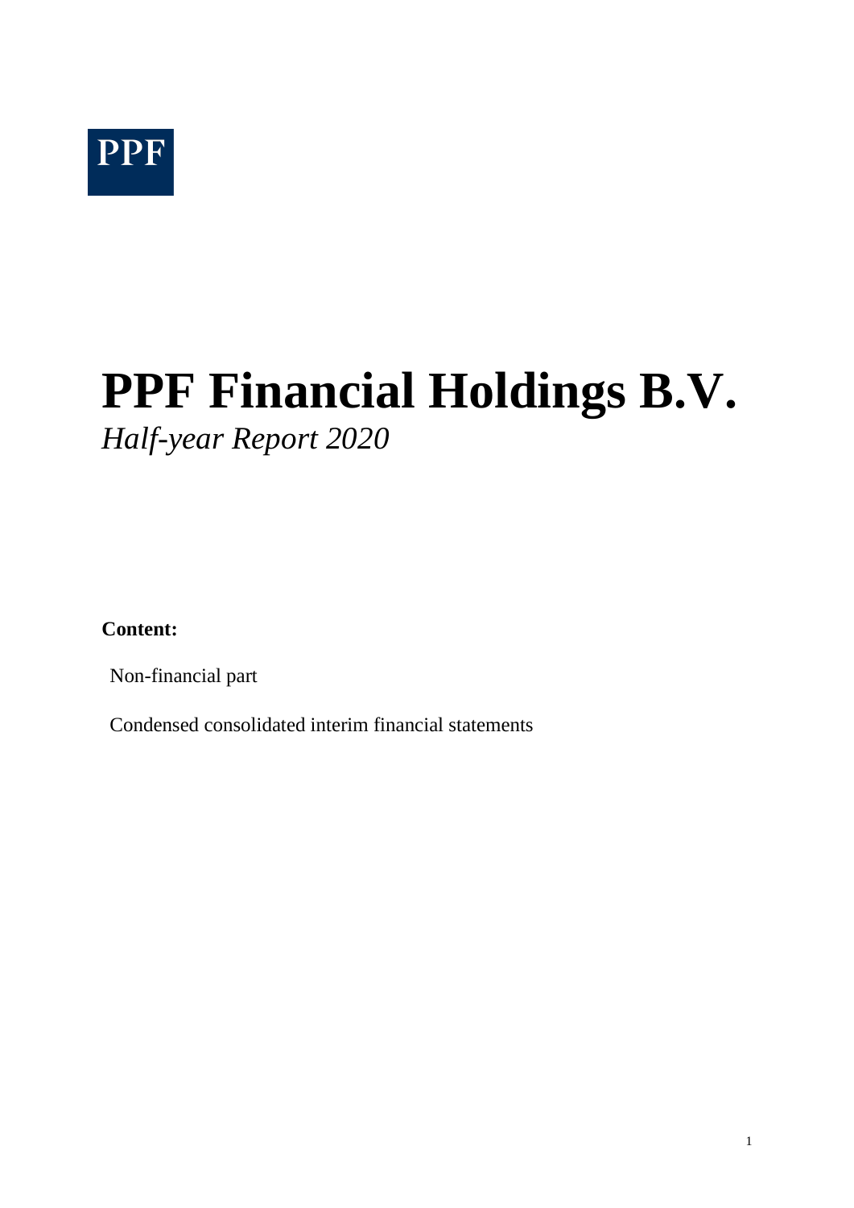PPF

# PPF Financial Holdings B.V.

*Half-year Report 2020*

**Content:**

Non-financial part

Condensed consolidated interim financial statements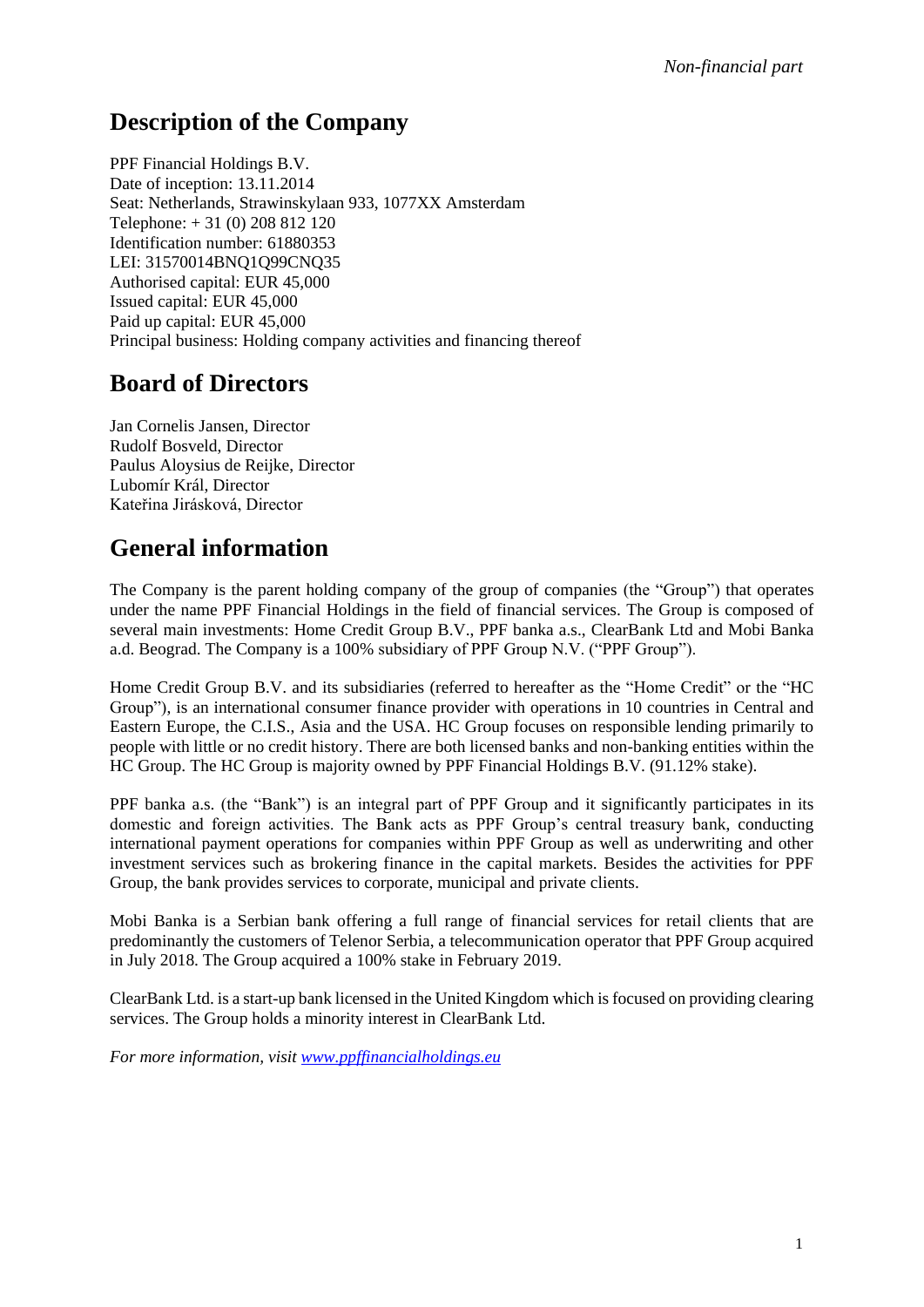# Description of the Company

PPF Financial Holdings B.V.
Date of inception: 13.11.2014
Seat: Netherlands, Strawinskylaan 933, 1077XX Amsterdam
Telephone: + 31 (0) 208 812 120
Identification number: 61880353
LEI: 31570014BNQ1Q99CNQ35
Authorised capital: EUR 45,000
Issued capital: EUR 45,000
Paid up capital: EUR 45,000
Principal business: Holding company activities and financing thereof

# Board of Directors

Jan Cornelis Jansen, Director
Rudolf Bosveld, Director
Paulus Aloysius de Reijke, Director
Lubomír Král, Director
Kateřina Jirásková, Director

# General information

The Company is the parent holding company of the group of companies (the "Group") that operates under the name PPF Financial Holdings in the field of financial services. The Group is composed of several main investments: Home Credit Group B.V., PPF banka a.s., ClearBank Ltd and Mobi Banka a.d. Beograd. The Company is a 100% subsidiary of PPF Group N.V. ("PPF Group").

Home Credit Group B.V. and its subsidiaries (referred to hereafter as the "Home Credit" or the "HC Group"), is an international consumer finance provider with operations in 10 countries in Central and Eastern Europe, the C.I.S., Asia and the USA. HC Group focuses on responsible lending primarily to people with little or no credit history. There are both licensed banks and non-banking entities within the HC Group. The HC Group is majority owned by PPF Financial Holdings B.V. (91.12% stake).

PPF banka a.s. (the "Bank") is an integral part of PPF Group and it significantly participates in its domestic and foreign activities. The Bank acts as PPF Group's central treasury bank, conducting international payment operations for companies within PPF Group as well as underwriting and other investment services such as brokering finance in the capital markets. Besides the activities for PPF Group, the bank provides services to corporate, municipal and private clients.

Mobi Banka is a Serbian bank offering a full range of financial services for retail clients that are predominantly the customers of Telenor Serbia, a telecommunication operator that PPF Group acquired in July 2018. The Group acquired a 100% stake in February 2019.

ClearBank Ltd. is a start-up bank licensed in the United Kingdom which is focused on providing clearing services. The Group holds a minority interest in ClearBank Ltd.

*For more information, visit [www.ppffinancialholdings.eu](www.ppffinancialholdings.eu)*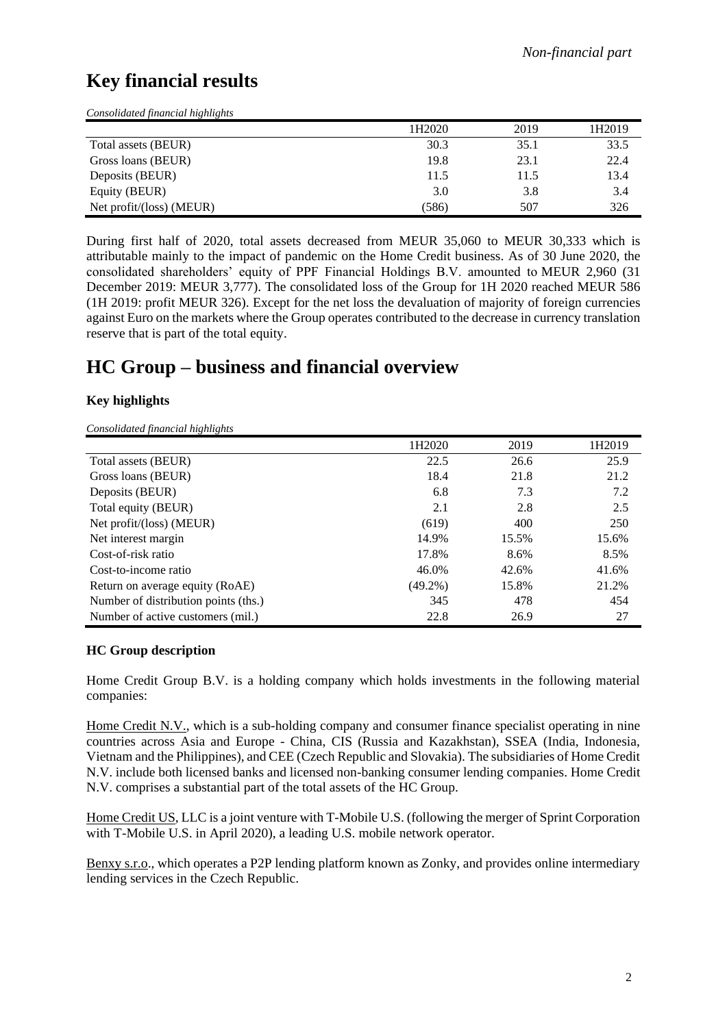# Key financial results

*Consolidated financial highlights*

| | 1H2020 | 2019 | 1H2019 |
|---|---|---|---|
| Total assets (BEUR) | 30.3 | 35.1 | 33.5 |
| Gross loans (BEUR) | 19.8 | 23.1 | 22.4 |
| Deposits (BEUR) | 11.5 | 11.5 | 13.4 |
| Equity (BEUR) | 3.0 | 3.8 | 3.4 |
| Net profit/(loss) (MEUR) | (586) | 507 | 326 |

During first half of 2020, total assets decreased from MEUR 35,060 to MEUR 30,333 which is attributable mainly to the impact of pandemic on the Home Credit business. As of 30 June 2020, the consolidated shareholders' equity of PPF Financial Holdings B.V. amounted to MEUR 2,960 (31 December 2019: MEUR 3,777). The consolidated loss of the Group for 1H 2020 reached MEUR 586 (1H 2019: profit MEUR 326). Except for the net loss the devaluation of majority of foreign currencies against Euro on the markets where the Group operates contributed to the decrease in currency translation reserve that is part of the total equity.

# HC Group – business and financial overview

### Key highlights

*Consolidated financial highlights*

| | 1H2020 | 2019 | 1H2019 |
|---|---|---|---|
| Total assets (BEUR) | 22.5 | 26.6 | 25.9 |
| Gross loans (BEUR) | 18.4 | 21.8 | 21.2 |
| Deposits (BEUR) | 6.8 | 7.3 | 7.2 |
| Total equity (BEUR) | 2.1 | 2.8 | 2.5 |
| Net profit/(loss) (MEUR) | (619) | 400 | 250 |
| Net interest margin | 14.9% | 15.5% | 15.6% |
| Cost-of-risk ratio | 17.8% | 8.6% | 8.5% |
| Cost-to-income ratio | 46.0% | 42.6% | 41.6% |
| Return on average equity (RoAE) | (49.2%) | 15.8% | 21.2% |
| Number of distribution points (ths.) | 345 | 478 | 454 |
| Number of active customers (mil.) | 22.8 | 26.9 | 27 |

### HC Group description

Home Credit Group B.V. is a holding company which holds investments in the following material companies:

Home Credit N.V., which is a sub-holding company and consumer finance specialist operating in nine countries across Asia and Europe - China, CIS (Russia and Kazakhstan), SSEA (India, Indonesia, Vietnam and the Philippines), and CEE (Czech Republic and Slovakia). The subsidiaries of Home Credit N.V. include both licensed banks and licensed non-banking consumer lending companies. Home Credit N.V. comprises a substantial part of the total assets of the HC Group.

Home Credit US, LLC is a joint venture with T-Mobile U.S. (following the merger of Sprint Corporation with T-Mobile U.S. in April 2020), a leading U.S. mobile network operator.

Benxy s.r.o., which operates a P2P lending platform known as Zonky, and provides online intermediary lending services in the Czech Republic.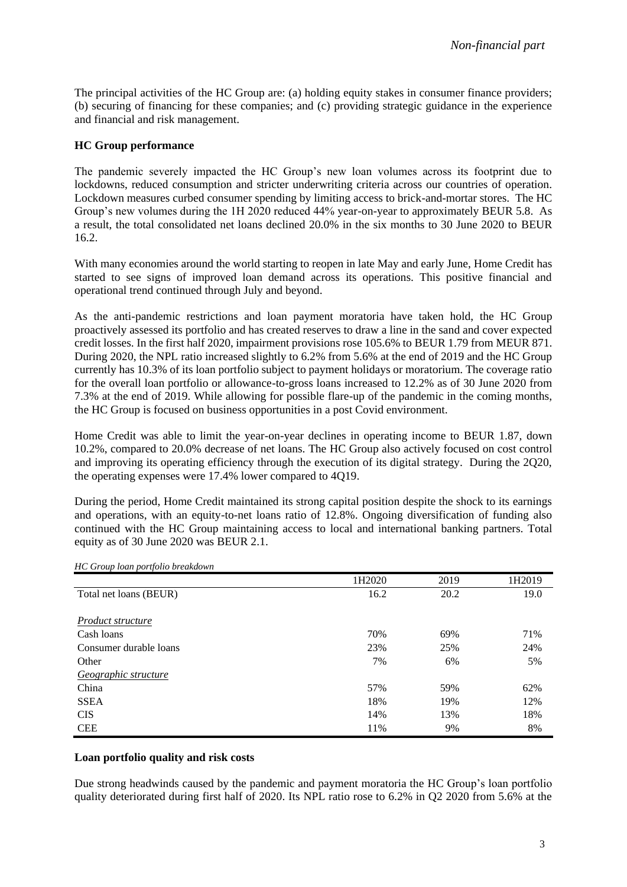The principal activities of the HC Group are: (a) holding equity stakes in consumer finance providers; (b) securing of financing for these companies; and (c) providing strategic guidance in the experience and financial and risk management.

**HC Group performance**

The pandemic severely impacted the HC Group's new loan volumes across its footprint due to lockdowns, reduced consumption and stricter underwriting criteria across our countries of operation. Lockdown measures curbed consumer spending by limiting access to brick-and-mortar stores. The HC Group's new volumes during the 1H 2020 reduced 44% year-on-year to approximately BEUR 5.8. As a result, the total consolidated net loans declined 20.0% in the six months to 30 June 2020 to BEUR 16.2.

With many economies around the world starting to reopen in late May and early June, Home Credit has started to see signs of improved loan demand across its operations. This positive financial and operational trend continued through July and beyond.

As the anti-pandemic restrictions and loan payment moratoria have taken hold, the HC Group proactively assessed its portfolio and has created reserves to draw a line in the sand and cover expected credit losses. In the first half 2020, impairment provisions rose 105.6% to BEUR 1.79 from MEUR 871. During 2020, the NPL ratio increased slightly to 6.2% from 5.6% at the end of 2019 and the HC Group currently has 10.3% of its loan portfolio subject to payment holidays or moratorium. The coverage ratio for the overall loan portfolio or allowance-to-gross loans increased to 12.2% as of 30 June 2020 from 7.3% at the end of 2019. While allowing for possible flare-up of the pandemic in the coming months, the HC Group is focused on business opportunities in a post Covid environment.

Home Credit was able to limit the year-on-year declines in operating income to BEUR 1.87, down 10.2%, compared to 20.0% decrease of net loans. The HC Group also actively focused on cost control and improving its operating efficiency through the execution of its digital strategy. During the 2Q20, the operating expenses were 17.4% lower compared to 4Q19.

During the period, Home Credit maintained its strong capital position despite the shock to its earnings and operations, with an equity-to-net loans ratio of 12.8%. Ongoing diversification of funding also continued with the HC Group maintaining access to local and international banking partners. Total equity as of 30 June 2020 was BEUR 2.1.

*HC Group loan portfolio breakdown*

| | 1H2020 | 2019 | 1H2019 |
|---|---|---|---|
| Total net loans (BEUR) | 16.2 | 20.2 | 19.0 |
| *Product structure* | | | |
| Cash loans | 70% | 69% | 71% |
| Consumer durable loans | 23% | 25% | 24% |
| Other | 7% | 6% | 5% |
| *Geographic structure* | | | |
| China | 57% | 59% | 62% |
| SSEA | 18% | 19% | 12% |
| CIS | 14% | 13% | 18% |
| CEE | 11% | 9% | 8% |

**Loan portfolio quality and risk costs**

Due strong headwinds caused by the pandemic and payment moratoria the HC Group's loan portfolio quality deteriorated during first half of 2020. Its NPL ratio rose to 6.2% in Q2 2020 from 5.6% at the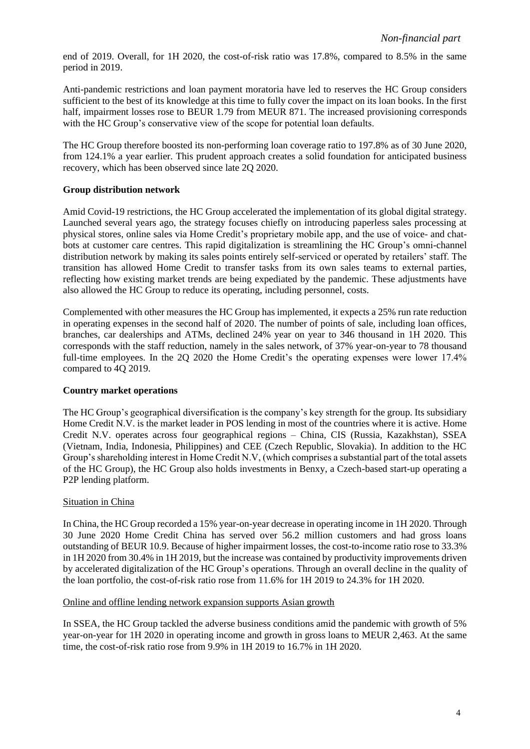end of 2019. Overall, for 1H 2020, the cost-of-risk ratio was 17.8%, compared to 8.5% in the same period in 2019.

Anti-pandemic restrictions and loan payment moratoria have led to reserves the HC Group considers sufficient to the best of its knowledge at this time to fully cover the impact on its loan books. In the first half, impairment losses rose to BEUR 1.79 from MEUR 871. The increased provisioning corresponds with the HC Group's conservative view of the scope for potential loan defaults.

The HC Group therefore boosted its non-performing loan coverage ratio to 197.8% as of 30 June 2020, from 124.1% a year earlier. This prudent approach creates a solid foundation for anticipated business recovery, which has been observed since late 2Q 2020.

**Group distribution network**

Amid Covid-19 restrictions, the HC Group accelerated the implementation of its global digital strategy. Launched several years ago, the strategy focuses chiefly on introducing paperless sales processing at physical stores, online sales via Home Credit's proprietary mobile app, and the use of voice- and chat-bots at customer care centres. This rapid digitalization is streamlining the HC Group's omni-channel distribution network by making its sales points entirely self-serviced or operated by retailers' staff. The transition has allowed Home Credit to transfer tasks from its own sales teams to external parties, reflecting how existing market trends are being expediated by the pandemic. These adjustments have also allowed the HC Group to reduce its operating, including personnel, costs.

Complemented with other measures the HC Group has implemented, it expects a 25% run rate reduction in operating expenses in the second half of 2020. The number of points of sale, including loan offices, branches, car dealerships and ATMs, declined 24% year on year to 346 thousand in 1H 2020. This corresponds with the staff reduction, namely in the sales network, of 37% year-on-year to 78 thousand full-time employees. In the 2Q 2020 the Home Credit's the operating expenses were lower 17.4% compared to 4Q 2019.

**Country market operations**

The HC Group's geographical diversification is the company's key strength for the group. Its subsidiary Home Credit N.V. is the market leader in POS lending in most of the countries where it is active. Home Credit N.V. operates across four geographical regions – China, CIS (Russia, Kazakhstan), SSEA (Vietnam, India, Indonesia, Philippines) and CEE (Czech Republic, Slovakia). In addition to the HC Group's shareholding interest in Home Credit N.V, (which comprises a substantial part of the total assets of the HC Group), the HC Group also holds investments in Benxy, a Czech-based start-up operating a P2P lending platform.

<u>Situation in China</u>

In China, the HC Group recorded a 15% year-on-year decrease in operating income in 1H 2020. Through 30 June 2020 Home Credit China has served over 56.2 million customers and had gross loans outstanding of BEUR 10.9. Because of higher impairment losses, the cost-to-income ratio rose to 33.3% in 1H 2020 from 30.4% in 1H 2019, but the increase was contained by productivity improvements driven by accelerated digitalization of the HC Group's operations. Through an overall decline in the quality of the loan portfolio, the cost-of-risk ratio rose from 11.6% for 1H 2019 to 24.3% for 1H 2020.

<u>Online and offline lending network expansion supports Asian growth</u>

In SSEA, the HC Group tackled the adverse business conditions amid the pandemic with growth of 5% year-on-year for 1H 2020 in operating income and growth in gross loans to MEUR 2,463. At the same time, the cost-of-risk ratio rose from 9.9% in 1H 2019 to 16.7% in 1H 2020.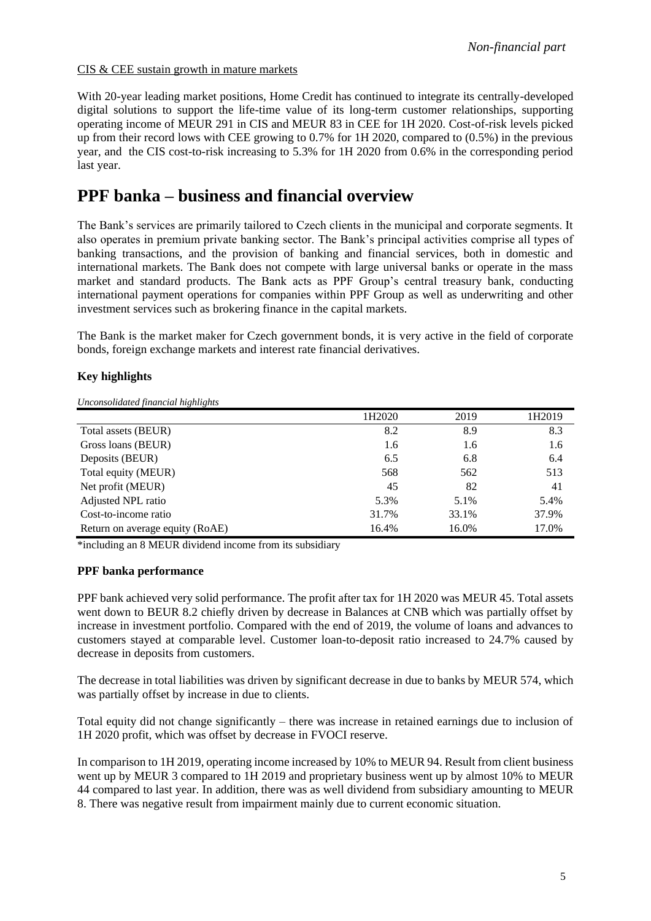CIS & CEE sustain growth in mature markets

With 20-year leading market positions, Home Credit has continued to integrate its centrally-developed digital solutions to support the life-time value of its long-term customer relationships, supporting operating income of MEUR 291 in CIS and MEUR 83 in CEE for 1H 2020. Cost-of-risk levels picked up from their record lows with CEE growing to 0.7% for 1H 2020, compared to (0.5%) in the previous year, and the CIS cost-to-risk increasing to 5.3% for 1H 2020 from 0.6% in the corresponding period last year.

# PPF banka – business and financial overview

The Bank's services are primarily tailored to Czech clients in the municipal and corporate segments. It also operates in premium private banking sector. The Bank's principal activities comprise all types of banking transactions, and the provision of banking and financial services, both in domestic and international markets. The Bank does not compete with large universal banks or operate in the mass market and standard products. The Bank acts as PPF Group's central treasury bank, conducting international payment operations for companies within PPF Group as well as underwriting and other investment services such as brokering finance in the capital markets.

The Bank is the market maker for Czech government bonds, it is very active in the field of corporate bonds, foreign exchange markets and interest rate financial derivatives.

**Key highlights**

*Unconsolidated financial highlights*

| | 1H2020 | 2019 | 1H2019 |
|---|---|---|---|
| Total assets (BEUR) | 8.2 | 8.9 | 8.3 |
| Gross loans (BEUR) | 1.6 | 1.6 | 1.6 |
| Deposits (BEUR) | 6.5 | 6.8 | 6.4 |
| Total equity (MEUR) | 568 | 562 | 513 |
| Net profit (MEUR) | 45 | 82 | 41 |
| Adjusted NPL ratio | 5.3% | 5.1% | 5.4% |
| Cost-to-income ratio | 31.7% | 33.1% | 37.9% |
| Return on average equity (RoAE) | 16.4% | 16.0% | 17.0% |

*including an 8 MEUR dividend income from its subsidiary

**PPF banka performance**

PPF bank achieved very solid performance. The profit after tax for 1H 2020 was MEUR 45. Total assets went down to BEUR 8.2 chiefly driven by decrease in Balances at CNB which was partially offset by increase in investment portfolio. Compared with the end of 2019, the volume of loans and advances to customers stayed at comparable level. Customer loan-to-deposit ratio increased to 24.7% caused by decrease in deposits from customers.

The decrease in total liabilities was driven by significant decrease in due to banks by MEUR 574, which was partially offset by increase in due to clients.

Total equity did not change significantly – there was increase in retained earnings due to inclusion of 1H 2020 profit, which was offset by decrease in FVOCI reserve.

In comparison to 1H 2019, operating income increased by 10% to MEUR 94. Result from client business went up by MEUR 3 compared to 1H 2019 and proprietary business went up by almost 10% to MEUR 44 compared to last year. In addition, there was as well dividend from subsidiary amounting to MEUR 8. There was negative result from impairment mainly due to current economic situation.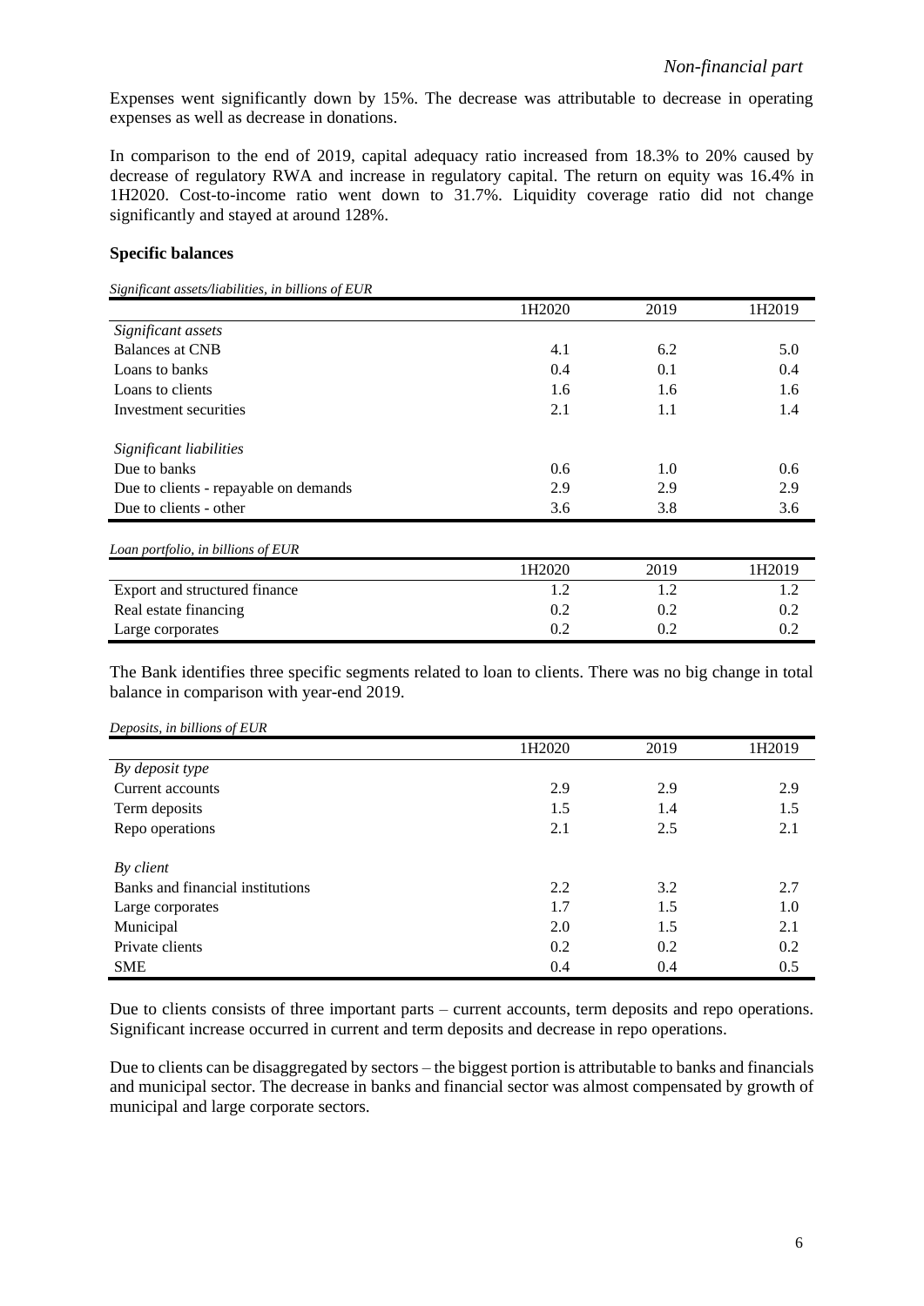Expenses went significantly down by 15%. The decrease was attributable to decrease in operating expenses as well as decrease in donations.

In comparison to the end of 2019, capital adequacy ratio increased from 18.3% to 20% caused by decrease of regulatory RWA and increase in regulatory capital. The return on equity was 16.4% in 1H2020. Cost-to-income ratio went down to 31.7%. Liquidity coverage ratio did not change significantly and stayed at around 128%.

**Specific balances**

*Significant assets/liabilities, in billions of EUR*

| | 1H2020 | 2019 | 1H2019 |
|---|---|---|---|
| *Significant assets* | | | |
| Balances at CNB | 4.1 | 6.2 | 5.0 |
| Loans to banks | 0.4 | 0.1 | 0.4 |
| Loans to clients | 1.6 | 1.6 | 1.6 |
| Investment securities | 2.1 | 1.1 | 1.4 |
| *Significant liabilities* | | | |
| Due to banks | 0.6 | 1.0 | 0.6 |
| Due to clients - repayable on demands | 2.9 | 2.9 | 2.9 |
| Due to clients - other | 3.6 | 3.8 | 3.6 |

*Loan portfolio, in billions of EUR*

| | 1H2020 | 2019 | 1H2019 |
|---|---|---|---|
| Export and structured finance | 1.2 | 1.2 | 1.2 |
| Real estate financing | 0.2 | 0.2 | 0.2 |
| Large corporates | 0.2 | 0.2 | 0.2 |

The Bank identifies three specific segments related to loan to clients. There was no big change in total balance in comparison with year-end 2019.

*Deposits, in billions of EUR*

| | 1H2020 | 2019 | 1H2019 |
|---|---|---|---|
| *By deposit type* | | | |
| Current accounts | 2.9 | 2.9 | 2.9 |
| Term deposits | 1.5 | 1.4 | 1.5 |
| Repo operations | 2.1 | 2.5 | 2.1 |
| *By client* | | | |
| Banks and financial institutions | 2.2 | 3.2 | 2.7 |
| Large corporates | 1.7 | 1.5 | 1.0 |
| Municipal | 2.0 | 1.5 | 2.1 |
| Private clients | 0.2 | 0.2 | 0.2 |
| SME | 0.4 | 0.4 | 0.5 |

Due to clients consists of three important parts – current accounts, term deposits and repo operations. Significant increase occurred in current and term deposits and decrease in repo operations.

Due to clients can be disaggregated by sectors – the biggest portion is attributable to banks and financials and municipal sector. The decrease in banks and financial sector was almost compensated by growth of municipal and large corporate sectors.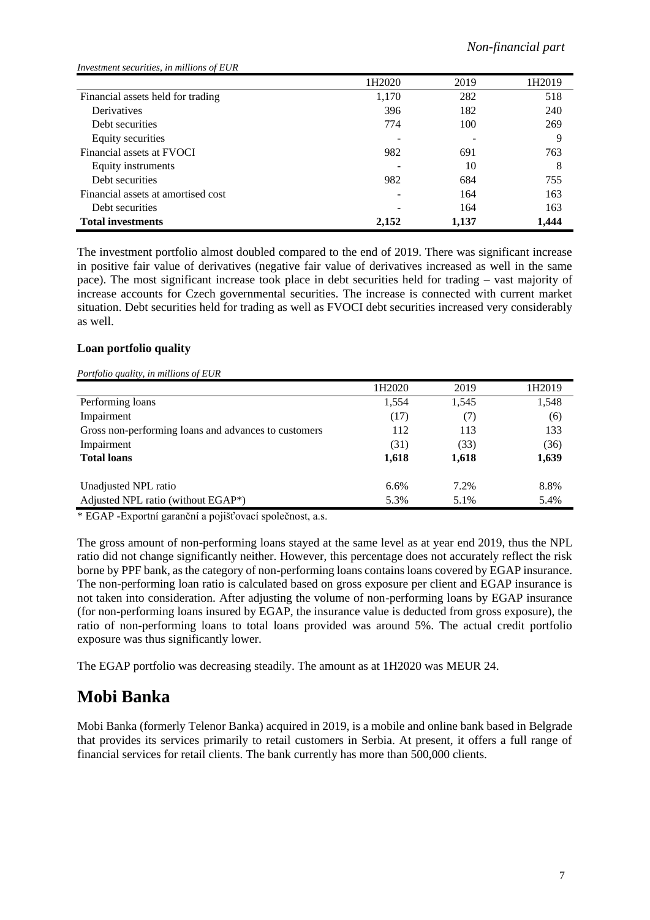*Investment securities, in millions of EUR*

| | 1H2020 | 2019 | 1H2019 |
|---|---|---|---|
| Financial assets held for trading | 1,170 | 282 | 518 |
| Derivatives | 396 | 182 | 240 |
| Debt securities | 774 | 100 | 269 |
| Equity securities | - | - | 9 |
| Financial assets at FVOCI | 982 | 691 | 763 |
| Equity instruments | - | 10 | 8 |
| Debt securities | 982 | 684 | 755 |
| Financial assets at amortised cost | - | 164 | 163 |
| Debt securities | - | 164 | 163 |
| **Total investments** | **2,152** | **1,137** | **1,444** |

The investment portfolio almost doubled compared to the end of 2019. There was significant increase in positive fair value of derivatives (negative fair value of derivatives increased as well in the same pace). The most significant increase took place in debt securities held for trading – vast majority of increase accounts for Czech governmental securities. The increase is connected with current market situation. Debt securities held for trading as well as FVOCI debt securities increased very considerably as well.

### Loan portfolio quality

*Portfolio quality, in millions of EUR*

| | 1H2020 | 2019 | 1H2019 |
|---|---|---|---|
| Performing loans | 1,554 | 1,545 | 1,548 |
| Impairment | (17) | (7) | (6) |
| Gross non-performing loans and advances to customers | 112 | 113 | 133 |
| Impairment | (31) | (33) | (36) |
| **Total loans** | **1,618** | **1,618** | **1,639** |
| | | | |
| Unadjusted NPL ratio | 6.6% | 7.2% | 8.8% |
| Adjusted NPL ratio (without EGAP*) | 5.3% | 5.1% | 5.4% |

* EGAP -Exportní garanční a pojišťovací společnost, a.s.

The gross amount of non-performing loans stayed at the same level as at year end 2019, thus the NPL ratio did not change significantly neither. However, this percentage does not accurately reflect the risk borne by PPF bank, as the category of non-performing loans contains loans covered by EGAP insurance. The non-performing loan ratio is calculated based on gross exposure per client and EGAP insurance is not taken into consideration. After adjusting the volume of non-performing loans by EGAP insurance (for non-performing loans insured by EGAP, the insurance value is deducted from gross exposure), the ratio of non-performing loans to total loans provided was around 5%. The actual credit portfolio exposure was thus significantly lower.

The EGAP portfolio was decreasing steadily. The amount as at 1H2020 was MEUR 24.

## Mobi Banka

Mobi Banka (formerly Telenor Banka) acquired in 2019, is a mobile and online bank based in Belgrade that provides its services primarily to retail customers in Serbia. At present, it offers a full range of financial services for retail clients. The bank currently has more than 500,000 clients.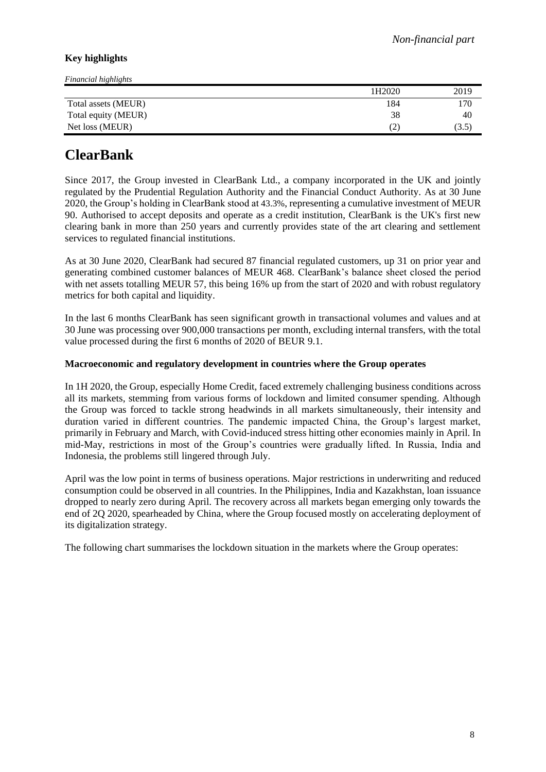**Key highlights**

*Financial highlights*

| | 1H2020 | 2019 |
|---|---|---|
| Total assets (MEUR) | 184 | 170 |
| Total equity (MEUR) | 38 | 40 |
| Net loss (MEUR) | (2) | (3.5) |

# ClearBank

Since 2017, the Group invested in ClearBank Ltd., a company incorporated in the UK and jointly regulated by the Prudential Regulation Authority and the Financial Conduct Authority. As at 30 June 2020, the Group's holding in ClearBank stood at 43.3%, representing a cumulative investment of MEUR 90. Authorised to accept deposits and operate as a credit institution, ClearBank is the UK's first new clearing bank in more than 250 years and currently provides state of the art clearing and settlement services to regulated financial institutions.

As at 30 June 2020, ClearBank had secured 87 financial regulated customers, up 31 on prior year and generating combined customer balances of MEUR 468. ClearBank's balance sheet closed the period with net assets totalling MEUR 57, this being 16% up from the start of 2020 and with robust regulatory metrics for both capital and liquidity.

In the last 6 months ClearBank has seen significant growth in transactional volumes and values and at 30 June was processing over 900,000 transactions per month, excluding internal transfers, with the total value processed during the first 6 months of 2020 of BEUR 9.1.

**Macroeconomic and regulatory development in countries where the Group operates**

In 1H 2020, the Group, especially Home Credit, faced extremely challenging business conditions across all its markets, stemming from various forms of lockdown and limited consumer spending. Although the Group was forced to tackle strong headwinds in all markets simultaneously, their intensity and duration varied in different countries. The pandemic impacted China, the Group's largest market, primarily in February and March, with Covid-induced stress hitting other economies mainly in April. In mid-May, restrictions in most of the Group's countries were gradually lifted. In Russia, India and Indonesia, the problems still lingered through July.

April was the low point in terms of business operations. Major restrictions in underwriting and reduced consumption could be observed in all countries. In the Philippines, India and Kazakhstan, loan issuance dropped to nearly zero during April. The recovery across all markets began emerging only towards the end of 2Q 2020, spearheaded by China, where the Group focused mostly on accelerating deployment of its digitalization strategy.

The following chart summarises the lockdown situation in the markets where the Group operates: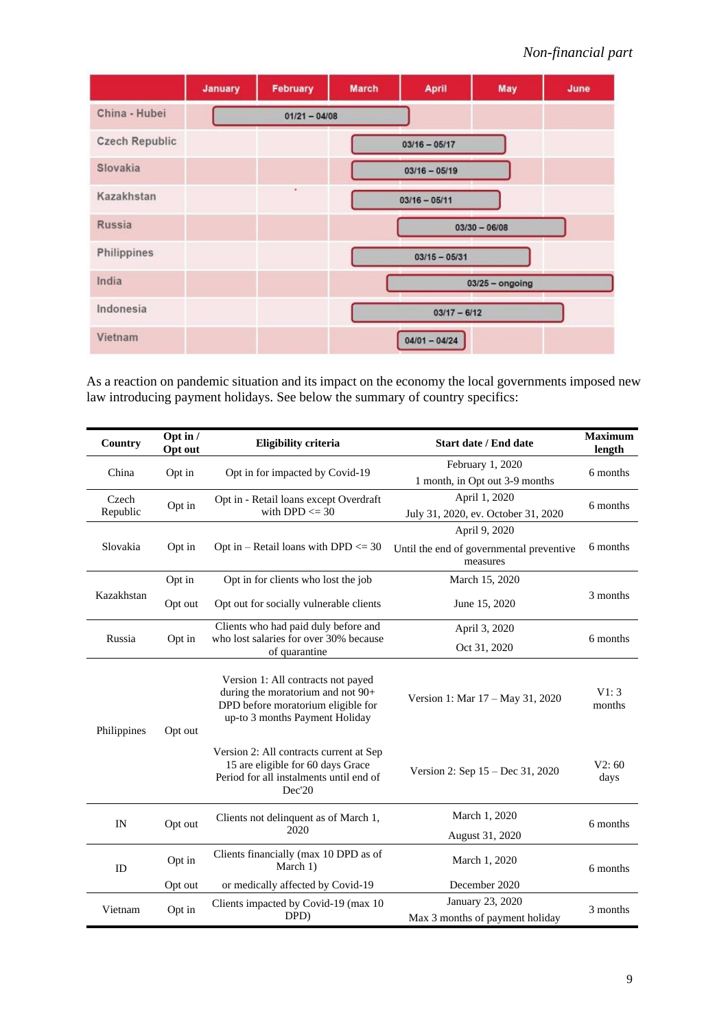| | January | February | March | April | May | June |
|---|---|---|---|---|---|---|
| China - Hubei | 01/21 – 04/08 | | | | | |
| Czech Republic | | | 03/16 – 05/17 | | | |
| Slovakia | | | 03/16 – 05/19 | | | |
| Kazakhstan | | | 03/16 – 05/11 | | | |
| Russia | | | 03/30 – 06/08 | | | |
| Philippines | | | 03/15 – 05/31 | | | |
| India | | | 03/25 – ongoing | | | |
| Indonesia | | | 03/17 – 6/12 | | | |
| Vietnam | | | | 04/01 – 04/24 | | |

As a reaction on pandemic situation and its impact on the economy the local governments imposed new law introducing payment holidays. See below the summary of country specifics:

| Country | Opt in / Opt out | Eligibility criteria | Start date / End date | Maximum length |
|---|---|---|---|---|
| China | Opt in | Opt in for impacted by Covid-19 | February 1, 2020<br>1 month, in Opt out 3-9 months | 6 months |
| Czech Republic | Opt in | Opt in - Retail loans except Overdraft with DPD <= 30 | April 1, 2020<br>July 31, 2020, ev. October 31, 2020 | 6 months |
| Slovakia | Opt in | Opt in – Retail loans with DPD <= 30 | April 9, 2020<br>Until the end of governmental preventive measures | 6 months |
| Kazakhstan | Opt in<br>Opt out | Opt in for clients who lost the job<br>Opt out for socially vulnerable clients | March 15, 2020<br>June 15, 2020 | 3 months |
| Russia | Opt in | Clients who had paid duly before and who lost salaries for over 30% because of quarantine | April 3, 2020<br>Oct 31, 2020 | 6 months |
| Philippines | Opt out | Version 1: All contracts not payed during the moratorium and not 90+ DPD before moratorium eligible for up-to 3 months Payment Holiday<br>Version 2: All contracts current at Sep 15 are eligible for 60 days Grace Period for all instalments until end of Dec'20 | Version 1: Mar 17 – May 31, 2020<br>Version 2: Sep 15 – Dec 31, 2020 | V1: 3 months<br>V2: 60 days |
| IN | Opt out | Clients not delinquent as of March 1, 2020 | March 1, 2020<br>August 31, 2020 | 6 months |
| ID | Opt in<br>Opt out | Clients financially (max 10 DPD as of March 1)<br>or medically affected by Covid-19 | March 1, 2020<br>December 2020 | 6 months |
| Vietnam | Opt in | Clients impacted by Covid-19 (max 10 DPD) | January 23, 2020<br>Max 3 months of payment holiday | 3 months |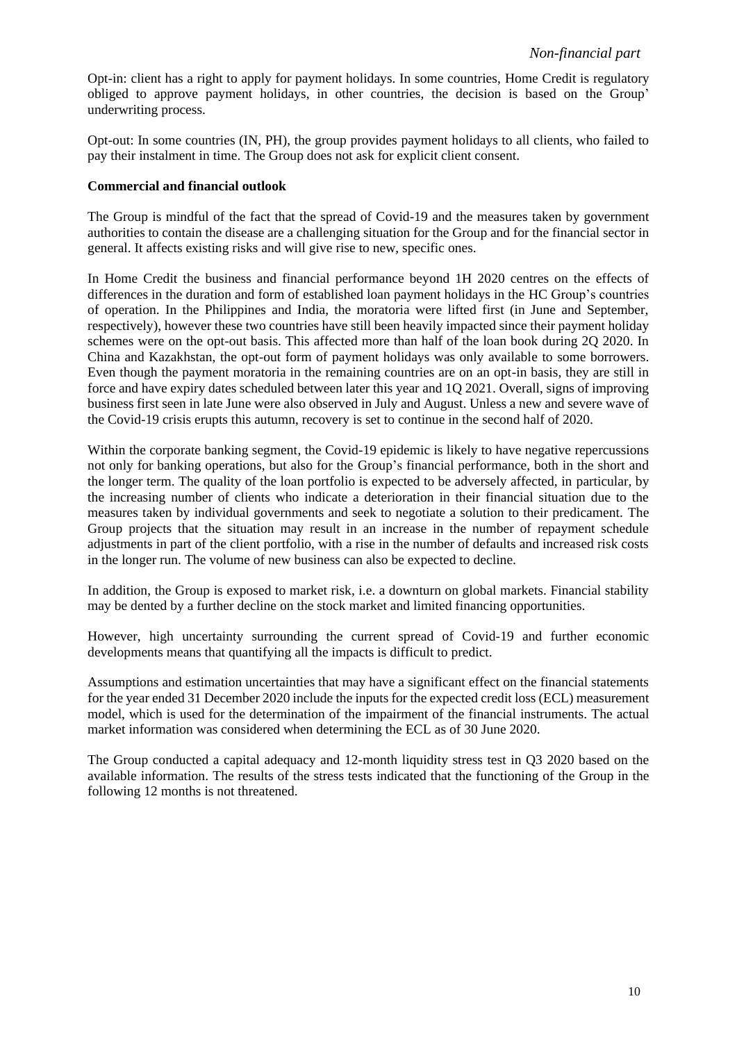Opt-in: client has a right to apply for payment holidays. In some countries, Home Credit is regulatory obliged to approve payment holidays, in other countries, the decision is based on the Group' underwriting process.

Opt-out: In some countries (IN, PH), the group provides payment holidays to all clients, who failed to pay their instalment in time. The Group does not ask for explicit client consent.

**Commercial and financial outlook**

The Group is mindful of the fact that the spread of Covid-19 and the measures taken by government authorities to contain the disease are a challenging situation for the Group and for the financial sector in general. It affects existing risks and will give rise to new, specific ones.

In Home Credit the business and financial performance beyond 1H 2020 centres on the effects of differences in the duration and form of established loan payment holidays in the HC Group's countries of operation. In the Philippines and India, the moratoria were lifted first (in June and September, respectively), however these two countries have still been heavily impacted since their payment holiday schemes were on the opt-out basis. This affected more than half of the loan book during 2Q 2020. In China and Kazakhstan, the opt-out form of payment holidays was only available to some borrowers. Even though the payment moratoria in the remaining countries are on an opt-in basis, they are still in force and have expiry dates scheduled between later this year and 1Q 2021. Overall, signs of improving business first seen in late June were also observed in July and August. Unless a new and severe wave of the Covid-19 crisis erupts this autumn, recovery is set to continue in the second half of 2020.

Within the corporate banking segment, the Covid-19 epidemic is likely to have negative repercussions not only for banking operations, but also for the Group's financial performance, both in the short and the longer term. The quality of the loan portfolio is expected to be adversely affected, in particular, by the increasing number of clients who indicate a deterioration in their financial situation due to the measures taken by individual governments and seek to negotiate a solution to their predicament. The Group projects that the situation may result in an increase in the number of repayment schedule adjustments in part of the client portfolio, with a rise in the number of defaults and increased risk costs in the longer run. The volume of new business can also be expected to decline.

In addition, the Group is exposed to market risk, i.e. a downturn on global markets. Financial stability may be dented by a further decline on the stock market and limited financing opportunities.

However, high uncertainty surrounding the current spread of Covid-19 and further economic developments means that quantifying all the impacts is difficult to predict.

Assumptions and estimation uncertainties that may have a significant effect on the financial statements for the year ended 31 December 2020 include the inputs for the expected credit loss (ECL) measurement model, which is used for the determination of the impairment of the financial instruments. The actual market information was considered when determining the ECL as of 30 June 2020.

The Group conducted a capital adequacy and 12-month liquidity stress test in Q3 2020 based on the available information. The results of the stress tests indicated that the functioning of the Group in the following 12 months is not threatened.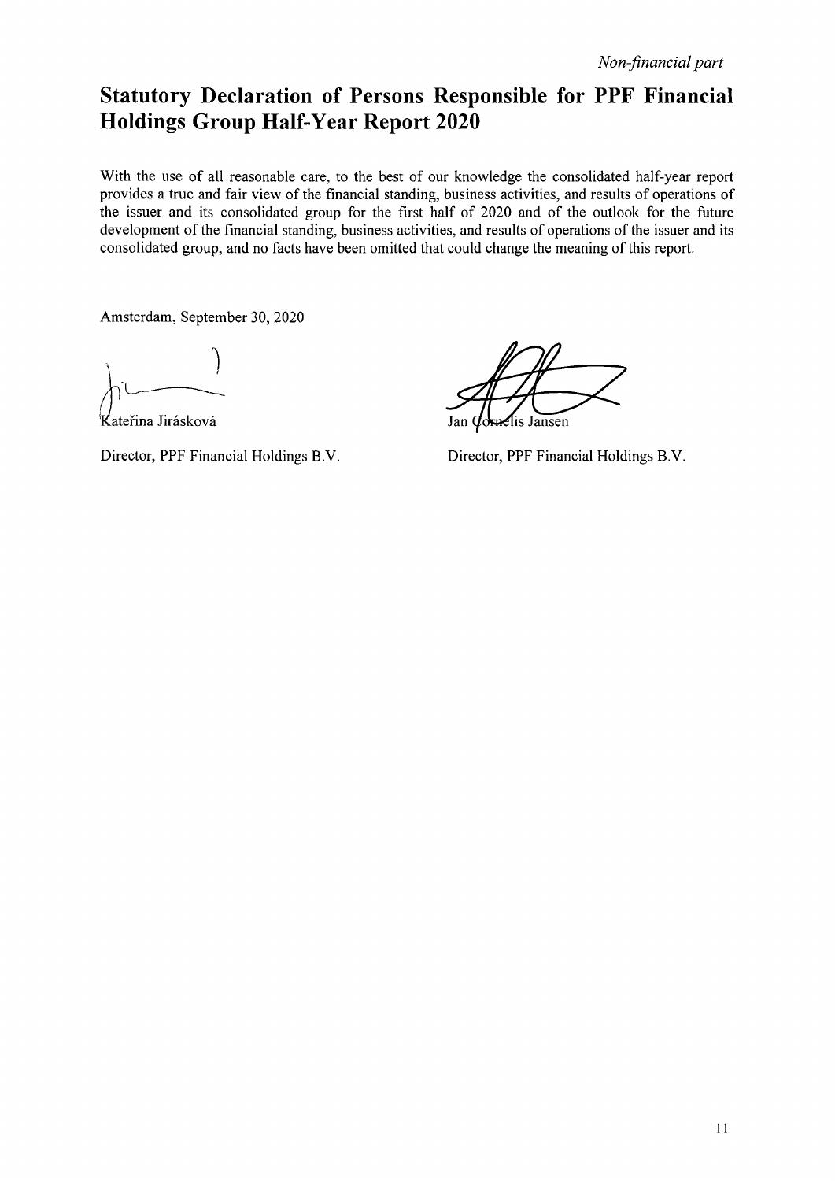# Statutory Declaration of Persons Responsible for PPF Financial Holdings Group Half-Year Report 2020

With the use of all reasonable care, to the best of our knowledge the consolidated half-year report provides a true and fair view of the financial standing, business activities, and results of operations of the issuer and its consolidated group for the first half of 2020 and of the outlook for the future development of the financial standing, business activities, and results of operations of the issuer and its consolidated group, and no facts have been omitted that could change the meaning of this report.

Amsterdam, September 30, 2020

Kateřina Jirásková

Director, PPF Financial Holdings B.V.

Jan Cornelis Jansen

Director, PPF Financial Holdings B.V.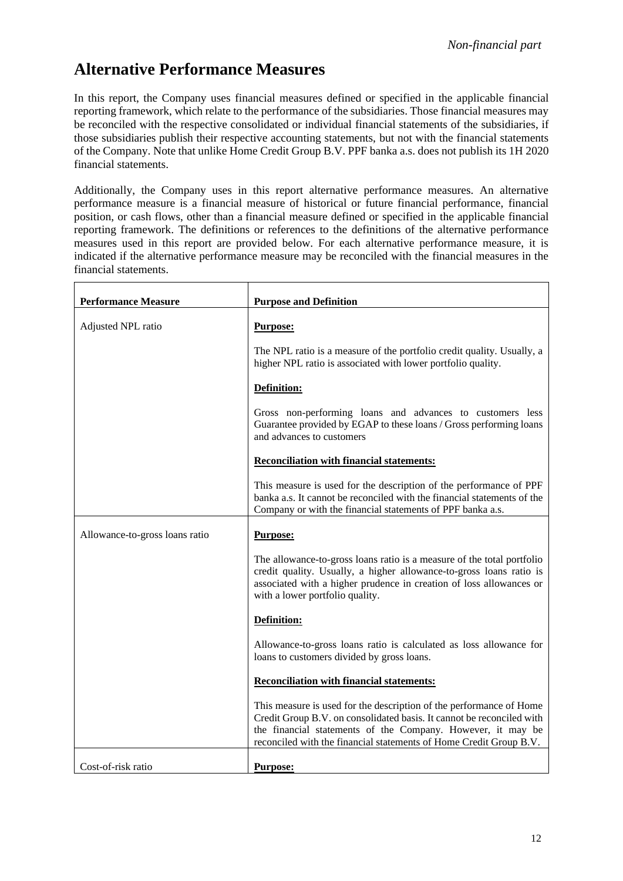## Alternative Performance Measures

In this report, the Company uses financial measures defined or specified in the applicable financial reporting framework, which relate to the performance of the subsidiaries. Those financial measures may be reconciled with the respective consolidated or individual financial statements of the subsidiaries, if those subsidiaries publish their respective accounting statements, but not with the financial statements of the Company. Note that unlike Home Credit Group B.V. PPF banka a.s. does not publish its 1H 2020 financial statements.

Additionally, the Company uses in this report alternative performance measures. An alternative performance measure is a financial measure of historical or future financial performance, financial position, or cash flows, other than a financial measure defined or specified in the applicable financial reporting framework. The definitions or references to the definitions of the alternative performance measures used in this report are provided below. For each alternative performance measure, it is indicated if the alternative performance measure may be reconciled with the financial measures in the financial statements.

| **Performance Measure** | **Purpose and Definition** |
| --- | --- |
| Adjusted NPL ratio | **Purpose:**<br><br>The NPL ratio is a measure of the portfolio credit quality. Usually, a higher NPL ratio is associated with lower portfolio quality.<br><br>**Definition:**<br><br>Gross non-performing loans and advances to customers less Guarantee provided by EGAP to these loans / Gross performing loans and advances to customers<br><br>**Reconciliation with financial statements:**<br><br>This measure is used for the description of the performance of PPF banka a.s. It cannot be reconciled with the financial statements of the Company or with the financial statements of PPF banka a.s. |
| Allowance-to-gross loans ratio | **Purpose:**<br><br>The allowance-to-gross loans ratio is a measure of the total portfolio credit quality. Usually, a higher allowance-to-gross loans ratio is associated with a higher prudence in creation of loss allowances or with a lower portfolio quality.<br><br>**Definition:**<br><br>Allowance-to-gross loans ratio is calculated as loss allowance for loans to customers divided by gross loans.<br><br>**Reconciliation with financial statements:**<br><br>This measure is used for the description of the performance of Home Credit Group B.V. on consolidated basis. It cannot be reconciled with the financial statements of the Company. However, it may be reconciled with the financial statements of Home Credit Group B.V. |
| Cost-of-risk ratio | **Purpose:** |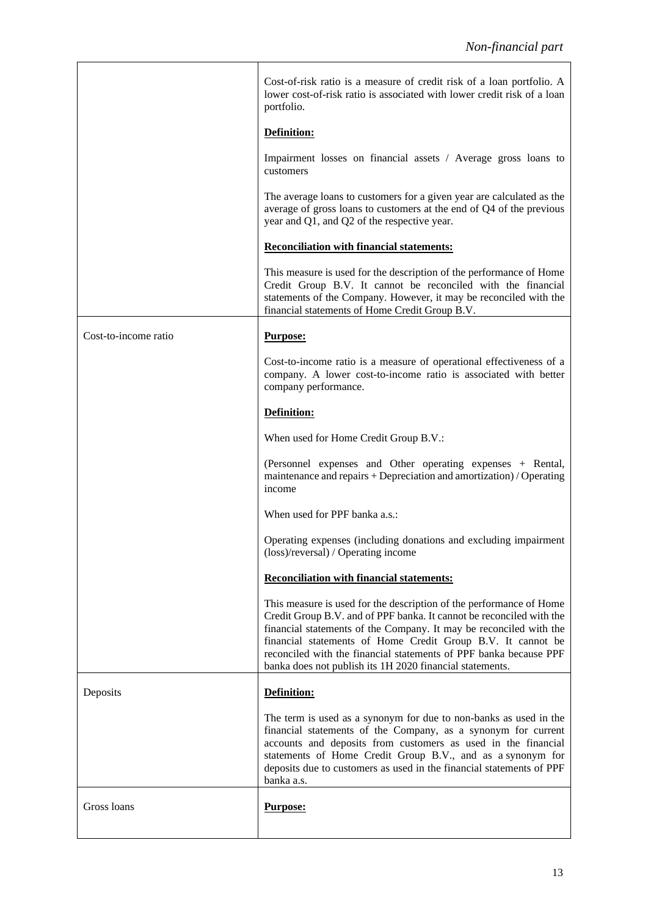| | |
|---|---|
| | Cost-of-risk ratio is a measure of credit risk of a loan portfolio. A lower cost-of-risk ratio is associated with lower credit risk of a loan portfolio.<br><br>**Definition:**<br><br>Impairment losses on financial assets / Average gross loans to customers<br><br>The average loans to customers for a given year are calculated as the average of gross loans to customers at the end of Q4 of the previous year and Q1, and Q2 of the respective year.<br><br>**Reconciliation with financial statements:**<br><br>This measure is used for the description of the performance of Home Credit Group B.V. It cannot be reconciled with the financial statements of the Company. However, it may be reconciled with the financial statements of Home Credit Group B.V. |
| Cost-to-income ratio | **Purpose:**<br><br>Cost-to-income ratio is a measure of operational effectiveness of a company. A lower cost-to-income ratio is associated with better company performance.<br><br>**Definition:**<br><br>When used for Home Credit Group B.V.:<br><br>(Personnel expenses and Other operating expenses + Rental, maintenance and repairs + Depreciation and amortization) / Operating income<br><br>When used for PPF banka a.s.:<br><br>Operating expenses (including donations and excluding impairment (loss)/reversal) / Operating income<br><br>**Reconciliation with financial statements:**<br><br>This measure is used for the description of the performance of Home Credit Group B.V. and of PPF banka. It cannot be reconciled with the financial statements of the Company. It may be reconciled with the financial statements of Home Credit Group B.V. It cannot be reconciled with the financial statements of PPF banka because PPF banka does not publish its 1H 2020 financial statements. |
| Deposits | **Definition:**<br><br>The term is used as a synonym for due to non-banks as used in the financial statements of the Company, as a synonym for current accounts and deposits from customers as used in the financial statements of Home Credit Group B.V., and as a synonym for deposits due to customers as used in the financial statements of PPF banka a.s. |
| Gross loans | **Purpose:** |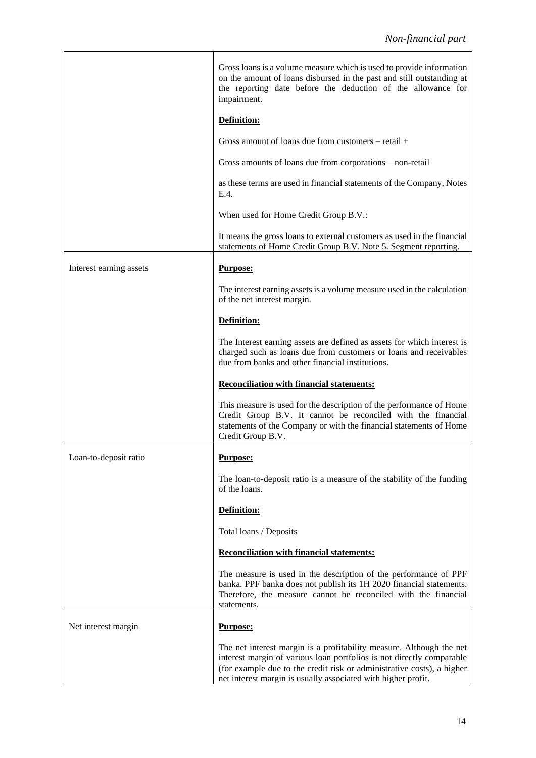| | |
|---|---|
| | Gross loans is a volume measure which is used to provide information on the amount of loans disbursed in the past and still outstanding at the reporting date before the deduction of the allowance for impairment.<br><br>**Definition:**<br><br>Gross amount of loans due from customers – retail +<br><br>Gross amounts of loans due from corporations – non-retail<br><br>as these terms are used in financial statements of the Company, Notes E.4.<br><br>When used for Home Credit Group B.V.:<br><br>It means the gross loans to external customers as used in the financial statements of Home Credit Group B.V. Note 5. Segment reporting. |
| Interest earning assets | **Purpose:**<br><br>The interest earning assets is a volume measure used in the calculation of the net interest margin.<br><br>**Definition:**<br><br>The Interest earning assets are defined as assets for which interest is charged such as loans due from customers or loans and receivables due from banks and other financial institutions.<br><br>**Reconciliation with financial statements:**<br><br>This measure is used for the description of the performance of Home Credit Group B.V. It cannot be reconciled with the financial statements of the Company or with the financial statements of Home Credit Group B.V. |
| Loan-to-deposit ratio | **Purpose:**<br><br>The loan-to-deposit ratio is a measure of the stability of the funding of the loans.<br><br>**Definition:**<br><br>Total loans / Deposits<br><br>**Reconciliation with financial statements:**<br><br>The measure is used in the description of the performance of PPF banka. PPF banka does not publish its 1H 2020 financial statements. Therefore, the measure cannot be reconciled with the financial statements. |
| Net interest margin | **Purpose:**<br><br>The net interest margin is a profitability measure. Although the net interest margin of various loan portfolios is not directly comparable (for example due to the credit risk or administrative costs), a higher net interest margin is usually associated with higher profit. |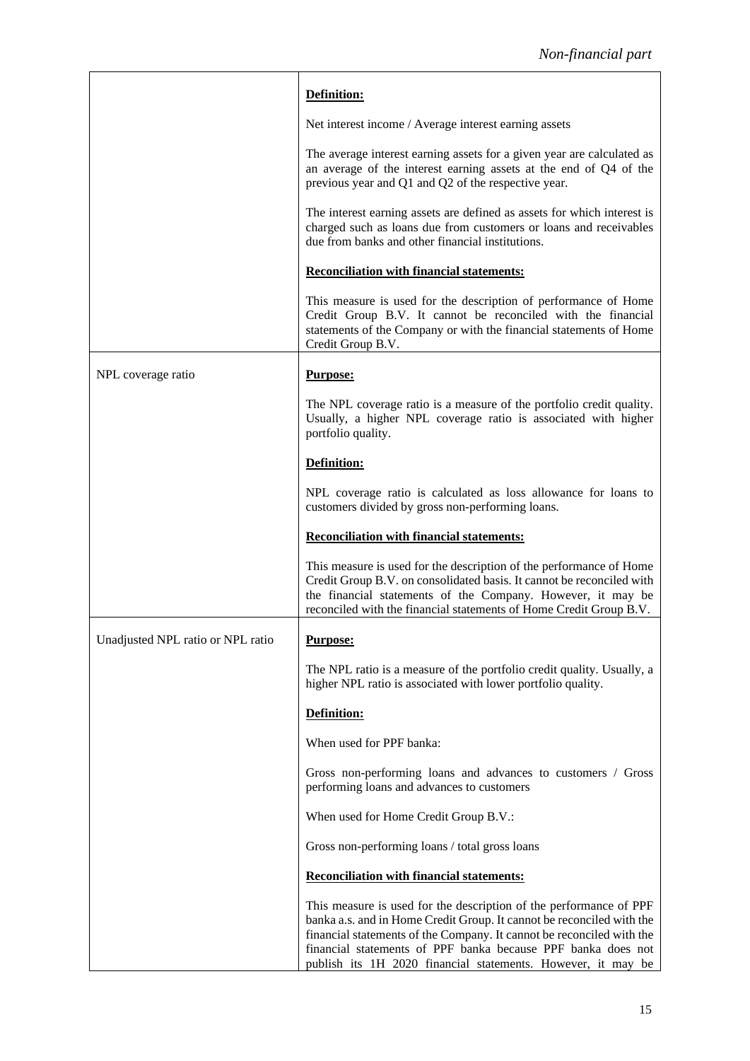| | |
|---|---|
| | **Definition:**<br><br>Net interest income / Average interest earning assets<br><br>The average interest earning assets for a given year are calculated as an average of the interest earning assets at the end of Q4 of the previous year and Q1 and Q2 of the respective year.<br><br>The interest earning assets are defined as assets for which interest is charged such as loans due from customers or loans and receivables due from banks and other financial institutions.<br><br>**Reconciliation with financial statements:**<br><br>This measure is used for the description of performance of Home Credit Group B.V. It cannot be reconciled with the financial statements of the Company or with the financial statements of Home Credit Group B.V. |
| NPL coverage ratio | **Purpose:**<br><br>The NPL coverage ratio is a measure of the portfolio credit quality. Usually, a higher NPL coverage ratio is associated with higher portfolio quality.<br><br>**Definition:**<br><br>NPL coverage ratio is calculated as loss allowance for loans to customers divided by gross non-performing loans.<br><br>**Reconciliation with financial statements:**<br><br>This measure is used for the description of the performance of Home Credit Group B.V. on consolidated basis. It cannot be reconciled with the financial statements of the Company. However, it may be reconciled with the financial statements of Home Credit Group B.V. |
| Unadjusted NPL ratio or NPL ratio | **Purpose:**<br><br>The NPL ratio is a measure of the portfolio credit quality. Usually, a higher NPL ratio is associated with lower portfolio quality.<br><br>**Definition:**<br><br>When used for PPF banka:<br><br>Gross non-performing loans and advances to customers / Gross performing loans and advances to customers<br><br>When used for Home Credit Group B.V.:<br><br>Gross non-performing loans / total gross loans<br><br>**Reconciliation with financial statements:**<br><br>This measure is used for the description of the performance of PPF banka a.s. and in Home Credit Group. It cannot be reconciled with the financial statements of the Company. It cannot be reconciled with the financial statements of PPF banka because PPF banka does not publish its 1H 2020 financial statements. However, it may be |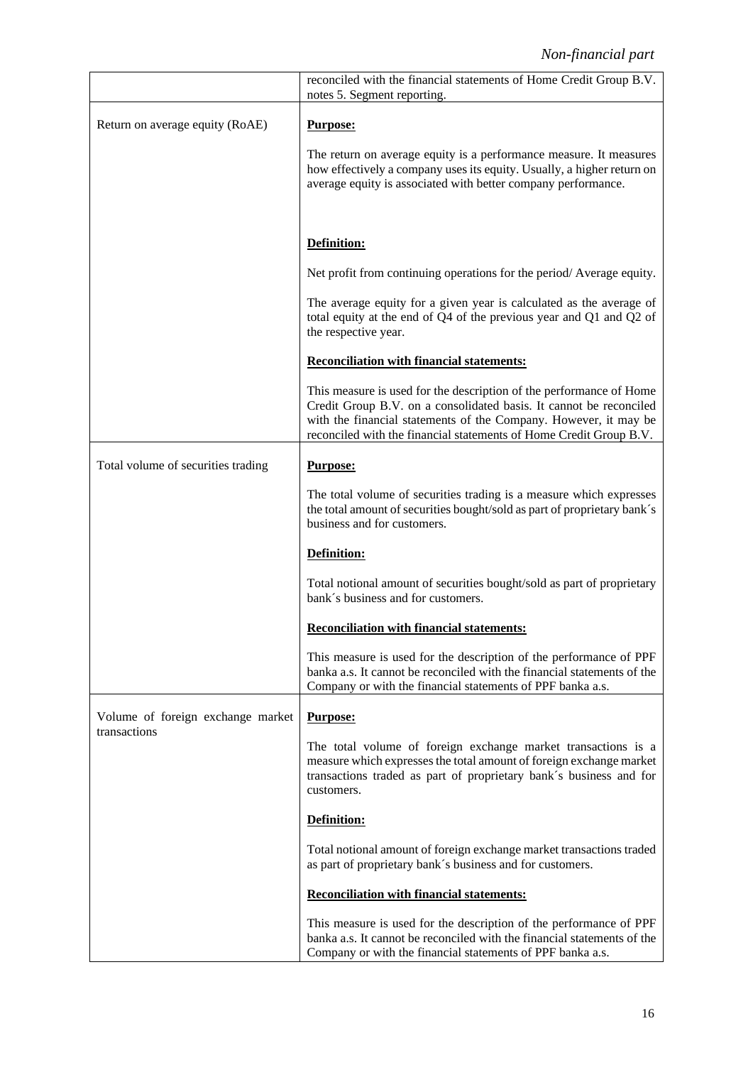| | |
|---|---|
| | reconciled with the financial statements of Home Credit Group B.V. notes 5. Segment reporting. |
| Return on average equity (RoAE) | **Purpose:**<br><br>The return on average equity is a performance measure. It measures how effectively a company uses its equity. Usually, a higher return on average equity is associated with better company performance.<br><br>**Definition:**<br><br>Net profit from continuing operations for the period/ Average equity.<br><br>The average equity for a given year is calculated as the average of total equity at the end of Q4 of the previous year and Q1 and Q2 of the respective year.<br><br>**Reconciliation with financial statements:**<br><br>This measure is used for the description of the performance of Home Credit Group B.V. on a consolidated basis. It cannot be reconciled with the financial statements of the Company. However, it may be reconciled with the financial statements of Home Credit Group B.V. |
| Total volume of securities trading | **Purpose:**<br><br>The total volume of securities trading is a measure which expresses the total amount of securities bought/sold as part of proprietary bank´s business and for customers.<br><br>**Definition:**<br><br>Total notional amount of securities bought/sold as part of proprietary bank´s business and for customers.<br><br>**Reconciliation with financial statements:**<br><br>This measure is used for the description of the performance of PPF banka a.s. It cannot be reconciled with the financial statements of the Company or with the financial statements of PPF banka a.s. |
| Volume of foreign exchange market transactions | **Purpose:**<br><br>The total volume of foreign exchange market transactions is a measure which expresses the total amount of foreign exchange market transactions traded as part of proprietary bank´s business and for customers.<br><br>**Definition:**<br><br>Total notional amount of foreign exchange market transactions traded as part of proprietary bank´s business and for customers.<br><br>**Reconciliation with financial statements:**<br><br>This measure is used for the description of the performance of PPF banka a.s. It cannot be reconciled with the financial statements of the Company or with the financial statements of PPF banka a.s. |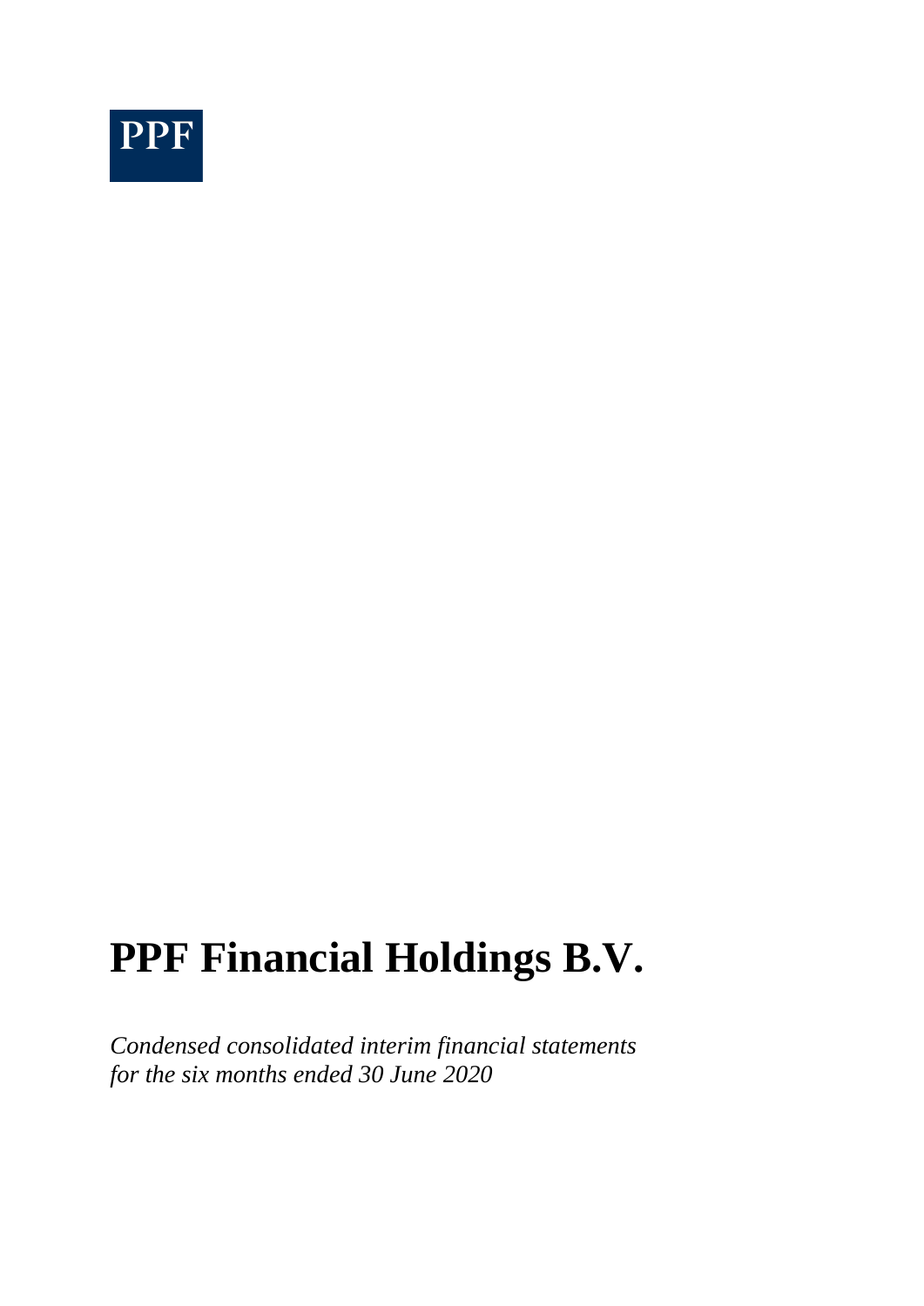PPF

# PPF Financial Holdings B.V.

*Condensed consolidated interim financial statements*
*for the six months ended 30 June 2020*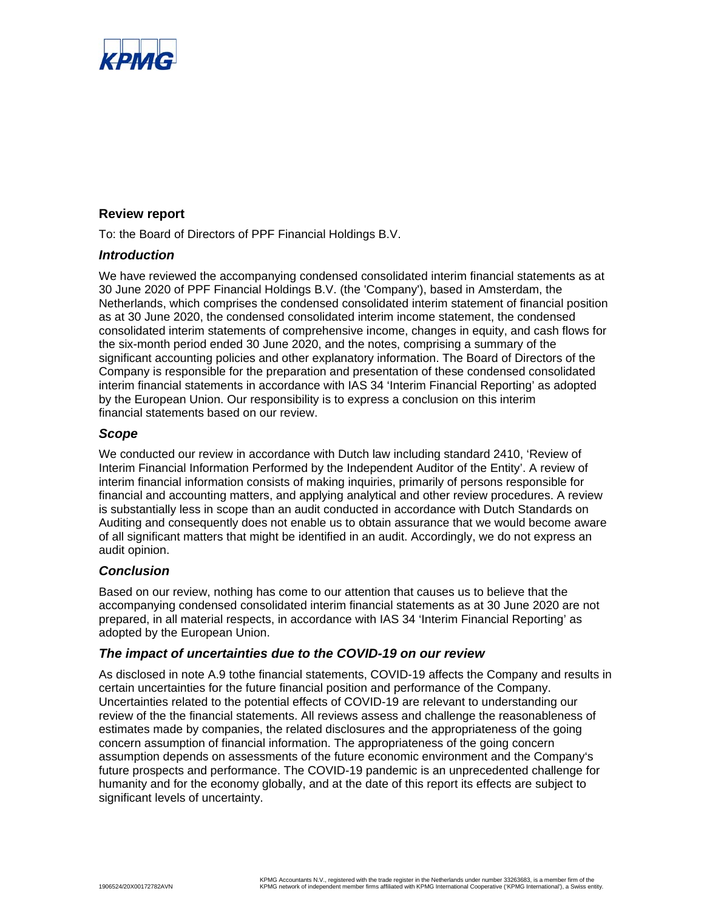## Review report

To: the Board of Directors of PPF Financial Holdings B.V.

### *Introduction*

We have reviewed the accompanying condensed consolidated interim financial statements as at 30 June 2020 of PPF Financial Holdings B.V. (the 'Company'), based in Amsterdam, the Netherlands, which comprises the condensed consolidated interim statement of financial position as at 30 June 2020, the condensed consolidated interim income statement, the condensed consolidated interim statements of comprehensive income, changes in equity, and cash flows for the six-month period ended 30 June 2020, and the notes, comprising a summary of the significant accounting policies and other explanatory information. The Board of Directors of the Company is responsible for the preparation and presentation of these condensed consolidated interim financial statements in accordance with IAS 34 'Interim Financial Reporting' as adopted by the European Union. Our responsibility is to express a conclusion on this interim financial statements based on our review.

### *Scope*

We conducted our review in accordance with Dutch law including standard 2410, 'Review of Interim Financial Information Performed by the Independent Auditor of the Entity'. A review of interim financial information consists of making inquiries, primarily of persons responsible for financial and accounting matters, and applying analytical and other review procedures. A review is substantially less in scope than an audit conducted in accordance with Dutch Standards on Auditing and consequently does not enable us to obtain assurance that we would become aware of all significant matters that might be identified in an audit. Accordingly, we do not express an audit opinion.

### *Conclusion*

Based on our review, nothing has come to our attention that causes us to believe that the accompanying condensed consolidated interim financial statements as at 30 June 2020 are not prepared, in all material respects, in accordance with IAS 34 'Interim Financial Reporting' as adopted by the European Union.

### *The impact of uncertainties due to the COVID-19 on our review*

As disclosed in note A.9 tothe financial statements, COVID-19 affects the Company and results in certain uncertainties for the future financial position and performance of the Company. Uncertainties related to the potential effects of COVID-19 are relevant to understanding our review of the the financial statements. All reviews assess and challenge the reasonableness of estimates made by companies, the related disclosures and the appropriateness of the going concern assumption of financial information. The appropriateness of the going concern assumption depends on assessments of the future economic environment and the Company's future prospects and performance. The COVID-19 pandemic is an unprecedented challenge for humanity and for the economy globally, and at the date of this report its effects are subject to significant levels of uncertainty.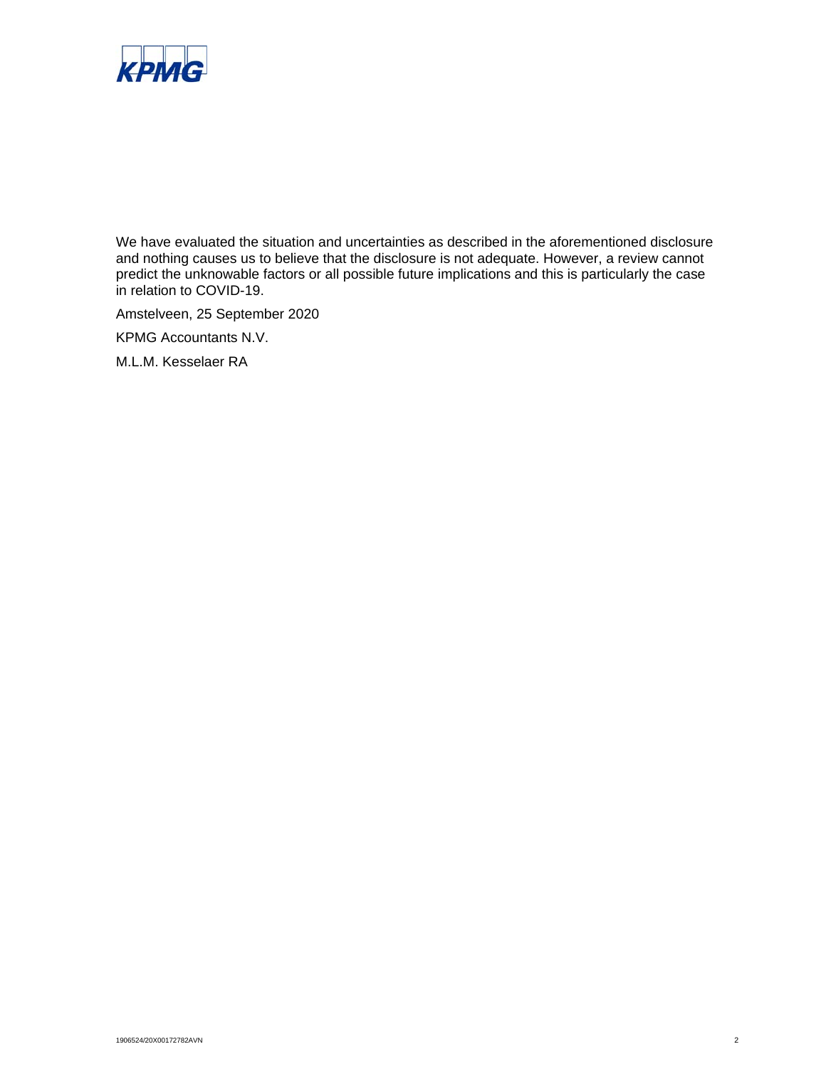We have evaluated the situation and uncertainties as described in the aforementioned disclosure and nothing causes us to believe that the disclosure is not adequate. However, a review cannot predict the unknowable factors or all possible future implications and this is particularly the case in relation to COVID-19.

Amstelveen, 25 September 2020

KPMG Accountants N.V.

M.L.M. Kesselaer RA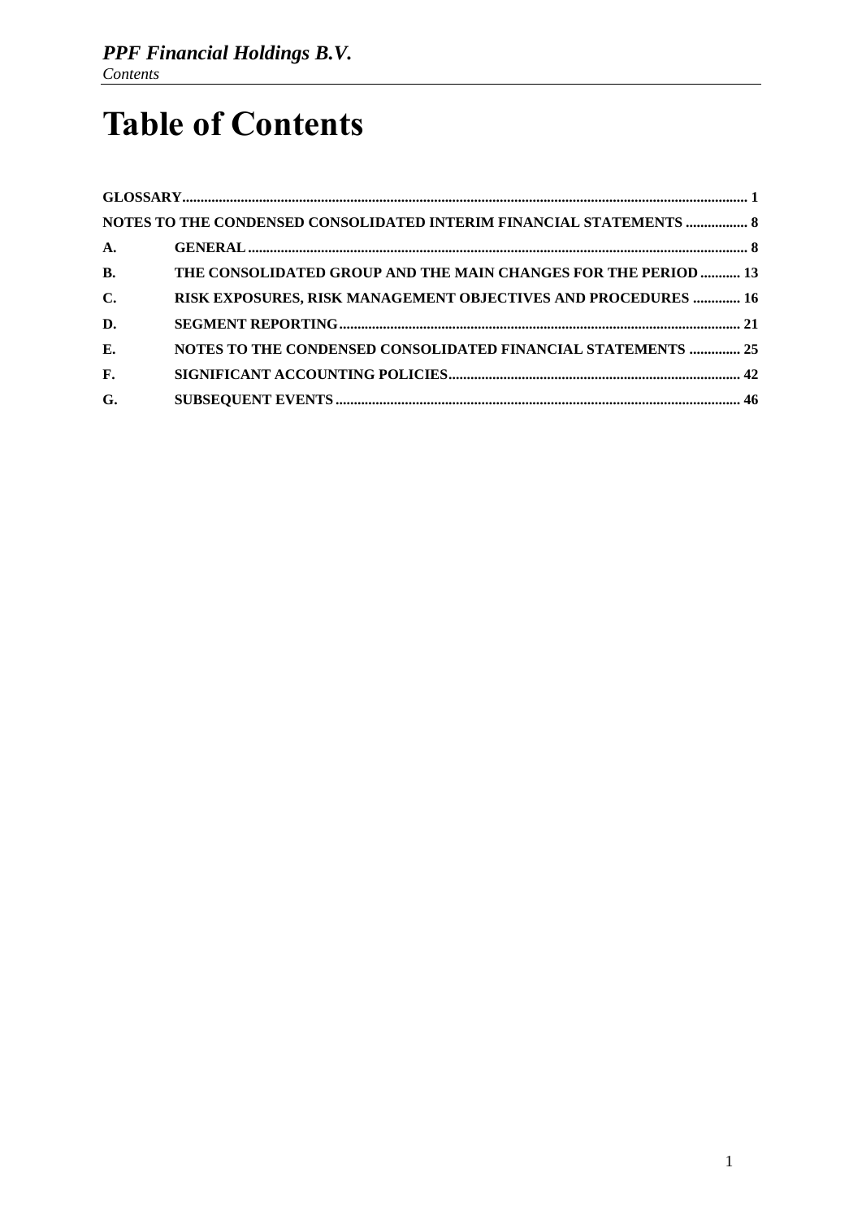# Table of Contents

| | | |
|---|---|---|
| **GLOSSARY** | | **1** |
| **NOTES TO THE CONDENSED CONSOLIDATED INTERIM FINANCIAL STATEMENTS** | | **8** |
| **A.** | **GENERAL** | **8** |
| **B.** | **THE CONSOLIDATED GROUP AND THE MAIN CHANGES FOR THE PERIOD** | **13** |
| **C.** | **RISK EXPOSURES, RISK MANAGEMENT OBJECTIVES AND PROCEDURES** | **16** |
| **D.** | **SEGMENT REPORTING** | **21** |
| **E.** | **NOTES TO THE CONDENSED CONSOLIDATED FINANCIAL STATEMENTS** | **25** |
| **F.** | **SIGNIFICANT ACCOUNTING POLICIES** | **42** |
| **G.** | **SUBSEQUENT EVENTS** | **46** |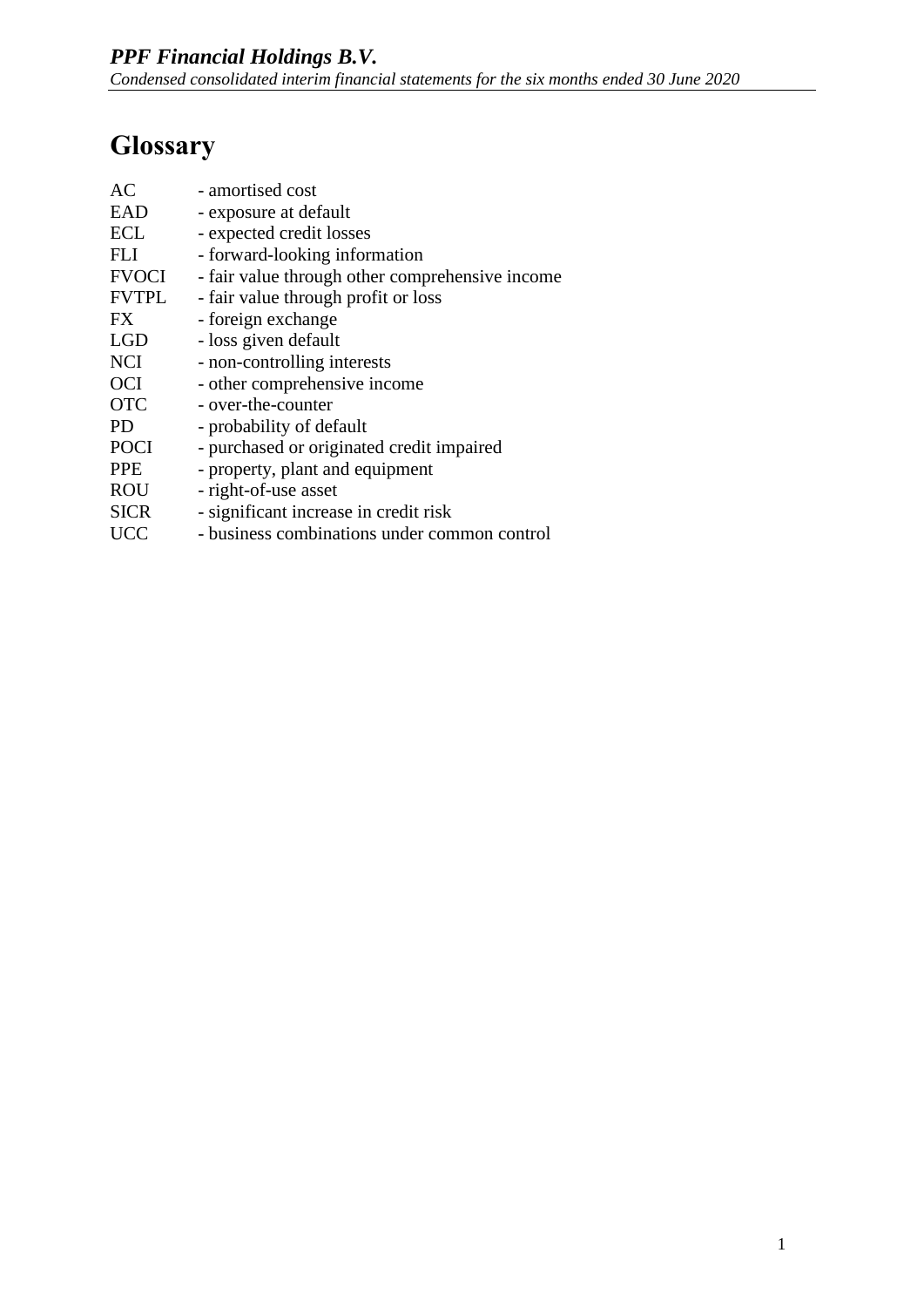# Glossary

| | |
|---|---|
| AC | - amortised cost |
| EAD | - exposure at default |
| ECL | - expected credit losses |
| FLI | - forward-looking information |
| FVOCI | - fair value through other comprehensive income |
| FVTPL | - fair value through profit or loss |
| FX | - foreign exchange |
| LGD | - loss given default |
| NCI | - non-controlling interests |
| OCI | - other comprehensive income |
| OTC | - over-the-counter |
| PD | - probability of default |
| POCI | - purchased or originated credit impaired |
| PPE | - property, plant and equipment |
| ROU | - right-of-use asset |
| SICR | - significant increase in credit risk |
| UCC | - business combinations under common control |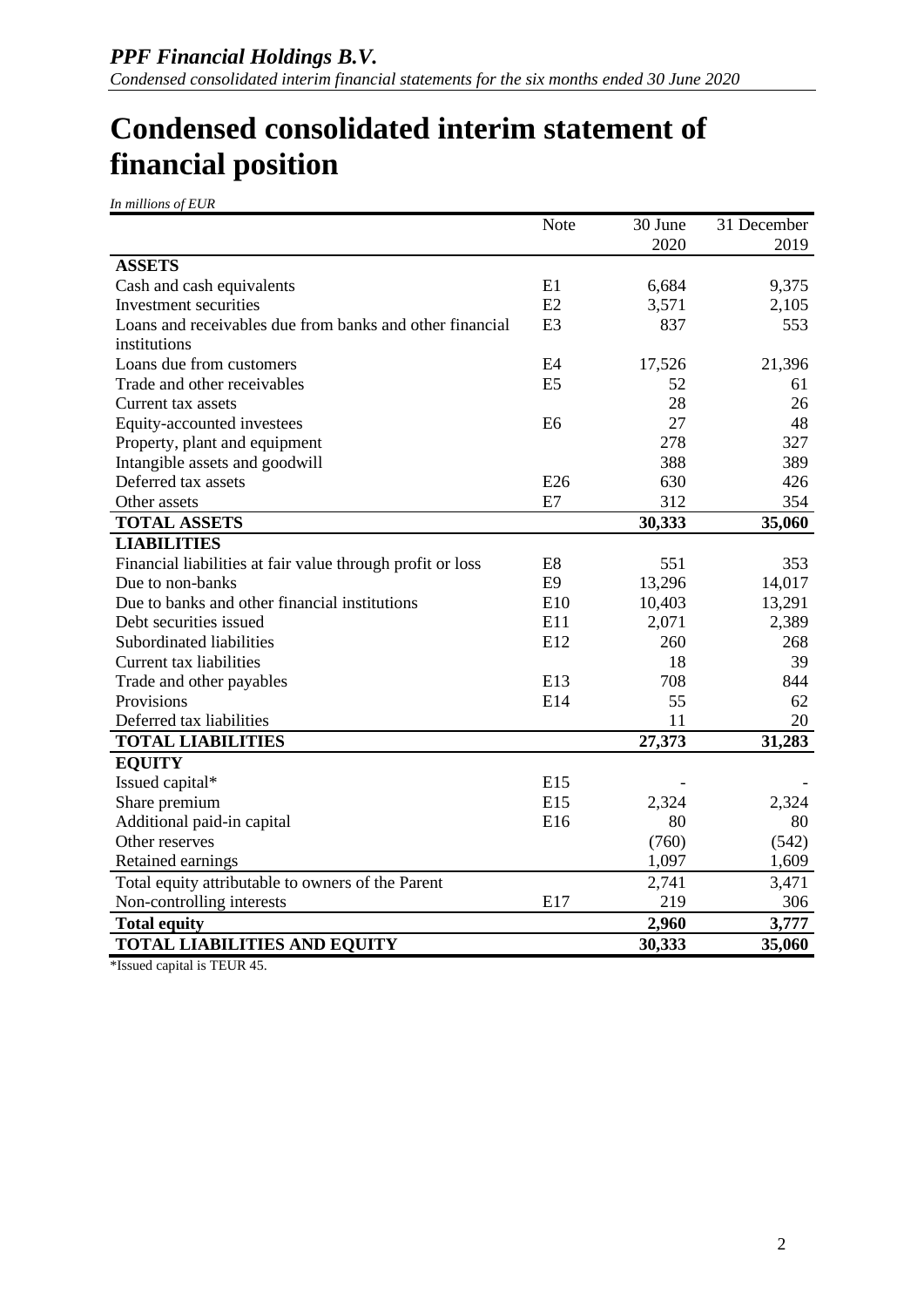# Condensed consolidated interim statement of financial position

*In millions of EUR*

| | Note | 30 June 2020 | 31 December 2019 |
|---|---|---|---|
| **ASSETS** | | | |
| Cash and cash equivalents | E1 | 6,684 | 9,375 |
| Investment securities | E2 | 3,571 | 2,105 |
| Loans and receivables due from banks and other financial institutions | E3 | 837 | 553 |
| Loans due from customers | E4 | 17,526 | 21,396 |
| Trade and other receivables | E5 | 52 | 61 |
| Current tax assets | | 28 | 26 |
| Equity-accounted investees | E6 | 27 | 48 |
| Property, plant and equipment | | 278 | 327 |
| Intangible assets and goodwill | | 388 | 389 |
| Deferred tax assets | E26 | 630 | 426 |
| Other assets | E7 | 312 | 354 |
| **TOTAL ASSETS** | | **30,333** | **35,060** |
| **LIABILITIES** | | | |
| Financial liabilities at fair value through profit or loss | E8 | 551 | 353 |
| Due to non-banks | E9 | 13,296 | 14,017 |
| Due to banks and other financial institutions | E10 | 10,403 | 13,291 |
| Debt securities issued | E11 | 2,071 | 2,389 |
| Subordinated liabilities | E12 | 260 | 268 |
| Current tax liabilities | | 18 | 39 |
| Trade and other payables | E13 | 708 | 844 |
| Provisions | E14 | 55 | 62 |
| Deferred tax liabilities | | 11 | 20 |
| **TOTAL LIABILITIES** | | **27,373** | **31,283** |
| **EQUITY** | | | |
| Issued capital* | E15 | - | - |
| Share premium | E15 | 2,324 | 2,324 |
| Additional paid-in capital | E16 | 80 | 80 |
| Other reserves | | (760) | (542) |
| Retained earnings | | 1,097 | 1,609 |
| Total equity attributable to owners of the Parent | | 2,741 | 3,471 |
| Non-controlling interests | E17 | 219 | 306 |
| **Total equity** | | **2,960** | **3,777** |
| **TOTAL LIABILITIES AND EQUITY** | | **30,333** | **35,060** |

*Issued capital is TEUR 45.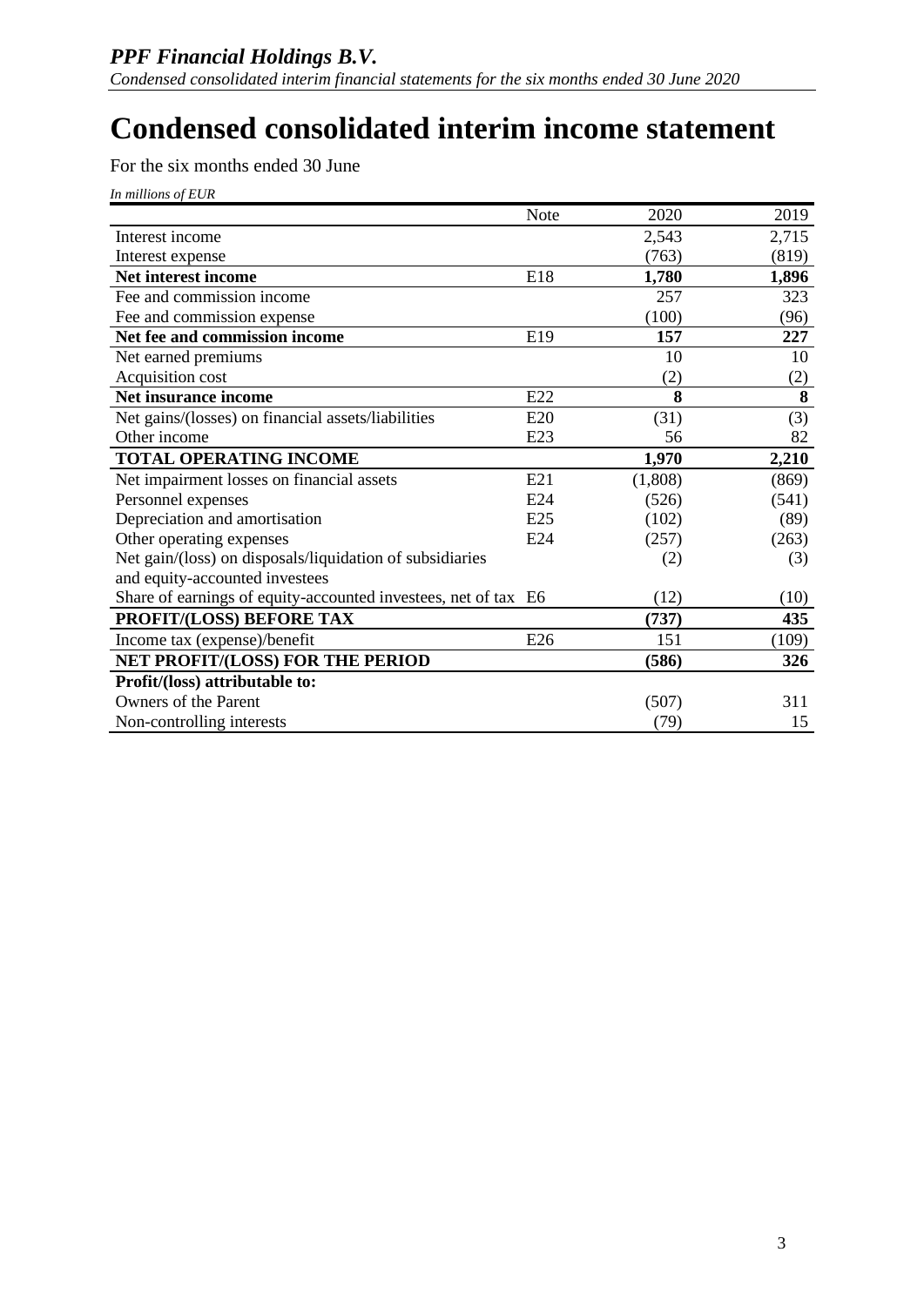# Condensed consolidated interim income statement

For the six months ended 30 June

*In millions of EUR*

| | Note | 2020 | 2019 |
|---|---|---|---|
| Interest income | | 2,543 | 2,715 |
| Interest expense | | (763) | (819) |
| **Net interest income** | E18 | **1,780** | **1,896** |
| Fee and commission income | | 257 | 323 |
| Fee and commission expense | | (100) | (96) |
| **Net fee and commission income** | E19 | **157** | **227** |
| Net earned premiums | | 10 | 10 |
| Acquisition cost | | (2) | (2) |
| **Net insurance income** | E22 | **8** | **8** |
| Net gains/(losses) on financial assets/liabilities | E20 | (31) | (3) |
| Other income | E23 | 56 | 82 |
| **TOTAL OPERATING INCOME** | | **1,970** | **2,210** |
| Net impairment losses on financial assets | E21 | (1,808) | (869) |
| Personnel expenses | E24 | (526) | (541) |
| Depreciation and amortisation | E25 | (102) | (89) |
| Other operating expenses | E24 | (257) | (263) |
| Net gain/(loss) on disposals/liquidation of subsidiaries and equity-accounted investees | | (2) | (3) |
| Share of earnings of equity-accounted investees, net of tax | E6 | (12) | (10) |
| **PROFIT/(LOSS) BEFORE TAX** | | **(737)** | **435** |
| Income tax (expense)/benefit | E26 | 151 | (109) |
| **NET PROFIT/(LOSS) FOR THE PERIOD** | | **(586)** | **326** |
| **Profit/(loss) attributable to:** | | | |
| Owners of the Parent | | (507) | 311 |
| Non-controlling interests | | (79) | 15 |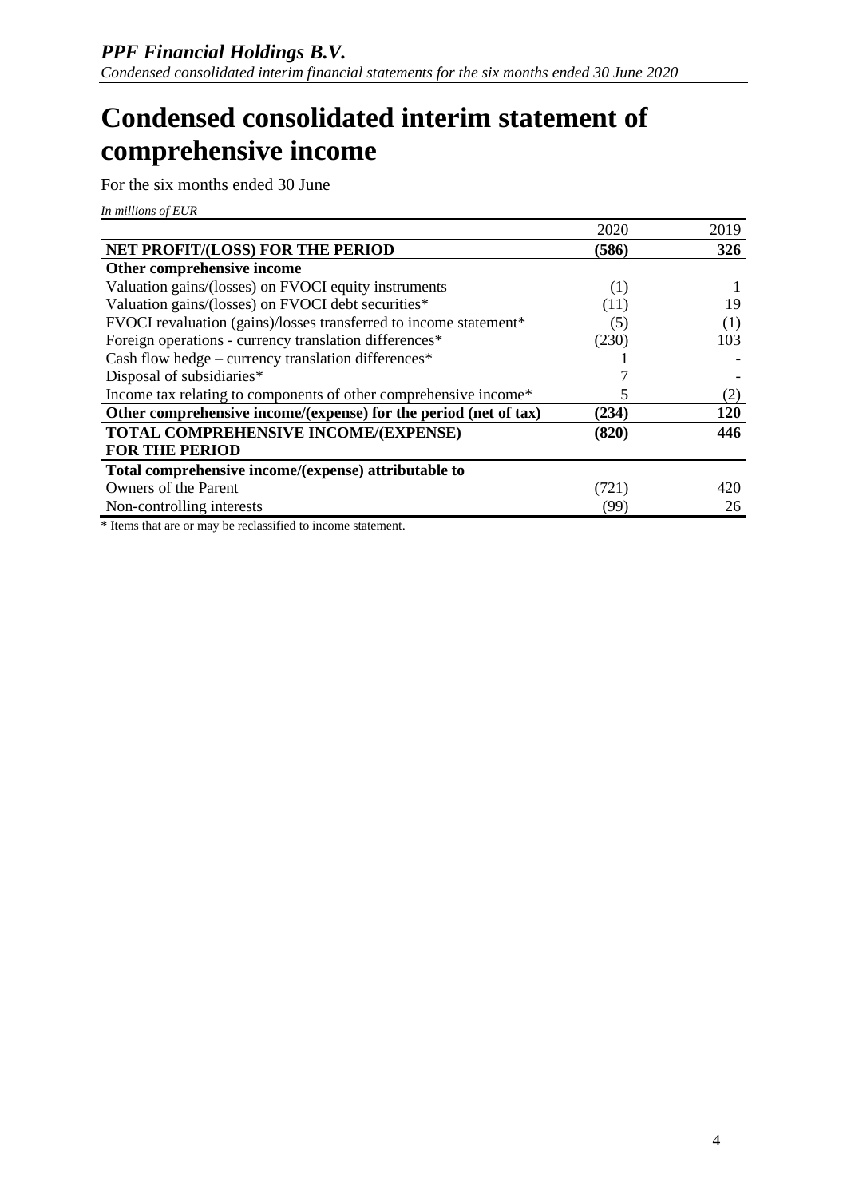# Condensed consolidated interim statement of comprehensive income

For the six months ended 30 June

*In millions of EUR*

| | 2020 | 2019 |
|---|---|---|
| **NET PROFIT/(LOSS) FOR THE PERIOD** | **(586)** | **326** |
| **Other comprehensive income** | | |
| Valuation gains/(losses) on FVOCI equity instruments | (1) | 1 |
| Valuation gains/(losses) on FVOCI debt securities* | (11) | 19 |
| FVOCI revaluation (gains)/losses transferred to income statement* | (5) | (1) |
| Foreign operations - currency translation differences* | (230) | 103 |
| Cash flow hedge – currency translation differences* | 1 | - |
| Disposal of subsidiaries* | 7 | - |
| Income tax relating to components of other comprehensive income* | 5 | (2) |
| **Other comprehensive income/(expense) for the period (net of tax)** | **(234)** | **120** |
| **TOTAL COMPREHENSIVE INCOME/(EXPENSE) FOR THE PERIOD** | **(820)** | **446** |
| **Total comprehensive income/(expense) attributable to** | | |
| Owners of the Parent | (721) | 420 |
| Non-controlling interests | (99) | 26 |

* Items that are or may be reclassified to income statement.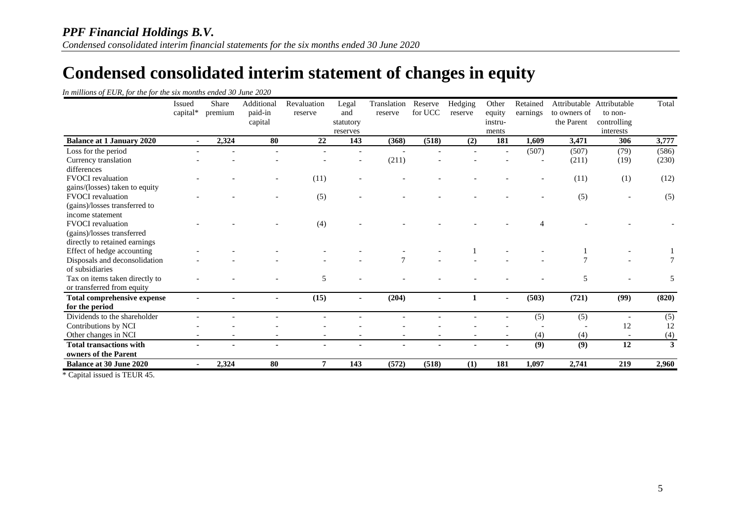# Condensed consolidated interim statement of changes in equity

*In millions of EUR, for the for the six months ended 30 June 2020*

| | Issued capital* | Share premium | Additional paid-in capital | Revaluation reserve | Legal and statutory reserves | Translation reserve | Reserve for UCC | Hedging reserve | Other equity instru-ments | Retained earnings | Attributable to owners of the Parent | Attributable to non-controlling interests | Total |
|---|---|---|---|---|---|---|---|---|---|---|---|---|---|
| **Balance at 1 January 2020** | **-** | **2,324** | **80** | **22** | **143** | **(368)** | **(518)** | **(2)** | **181** | **1,609** | **3,471** | **306** | **3,777** |
| Loss for the period | - | - | - | - | - | - | - | - | - | (507) | (507) | (79) | (586) |
| Currency translation differences | - | - | - | - | - | (211) | - | - | - | - | (211) | (19) | (230) |
| FVOCI revaluation gains/(losses) taken to equity | - | - | - | (11) | - | - | - | - | - | - | (11) | (1) | (12) |
| FVOCI revaluation (gains)/losses transferred to income statement | - | - | - | (5) | - | - | - | - | - | - | (5) | - | (5) |
| FVOCI revaluation (gains)/losses transferred directly to retained earnings | - | - | - | (4) | - | - | - | - | - | 4 | - | - | - |
| Effect of hedge accounting | - | - | - | - | - | - | - | 1 | - | - | 1 | - | 1 |
| Disposals and deconsolidation of subsidiaries | - | - | - | - | - | 7 | - | - | - | - | 7 | - | 7 |
| Tax on items taken directly to or transferred from equity | - | - | - | 5 | - | - | - | - | - | - | 5 | - | 5 |
| **Total comprehensive expense for the period** | **-** | **-** | **-** | **(15)** | **-** | **(204)** | **-** | **1** | **-** | **(503)** | **(721)** | **(99)** | **(820)** |
| Dividends to the shareholder | - | - | - | - | - | - | - | - | - | (5) | (5) | - | (5) |
| Contributions by NCI | - | - | - | - | - | - | - | - | - | - | - | 12 | 12 |
| Other changes in NCI | - | - | - | - | - | - | - | - | - | (4) | (4) | - | (4) |
| **Total transactions with owners of the Parent** | **-** | **-** | **-** | **-** | **-** | **-** | **-** | **-** | **-** | **(9)** | **(9)** | **12** | **3** |
| **Balance at 30 June 2020** | **-** | **2,324** | **80** | **7** | **143** | **(572)** | **(518)** | **(1)** | **181** | **1,097** | **2,741** | **219** | **2,960** |

\* Capital issued is TEUR 45.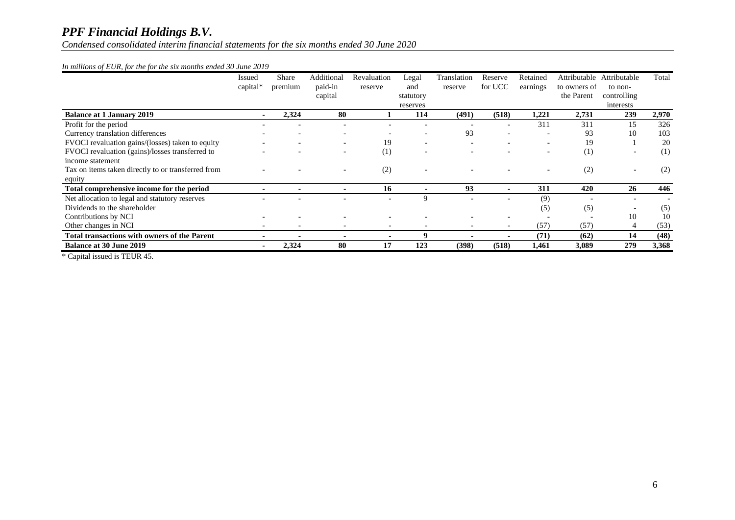*In millions of EUR, for the for the six months ended 30 June 2019*

| | Issued capital* | Share premium | Additional paid-in capital | Revaluation reserve | Legal and statutory reserves | Translation reserve | Reserve for UCC | Retained earnings | Attributable to owners of the Parent | Attributable to non-controlling interests | Total |
|---|---|---|---|---|---|---|---|---|---|---|---|
| **Balance at 1 January 2019** | **-** | **2,324** | **80** | **1** | **114** | **(491)** | **(518)** | **1,221** | **2,731** | **239** | **2,970** |
| Profit for the period | - | - | - | - | - | - | - | 311 | 311 | 15 | 326 |
| Currency translation differences | - | - | - | - | - | 93 | - | - | 93 | 10 | 103 |
| FVOCI revaluation gains/(losses) taken to equity | - | - | - | 19 | - | - | - | - | 19 | 1 | 20 |
| FVOCI revaluation (gains)/losses transferred to income statement | - | - | - | (1) | - | - | - | - | (1) | - | (1) |
| Tax on items taken directly to or transferred from equity | - | - | - | (2) | - | - | - | - | (2) | - | (2) |
| **Total comprehensive income for the period** | **-** | **-** | **-** | **16** | **-** | **93** | **-** | **311** | **420** | **26** | **446** |
| Net allocation to legal and statutory reserves | - | - | - | - | 9 | - | - | (9) | - | - | - |
| Dividends to the shareholder | | | | | | | | (5) | (5) | - | (5) |
| Contributions by NCI | - | - | - | - | - | - | - | - | - | 10 | 10 |
| Other changes in NCI | - | - | - | - | - | - | - | (57) | (57) | 4 | (53) |
| **Total transactions with owners of the Parent** | **-** | **-** | **-** | **-** | **9** | **-** | **-** | **(71)** | **(62)** | **14** | **(48)** |
| **Balance at 30 June 2019** | **-** | **2,324** | **80** | **17** | **123** | **(398)** | **(518)** | **1,461** | **3,089** | **279** | **3,368** |

* Capital issued is TEUR 45.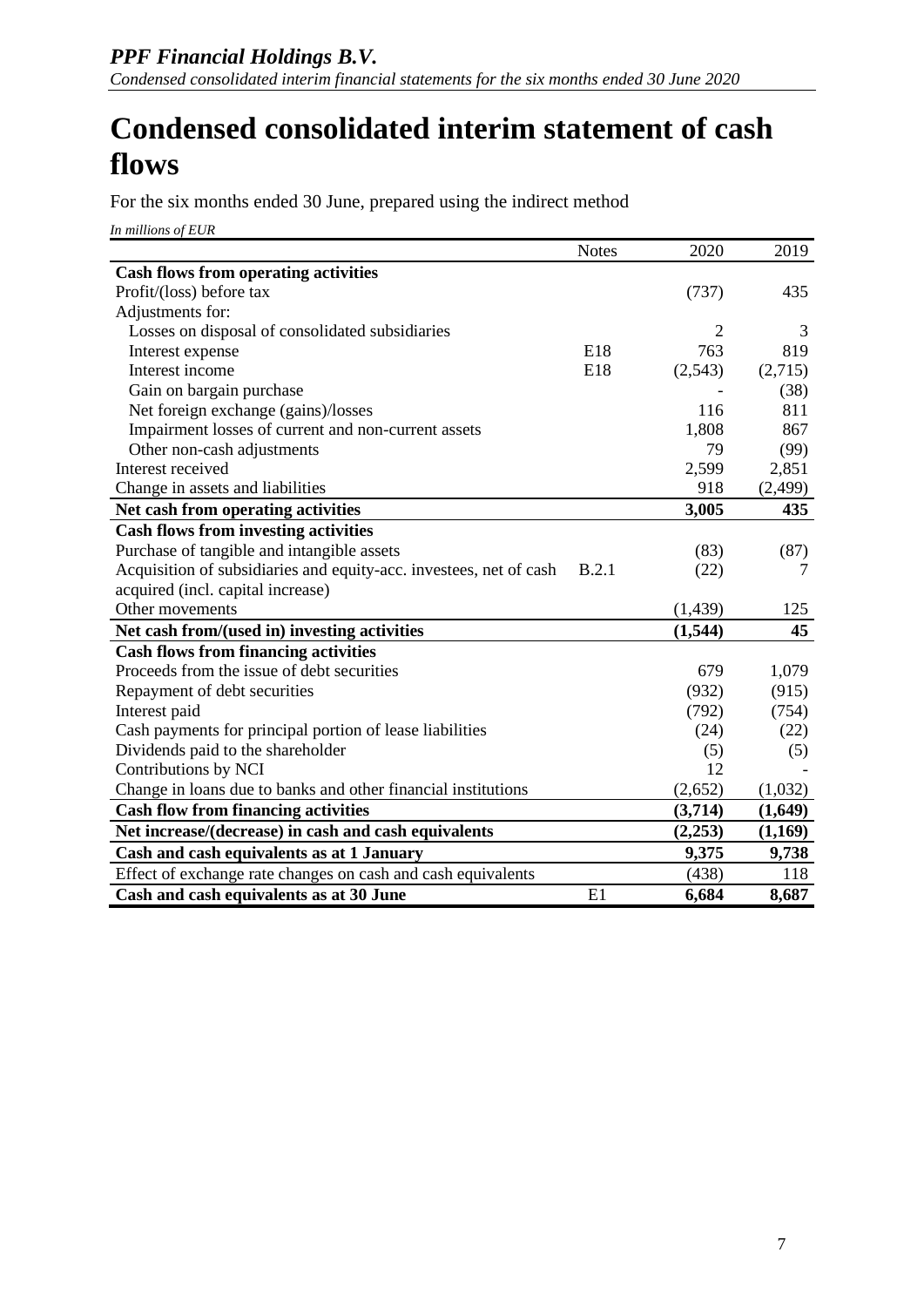# Condensed consolidated interim statement of cash flows

For the six months ended 30 June, prepared using the indirect method

*In millions of EUR*

| | Notes | 2020 | 2019 |
|---|---|---|---|
| **Cash flows from operating activities** | | | |
| Profit/(loss) before tax | | (737) | 435 |
| Adjustments for: | | | |
| Losses on disposal of consolidated subsidiaries | | 2 | 3 |
| Interest expense | E18 | 763 | 819 |
| Interest income | E18 | (2,543) | (2,715) |
| Gain on bargain purchase | | - | (38) |
| Net foreign exchange (gains)/losses | | 116 | 811 |
| Impairment losses of current and non-current assets | | 1,808 | 867 |
| Other non-cash adjustments | | 79 | (99) |
| Interest received | | 2,599 | 2,851 |
| Change in assets and liabilities | | 918 | (2,499) |
| **Net cash from operating activities** | | **3,005** | **435** |
| **Cash flows from investing activities** | | | |
| Purchase of tangible and intangible assets | | (83) | (87) |
| Acquisition of subsidiaries and equity-acc. investees, net of cash acquired (incl. capital increase) | B.2.1 | (22) | 7 |
| Other movements | | (1,439) | 125 |
| **Net cash from/(used in) investing activities** | | **(1,544)** | **45** |
| **Cash flows from financing activities** | | | |
| Proceeds from the issue of debt securities | | 679 | 1,079 |
| Repayment of debt securities | | (932) | (915) |
| Interest paid | | (792) | (754) |
| Cash payments for principal portion of lease liabilities | | (24) | (22) |
| Dividends paid to the shareholder | | (5) | (5) |
| Contributions by NCI | | 12 | - |
| Change in loans due to banks and other financial institutions | | (2,652) | (1,032) |
| **Cash flow from financing activities** | | **(3,714)** | **(1,649)** |
| **Net increase/(decrease) in cash and cash equivalents** | | **(2,253)** | **(1,169)** |
| **Cash and cash equivalents as at 1 January** | | **9,375** | **9,738** |
| Effect of exchange rate changes on cash and cash equivalents | | (438) | 118 |
| **Cash and cash equivalents as at 30 June** | E1 | **6,684** | **8,687** |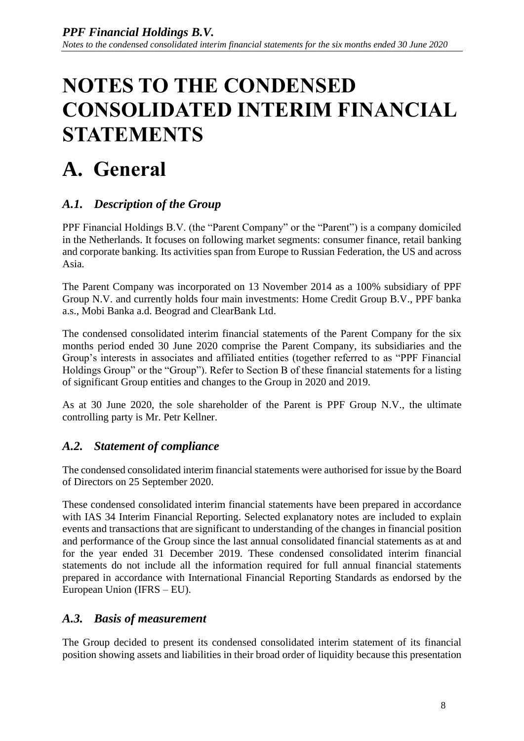# NOTES TO THE CONDENSED CONSOLIDATED INTERIM FINANCIAL STATEMENTS

# A. General

### *A.1. Description of the Group*

PPF Financial Holdings B.V. (the "Parent Company" or the "Parent") is a company domiciled in the Netherlands. It focuses on following market segments: consumer finance, retail banking and corporate banking. Its activities span from Europe to Russian Federation, the US and across Asia.

The Parent Company was incorporated on 13 November 2014 as a 100% subsidiary of PPF Group N.V. and currently holds four main investments: Home Credit Group B.V., PPF banka a.s., Mobi Banka a.d. Beograd and ClearBank Ltd.

The condensed consolidated interim financial statements of the Parent Company for the six months period ended 30 June 2020 comprise the Parent Company, its subsidiaries and the Group's interests in associates and affiliated entities (together referred to as "PPF Financial Holdings Group" or the "Group"). Refer to Section B of these financial statements for a listing of significant Group entities and changes to the Group in 2020 and 2019.

As at 30 June 2020, the sole shareholder of the Parent is PPF Group N.V., the ultimate controlling party is Mr. Petr Kellner.

### *A.2. Statement of compliance*

The condensed consolidated interim financial statements were authorised for issue by the Board of Directors on 25 September 2020.

These condensed consolidated interim financial statements have been prepared in accordance with IAS 34 Interim Financial Reporting. Selected explanatory notes are included to explain events and transactions that are significant to understanding of the changes in financial position and performance of the Group since the last annual consolidated financial statements as at and for the year ended 31 December 2019. These condensed consolidated interim financial statements do not include all the information required for full annual financial statements prepared in accordance with International Financial Reporting Standards as endorsed by the European Union (IFRS – EU).

### *A.3. Basis of measurement*

The Group decided to present its condensed consolidated interim statement of its financial position showing assets and liabilities in their broad order of liquidity because this presentation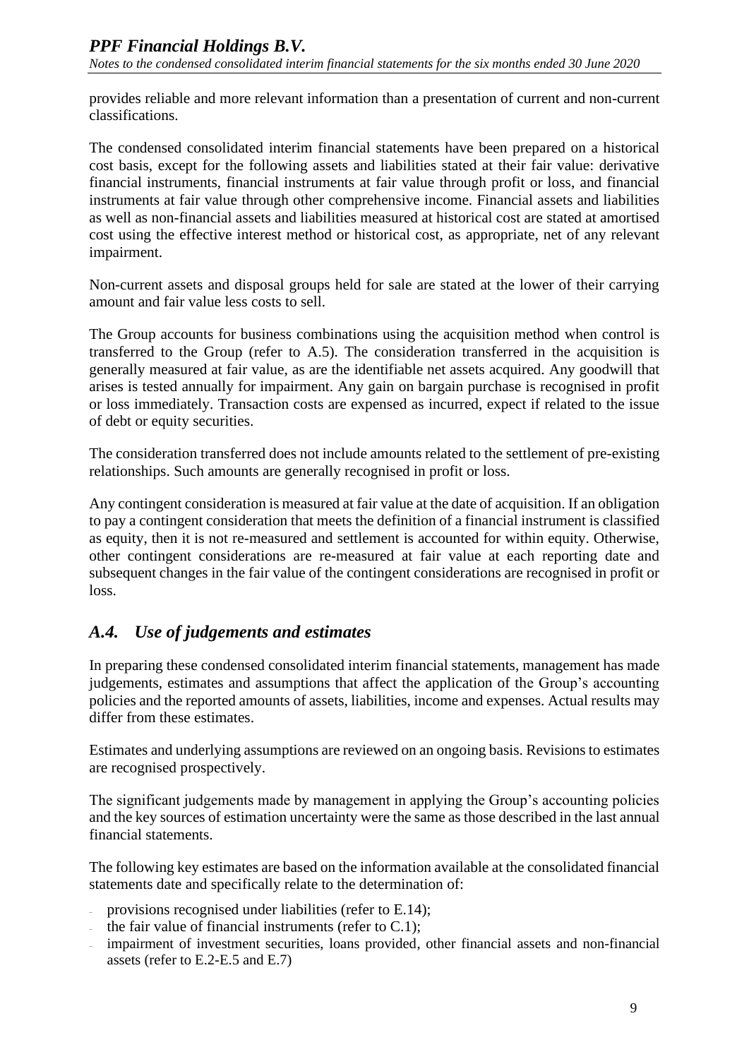provides reliable and more relevant information than a presentation of current and non-current classifications.

The condensed consolidated interim financial statements have been prepared on a historical cost basis, except for the following assets and liabilities stated at their fair value: derivative financial instruments, financial instruments at fair value through profit or loss, and financial instruments at fair value through other comprehensive income. Financial assets and liabilities as well as non-financial assets and liabilities measured at historical cost are stated at amortised cost using the effective interest method or historical cost, as appropriate, net of any relevant impairment.

Non-current assets and disposal groups held for sale are stated at the lower of their carrying amount and fair value less costs to sell.

The Group accounts for business combinations using the acquisition method when control is transferred to the Group (refer to A.5). The consideration transferred in the acquisition is generally measured at fair value, as are the identifiable net assets acquired. Any goodwill that arises is tested annually for impairment. Any gain on bargain purchase is recognised in profit or loss immediately. Transaction costs are expensed as incurred, expect if related to the issue of debt or equity securities.

The consideration transferred does not include amounts related to the settlement of pre-existing relationships. Such amounts are generally recognised in profit or loss.

Any contingent consideration is measured at fair value at the date of acquisition. If an obligation to pay a contingent consideration that meets the definition of a financial instrument is classified as equity, then it is not re-measured and settlement is accounted for within equity. Otherwise, other contingent considerations are re-measured at fair value at each reporting date and subsequent changes in the fair value of the contingent considerations are recognised in profit or loss.

## *A.4. Use of judgements and estimates*

In preparing these condensed consolidated interim financial statements, management has made judgements, estimates and assumptions that affect the application of the Group's accounting policies and the reported amounts of assets, liabilities, income and expenses. Actual results may differ from these estimates.

Estimates and underlying assumptions are reviewed on an ongoing basis. Revisions to estimates are recognised prospectively.

The significant judgements made by management in applying the Group's accounting policies and the key sources of estimation uncertainty were the same as those described in the last annual financial statements.

The following key estimates are based on the information available at the consolidated financial statements date and specifically relate to the determination of:

- provisions recognised under liabilities (refer to E.14);
- the fair value of financial instruments (refer to C.1);
- impairment of investment securities, loans provided, other financial assets and non-financial assets (refer to E.2-E.5 and E.7)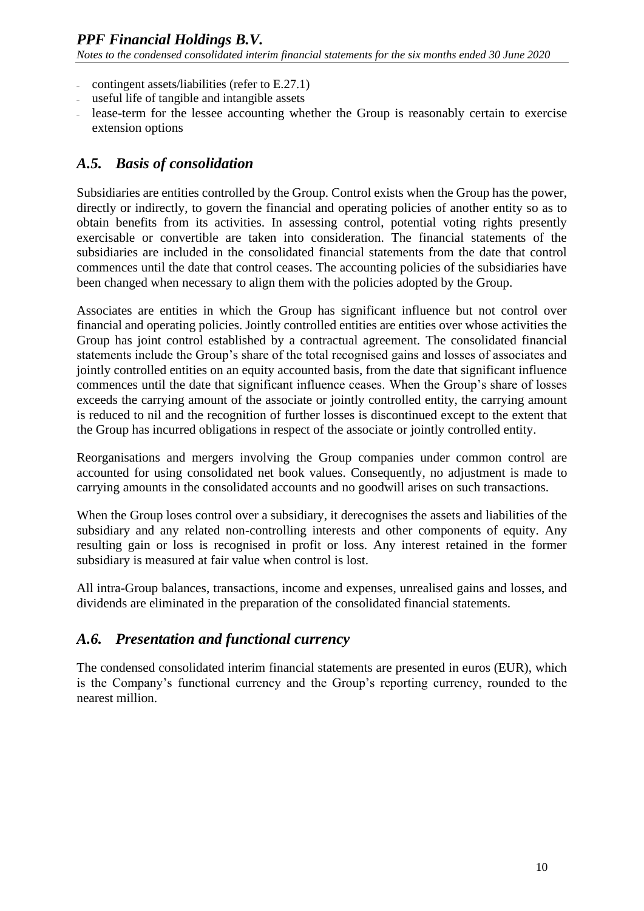- contingent assets/liabilities (refer to E.27.1)
- useful life of tangible and intangible assets
- lease-term for the lessee accounting whether the Group is reasonably certain to exercise extension options

## *A.5. Basis of consolidation*

Subsidiaries are entities controlled by the Group. Control exists when the Group has the power, directly or indirectly, to govern the financial and operating policies of another entity so as to obtain benefits from its activities. In assessing control, potential voting rights presently exercisable or convertible are taken into consideration. The financial statements of the subsidiaries are included in the consolidated financial statements from the date that control commences until the date that control ceases. The accounting policies of the subsidiaries have been changed when necessary to align them with the policies adopted by the Group.

Associates are entities in which the Group has significant influence but not control over financial and operating policies. Jointly controlled entities are entities over whose activities the Group has joint control established by a contractual agreement. The consolidated financial statements include the Group's share of the total recognised gains and losses of associates and jointly controlled entities on an equity accounted basis, from the date that significant influence commences until the date that significant influence ceases. When the Group's share of losses exceeds the carrying amount of the associate or jointly controlled entity, the carrying amount is reduced to nil and the recognition of further losses is discontinued except to the extent that the Group has incurred obligations in respect of the associate or jointly controlled entity.

Reorganisations and mergers involving the Group companies under common control are accounted for using consolidated net book values. Consequently, no adjustment is made to carrying amounts in the consolidated accounts and no goodwill arises on such transactions.

When the Group loses control over a subsidiary, it derecognises the assets and liabilities of the subsidiary and any related non-controlling interests and other components of equity. Any resulting gain or loss is recognised in profit or loss. Any interest retained in the former subsidiary is measured at fair value when control is lost.

All intra-Group balances, transactions, income and expenses, unrealised gains and losses, and dividends are eliminated in the preparation of the consolidated financial statements.

## *A.6. Presentation and functional currency*

The condensed consolidated interim financial statements are presented in euros (EUR), which is the Company's functional currency and the Group's reporting currency, rounded to the nearest million.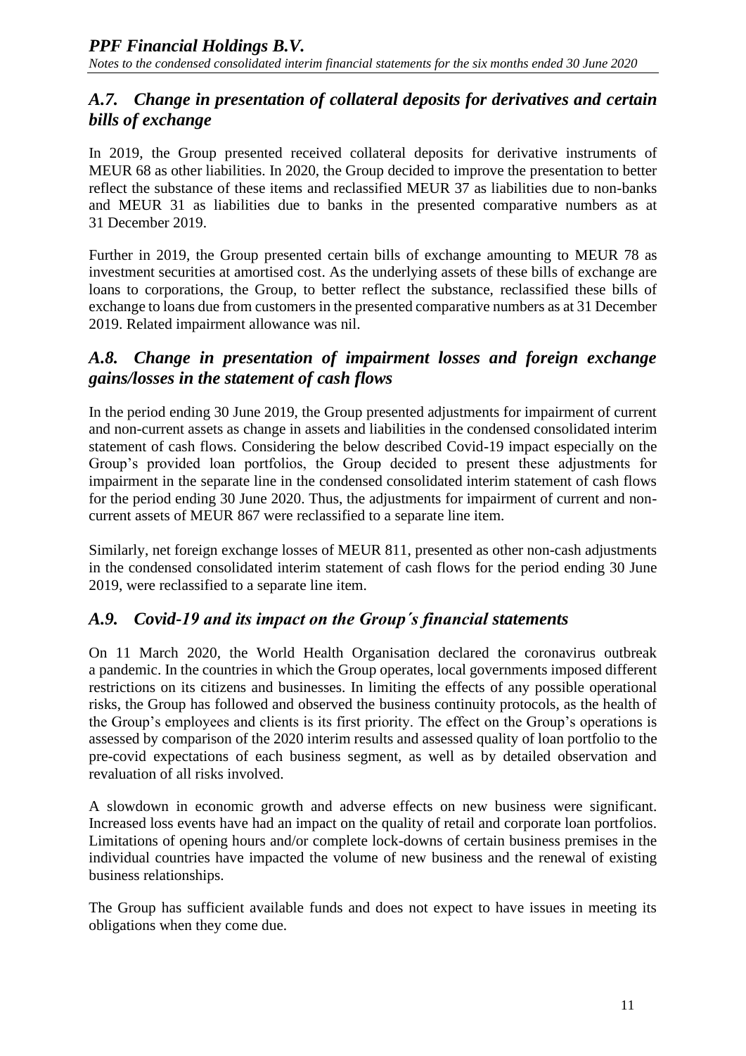## *A.7. Change in presentation of collateral deposits for derivatives and certain bills of exchange*

In 2019, the Group presented received collateral deposits for derivative instruments of MEUR 68 as other liabilities. In 2020, the Group decided to improve the presentation to better reflect the substance of these items and reclassified MEUR 37 as liabilities due to non-banks and MEUR 31 as liabilities due to banks in the presented comparative numbers as at 31 December 2019.

Further in 2019, the Group presented certain bills of exchange amounting to MEUR 78 as investment securities at amortised cost. As the underlying assets of these bills of exchange are loans to corporations, the Group, to better reflect the substance, reclassified these bills of exchange to loans due from customers in the presented comparative numbers as at 31 December 2019. Related impairment allowance was nil.

## *A.8. Change in presentation of impairment losses and foreign exchange gains/losses in the statement of cash flows*

In the period ending 30 June 2019, the Group presented adjustments for impairment of current and non-current assets as change in assets and liabilities in the condensed consolidated interim statement of cash flows. Considering the below described Covid-19 impact especially on the Group's provided loan portfolios, the Group decided to present these adjustments for impairment in the separate line in the condensed consolidated interim statement of cash flows for the period ending 30 June 2020. Thus, the adjustments for impairment of current and non-current assets of MEUR 867 were reclassified to a separate line item.

Similarly, net foreign exchange losses of MEUR 811, presented as other non-cash adjustments in the condensed consolidated interim statement of cash flows for the period ending 30 June 2019, were reclassified to a separate line item.

## *A.9. Covid-19 and its impact on the Group´s financial statements*

On 11 March 2020, the World Health Organisation declared the coronavirus outbreak a pandemic. In the countries in which the Group operates, local governments imposed different restrictions on its citizens and businesses. In limiting the effects of any possible operational risks, the Group has followed and observed the business continuity protocols, as the health of the Group's employees and clients is its first priority. The effect on the Group's operations is assessed by comparison of the 2020 interim results and assessed quality of loan portfolio to the pre-covid expectations of each business segment, as well as by detailed observation and revaluation of all risks involved.

A slowdown in economic growth and adverse effects on new business were significant. Increased loss events have had an impact on the quality of retail and corporate loan portfolios. Limitations of opening hours and/or complete lock-downs of certain business premises in the individual countries have impacted the volume of new business and the renewal of existing business relationships.

The Group has sufficient available funds and does not expect to have issues in meeting its obligations when they come due.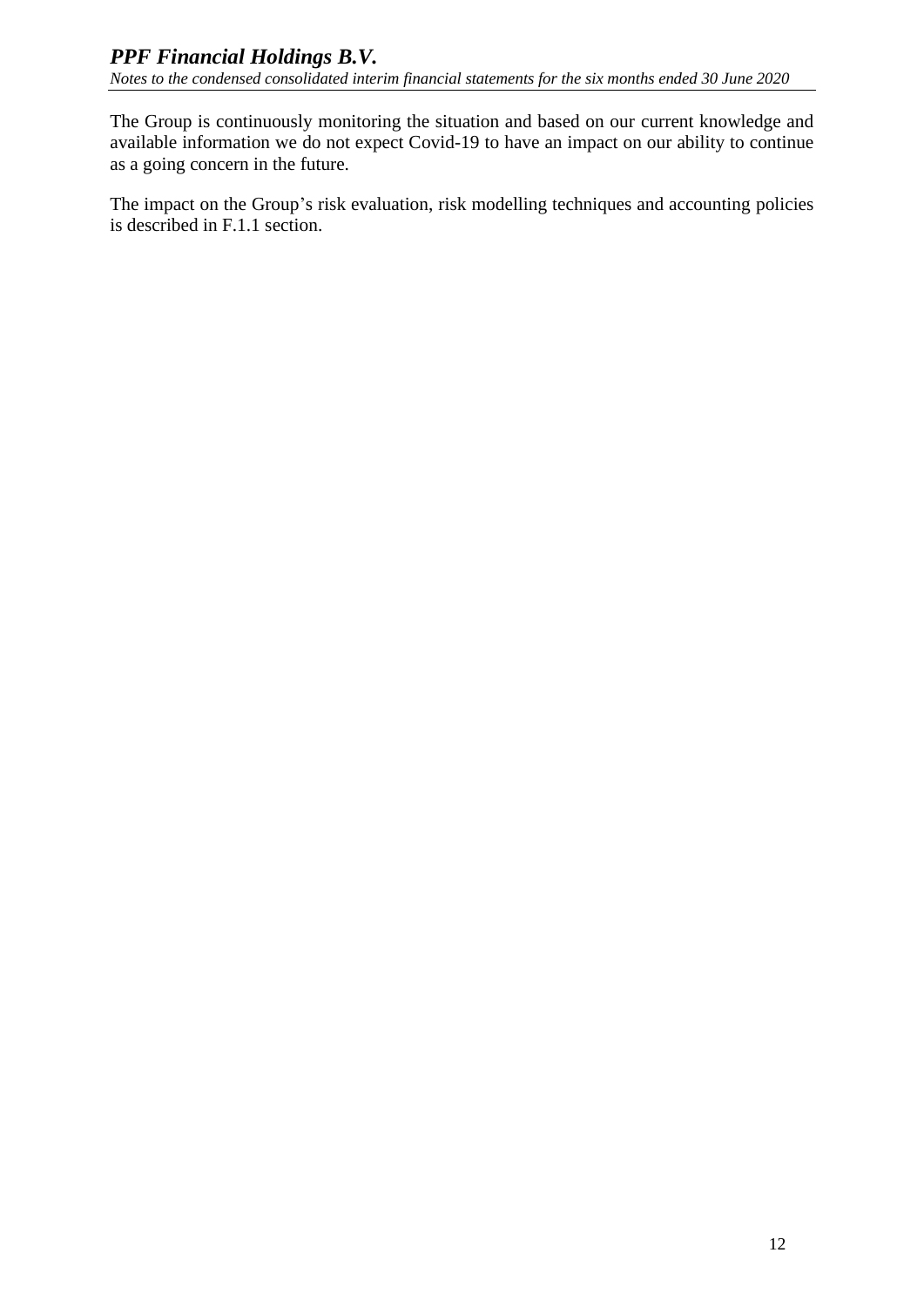The Group is continuously monitoring the situation and based on our current knowledge and available information we do not expect Covid-19 to have an impact on our ability to continue as a going concern in the future.

The impact on the Group's risk evaluation, risk modelling techniques and accounting policies is described in F.1.1 section.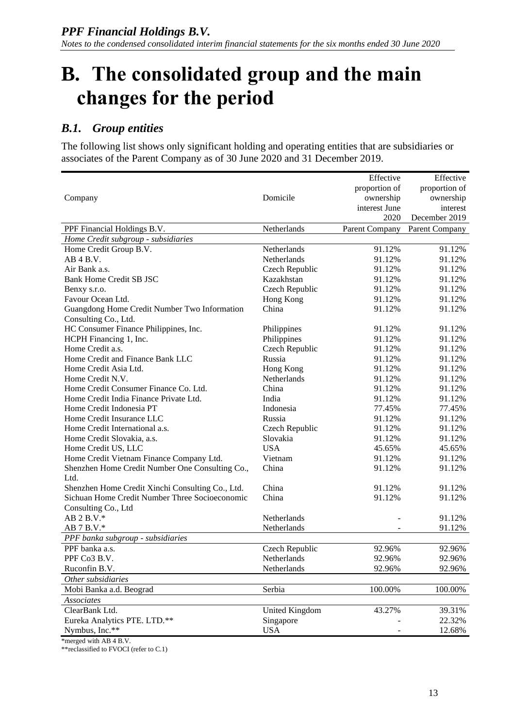# B. The consolidated group and the main changes for the period

## B.1. Group entities

The following list shows only significant holding and operating entities that are subsidiaries or associates of the Parent Company as of 30 June 2020 and 31 December 2019.

| Company | Domicile | Effective proportion of ownership interest June 2020 | Effective proportion of ownership interest December 2019 |
|---|---|---|---|
| PPF Financial Holdings B.V. | Netherlands | Parent Company | Parent Company |
| *Home Credit subgroup - subsidiaries* | | | |
| Home Credit Group B.V. | Netherlands | 91.12% | 91.12% |
| AB 4 B.V. | Netherlands | 91.12% | 91.12% |
| Air Bank a.s. | Czech Republic | 91.12% | 91.12% |
| Bank Home Credit SB JSC | Kazakhstan | 91.12% | 91.12% |
| Benxy s.r.o. | Czech Republic | 91.12% | 91.12% |
| Favour Ocean Ltd. | Hong Kong | 91.12% | 91.12% |
| Guangdong Home Credit Number Two Information Consulting Co., Ltd. | China | 91.12% | 91.12% |
| HC Consumer Finance Philippines, Inc. | Philippines | 91.12% | 91.12% |
| HCPH Financing 1, Inc. | Philippines | 91.12% | 91.12% |
| Home Credit a.s. | Czech Republic | 91.12% | 91.12% |
| Home Credit and Finance Bank LLC | Russia | 91.12% | 91.12% |
| Home Credit Asia Ltd. | Hong Kong | 91.12% | 91.12% |
| Home Credit N.V. | Netherlands | 91.12% | 91.12% |
| Home Credit Consumer Finance Co. Ltd. | China | 91.12% | 91.12% |
| Home Credit India Finance Private Ltd. | India | 91.12% | 91.12% |
| Home Credit Indonesia PT | Indonesia | 77.45% | 77.45% |
| Home Credit Insurance LLC | Russia | 91.12% | 91.12% |
| Home Credit International a.s. | Czech Republic | 91.12% | 91.12% |
| Home Credit Slovakia, a.s. | Slovakia | 91.12% | 91.12% |
| Home Credit US, LLC | USA | 45.65% | 45.65% |
| Home Credit Vietnam Finance Company Ltd. | Vietnam | 91.12% | 91.12% |
| Shenzhen Home Credit Number One Consulting Co., Ltd. | China | 91.12% | 91.12% |
| Shenzhen Home Credit Xinchi Consulting Co., Ltd. | China | 91.12% | 91.12% |
| Sichuan Home Credit Number Three Socioeconomic Consulting Co., Ltd | China | 91.12% | 91.12% |
| AB 2 B.V.* | Netherlands | - | 91.12% |
| AB 7 B.V.* | Netherlands | - | 91.12% |
| *PPF banka subgroup - subsidiaries* | | | |
| PPF banka a.s. | Czech Republic | 92.96% | 92.96% |
| PPF Co3 B.V. | Netherlands | 92.96% | 92.96% |
| Ruconfin B.V. | Netherlands | 92.96% | 92.96% |
| *Other subsidiaries* | | | |
| Mobi Banka a.d. Beograd | Serbia | 100.00% | 100.00% |
| *Associates* | | | |
| ClearBank Ltd. | United Kingdom | 43.27% | 39.31% |
| Eureka Analytics PTE. LTD.** | Singapore | - | 22.32% |
| Nymbus, Inc.** | USA | - | 12.68% |

*merged with AB 4 B.V.

**reclassified to FVOCI (refer to C.1)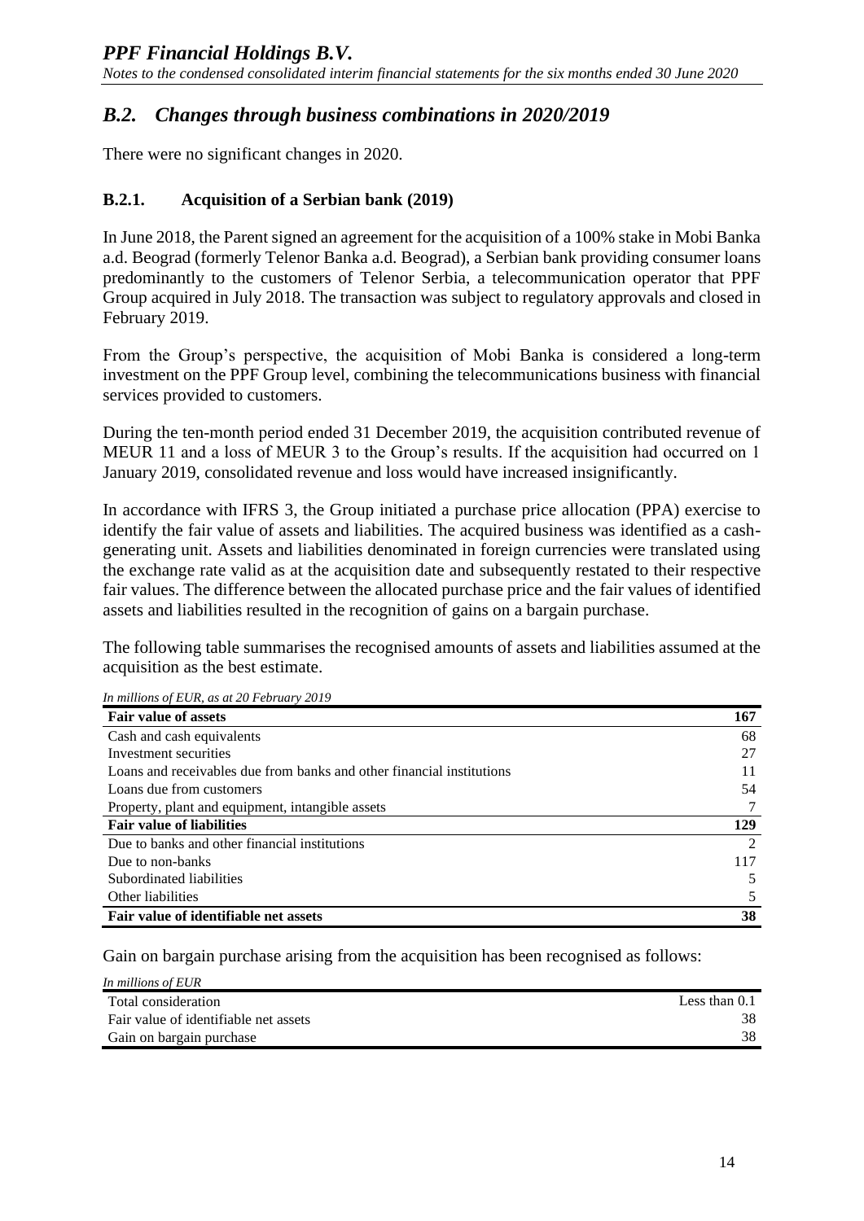## *B.2. Changes through business combinations in 2020/2019*

There were no significant changes in 2020.

### B.2.1. Acquisition of a Serbian bank (2019)

In June 2018, the Parent signed an agreement for the acquisition of a 100% stake in Mobi Banka a.d. Beograd (formerly Telenor Banka a.d. Beograd), a Serbian bank providing consumer loans predominantly to the customers of Telenor Serbia, a telecommunication operator that PPF Group acquired in July 2018. The transaction was subject to regulatory approvals and closed in February 2019.

From the Group's perspective, the acquisition of Mobi Banka is considered a long-term investment on the PPF Group level, combining the telecommunications business with financial services provided to customers.

During the ten-month period ended 31 December 2019, the acquisition contributed revenue of MEUR 11 and a loss of MEUR 3 to the Group's results. If the acquisition had occurred on 1 January 2019, consolidated revenue and loss would have increased insignificantly.

In accordance with IFRS 3, the Group initiated a purchase price allocation (PPA) exercise to identify the fair value of assets and liabilities. The acquired business was identified as a cash-generating unit. Assets and liabilities denominated in foreign currencies were translated using the exchange rate valid as at the acquisition date and subsequently restated to their respective fair values. The difference between the allocated purchase price and the fair values of identified assets and liabilities resulted in the recognition of gains on a bargain purchase.

The following table summarises the recognised amounts of assets and liabilities assumed at the acquisition as the best estimate.

*In millions of EUR, as at 20 February 2019*

| | |
|---|---|
| **Fair value of assets** | **167** |
| Cash and cash equivalents | 68 |
| Investment securities | 27 |
| Loans and receivables due from banks and other financial institutions | 11 |
| Loans due from customers | 54 |
| Property, plant and equipment, intangible assets | 7 |
| **Fair value of liabilities** | **129** |
| Due to banks and other financial institutions | 2 |
| Due to non-banks | 117 |
| Subordinated liabilities | 5 |
| Other liabilities | 5 |
| **Fair value of identifiable net assets** | **38** |

Gain on bargain purchase arising from the acquisition has been recognised as follows:

*In millions of EUR*

| | |
|---|---|
| Total consideration | Less than 0.1 |
| Fair value of identifiable net assets | 38 |
| Gain on bargain purchase | 38 |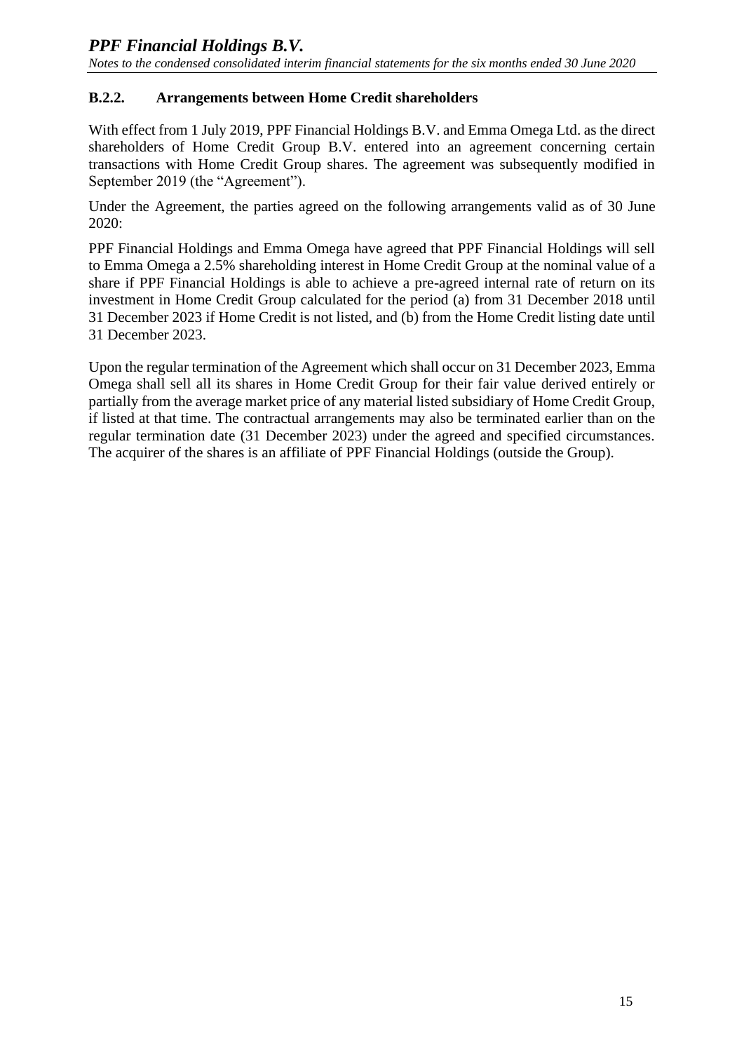### B.2.2. Arrangements between Home Credit shareholders

With effect from 1 July 2019, PPF Financial Holdings B.V. and Emma Omega Ltd. as the direct shareholders of Home Credit Group B.V. entered into an agreement concerning certain transactions with Home Credit Group shares. The agreement was subsequently modified in September 2019 (the "Agreement").

Under the Agreement, the parties agreed on the following arrangements valid as of 30 June 2020:

PPF Financial Holdings and Emma Omega have agreed that PPF Financial Holdings will sell to Emma Omega a 2.5% shareholding interest in Home Credit Group at the nominal value of a share if PPF Financial Holdings is able to achieve a pre-agreed internal rate of return on its investment in Home Credit Group calculated for the period (a) from 31 December 2018 until 31 December 2023 if Home Credit is not listed, and (b) from the Home Credit listing date until 31 December 2023.

Upon the regular termination of the Agreement which shall occur on 31 December 2023, Emma Omega shall sell all its shares in Home Credit Group for their fair value derived entirely or partially from the average market price of any material listed subsidiary of Home Credit Group, if listed at that time. The contractual arrangements may also be terminated earlier than on the regular termination date (31 December 2023) under the agreed and specified circumstances. The acquirer of the shares is an affiliate of PPF Financial Holdings (outside the Group).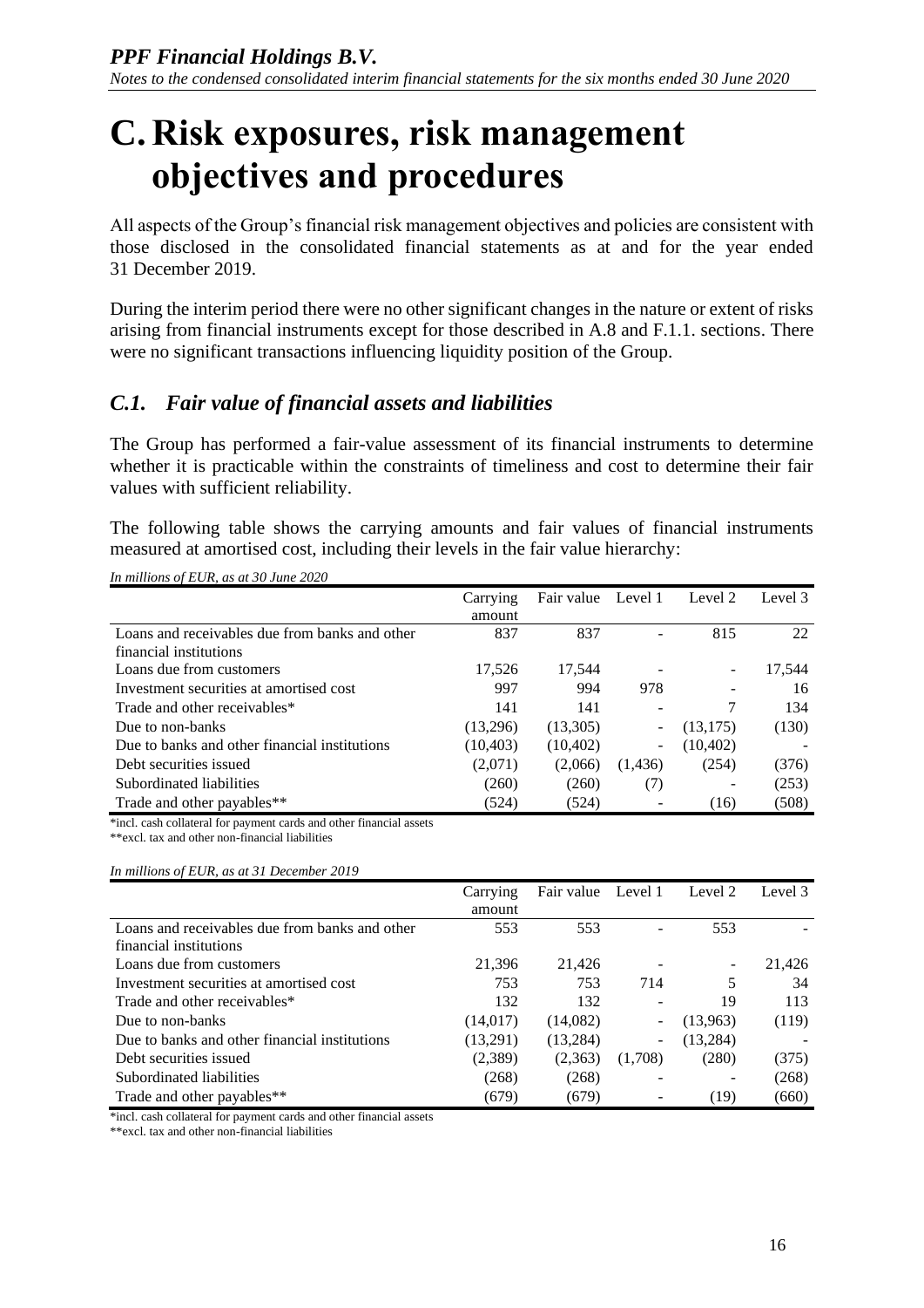# C. Risk exposures, risk management objectives and procedures

All aspects of the Group's financial risk management objectives and policies are consistent with those disclosed in the consolidated financial statements as at and for the year ended 31 December 2019.

During the interim period there were no other significant changes in the nature or extent of risks arising from financial instruments except for those described in A.8 and F.1.1. sections. There were no significant transactions influencing liquidity position of the Group.

## *C.1. Fair value of financial assets and liabilities*

The Group has performed a fair-value assessment of its financial instruments to determine whether it is practicable within the constraints of timeliness and cost to determine their fair values with sufficient reliability.

The following table shows the carrying amounts and fair values of financial instruments measured at amortised cost, including their levels in the fair value hierarchy:

*In millions of EUR, as at 30 June 2020*

| | Carrying amount | Fair value | Level 1 | Level 2 | Level 3 |
|---|---|---|---|---|---|
| Loans and receivables due from banks and other financial institutions | 837 | 837 | - | 815 | 22 |
| Loans due from customers | 17,526 | 17,544 | - | - | 17,544 |
| Investment securities at amortised cost | 997 | 994 | 978 | - | 16 |
| Trade and other receivables* | 141 | 141 | - | 7 | 134 |
| Due to non-banks | (13,296) | (13,305) | - | (13,175) | (130) |
| Due to banks and other financial institutions | (10,403) | (10,402) | - | (10,402) | - |
| Debt securities issued | (2,071) | (2,066) | (1,436) | (254) | (376) |
| Subordinated liabilities | (260) | (260) | (7) | - | (253) |
| Trade and other payables** | (524) | (524) | - | (16) | (508) |

*incl. cash collateral for payment cards and other financial assets

**excl. tax and other non-financial liabilities

*In millions of EUR, as at 31 December 2019*

| | Carrying amount | Fair value | Level 1 | Level 2 | Level 3 |
|---|---|---|---|---|---|
| Loans and receivables due from banks and other financial institutions | 553 | 553 | - | 553 | - |
| Loans due from customers | 21,396 | 21,426 | - | - | 21,426 |
| Investment securities at amortised cost | 753 | 753 | 714 | 5 | 34 |
| Trade and other receivables* | 132 | 132 | - | 19 | 113 |
| Due to non-banks | (14,017) | (14,082) | - | (13,963) | (119) |
| Due to banks and other financial institutions | (13,291) | (13,284) | - | (13,284) | - |
| Debt securities issued | (2,389) | (2,363) | (1,708) | (280) | (375) |
| Subordinated liabilities | (268) | (268) | - | - | (268) |
| Trade and other payables** | (679) | (679) | - | (19) | (660) |

*incl. cash collateral for payment cards and other financial assets

**excl. tax and other non-financial liabilities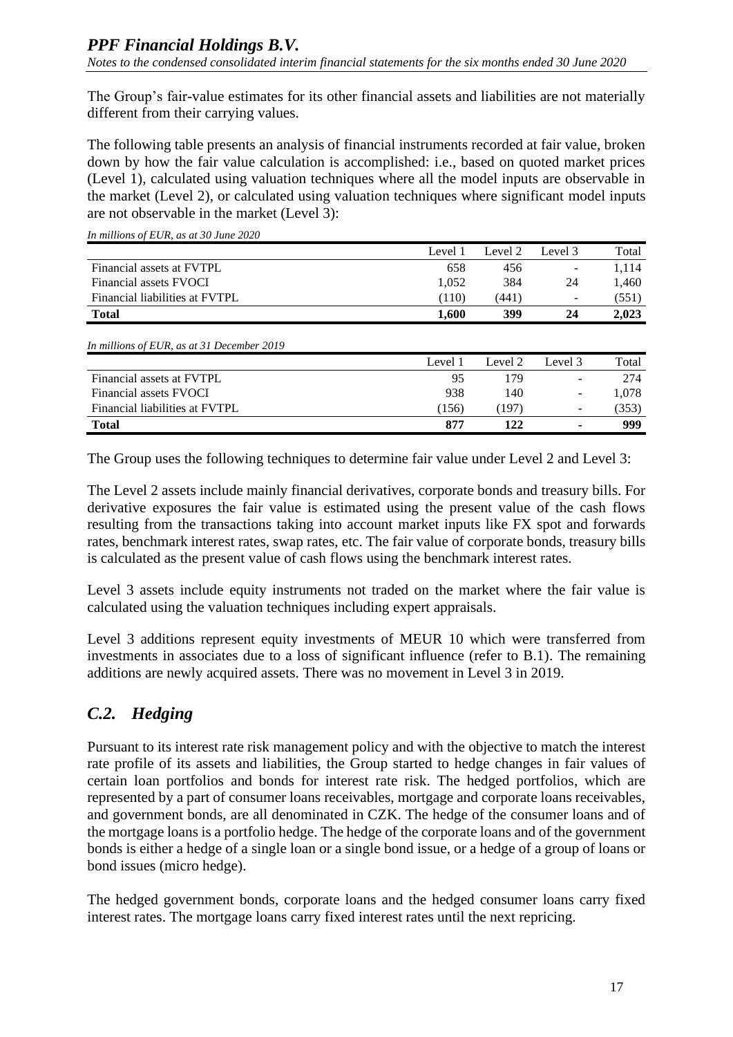The Group's fair-value estimates for its other financial assets and liabilities are not materially different from their carrying values.

The following table presents an analysis of financial instruments recorded at fair value, broken down by how the fair value calculation is accomplished: i.e., based on quoted market prices (Level 1), calculated using valuation techniques where all the model inputs are observable in the market (Level 2), or calculated using valuation techniques where significant model inputs are not observable in the market (Level 3):

*In millions of EUR, as at 30 June 2020*

| | Level 1 | Level 2 | Level 3 | Total |
|---|---|---|---|---|
| Financial assets at FVTPL | 658 | 456 | - | 1,114 |
| Financial assets FVOCI | 1,052 | 384 | 24 | 1,460 |
| Financial liabilities at FVTPL | (110) | (441) | - | (551) |
| **Total** | **1,600** | **399** | **24** | **2,023** |

*In millions of EUR, as at 31 December 2019*

| | Level 1 | Level 2 | Level 3 | Total |
|---|---|---|---|---|
| Financial assets at FVTPL | 95 | 179 | - | 274 |
| Financial assets FVOCI | 938 | 140 | - | 1,078 |
| Financial liabilities at FVTPL | (156) | (197) | - | (353) |
| **Total** | **877** | **122** | **-** | **999** |

The Group uses the following techniques to determine fair value under Level 2 and Level 3:

The Level 2 assets include mainly financial derivatives, corporate bonds and treasury bills. For derivative exposures the fair value is estimated using the present value of the cash flows resulting from the transactions taking into account market inputs like FX spot and forwards rates, benchmark interest rates, swap rates, etc. The fair value of corporate bonds, treasury bills is calculated as the present value of cash flows using the benchmark interest rates.

Level 3 assets include equity instruments not traded on the market where the fair value is calculated using the valuation techniques including expert appraisals.

Level 3 additions represent equity investments of MEUR 10 which were transferred from investments in associates due to a loss of significant influence (refer to B.1). The remaining additions are newly acquired assets. There was no movement in Level 3 in 2019.

## *C.2. Hedging*

Pursuant to its interest rate risk management policy and with the objective to match the interest rate profile of its assets and liabilities, the Group started to hedge changes in fair values of certain loan portfolios and bonds for interest rate risk. The hedged portfolios, which are represented by a part of consumer loans receivables, mortgage and corporate loans receivables, and government bonds, are all denominated in CZK. The hedge of the consumer loans and of the mortgage loans is a portfolio hedge. The hedge of the corporate loans and of the government bonds is either a hedge of a single loan or a single bond issue, or a hedge of a group of loans or bond issues (micro hedge).

The hedged government bonds, corporate loans and the hedged consumer loans carry fixed interest rates. The mortgage loans carry fixed interest rates until the next repricing.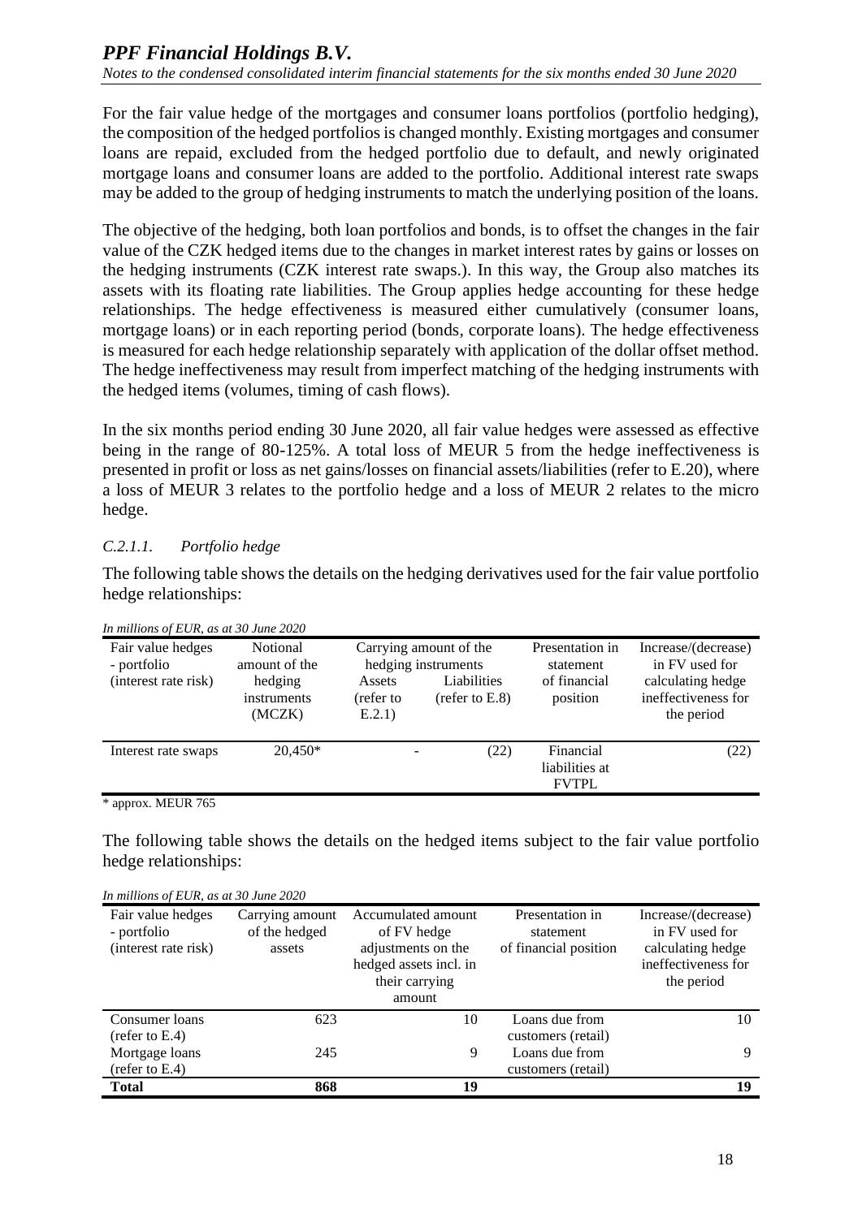For the fair value hedge of the mortgages and consumer loans portfolios (portfolio hedging), the composition of the hedged portfolios is changed monthly. Existing mortgages and consumer loans are repaid, excluded from the hedged portfolio due to default, and newly originated mortgage loans and consumer loans are added to the portfolio. Additional interest rate swaps may be added to the group of hedging instruments to match the underlying position of the loans.

The objective of the hedging, both loan portfolios and bonds, is to offset the changes in the fair value of the CZK hedged items due to the changes in market interest rates by gains or losses on the hedging instruments (CZK interest rate swaps.). In this way, the Group also matches its assets with its floating rate liabilities. The Group applies hedge accounting for these hedge relationships. The hedge effectiveness is measured either cumulatively (consumer loans, mortgage loans) or in each reporting period (bonds, corporate loans). The hedge effectiveness is measured for each hedge relationship separately with application of the dollar offset method. The hedge ineffectiveness may result from imperfect matching of the hedging instruments with the hedged items (volumes, timing of cash flows).

In the six months period ending 30 June 2020, all fair value hedges were assessed as effective being in the range of 80-125%. A total loss of MEUR 5 from the hedge ineffectiveness is presented in profit or loss as net gains/losses on financial assets/liabilities (refer to E.20), where a loss of MEUR 3 relates to the portfolio hedge and a loss of MEUR 2 relates to the micro hedge.

### *C.2.1.1. Portfolio hedge*

The following table shows the details on the hedging derivatives used for the fair value portfolio hedge relationships:

*In millions of EUR, as at 30 June 2020*

| Fair value hedges - portfolio (interest rate risk) | Notional amount of the hedging instruments (MCZK) | Carrying amount of the hedging instruments | | Presentation in statement of financial position | Increase/(decrease) in FV used for calculating hedge ineffectiveness for the period |
|---|---|---|---|---|---|
| | | Assets (refer to E.2.1) | Liabilities (refer to E.8) | | |
| Interest rate swaps | 20,450* | - | (22) | Financial liabilities at FVTPL | (22) |

\* approx. MEUR 765

The following table shows the details on the hedged items subject to the fair value portfolio hedge relationships:

*In millions of EUR, as at 30 June 2020*

| Fair value hedges - portfolio (interest rate risk) | Carrying amount of the hedged assets | Accumulated amount of FV hedge adjustments on the hedged assets incl. in their carrying amount | Presentation in statement of financial position | Increase/(decrease) in FV used for calculating hedge ineffectiveness for the period |
|---|---|---|---|---|
| Consumer loans (refer to E.4) | 623 | 10 | Loans due from customers (retail) | 10 |
| Mortgage loans (refer to E.4) | 245 | 9 | Loans due from customers (retail) | 9 |
| **Total** | **868** | **19** | | **19** |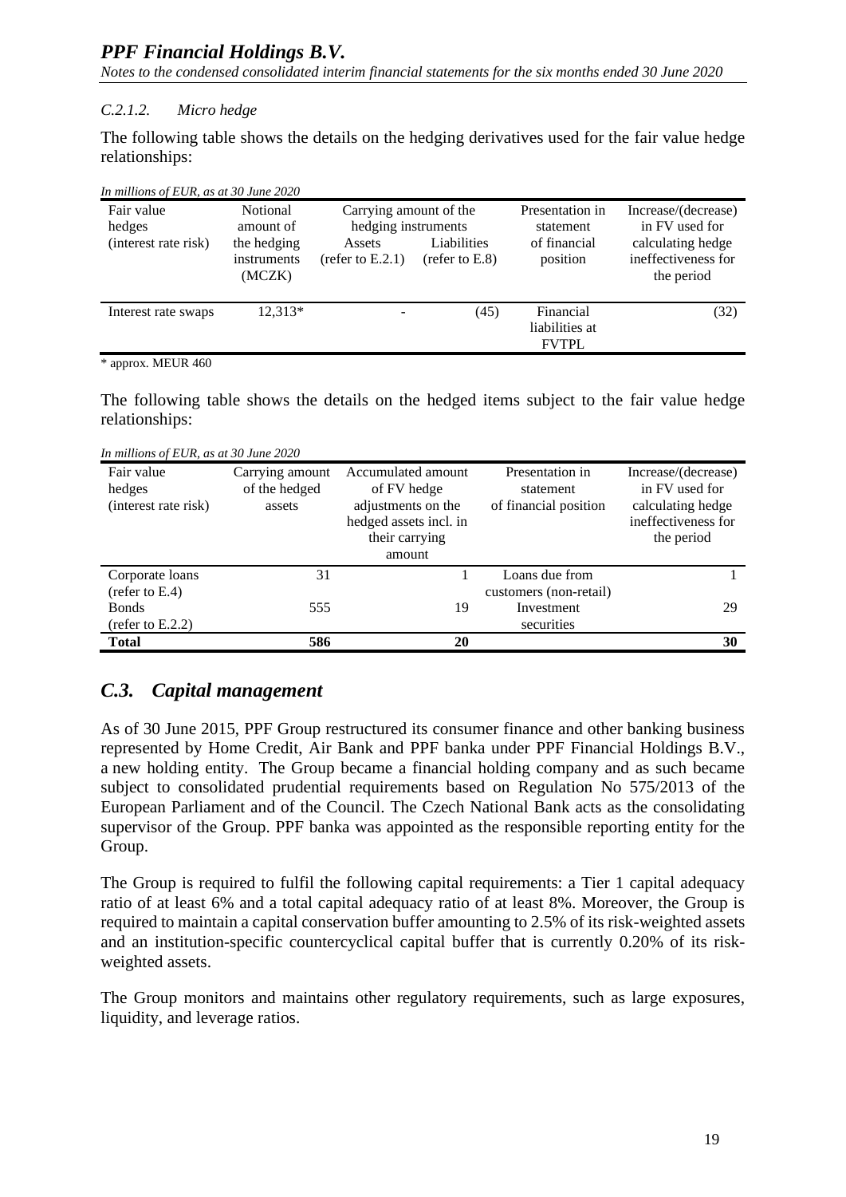#### *C.2.1.2. Micro hedge*

The following table shows the details on the hedging derivatives used for the fair value hedge relationships:

*In millions of EUR, as at 30 June 2020*

| Fair value hedges (interest rate risk) | Notional amount of the hedging instruments (MCZK) | Carrying amount of the hedging instruments | | Presentation in statement of financial position | Increase/(decrease) in FV used for calculating hedge ineffectiveness for the period |
|---|---|---|---|---|---|
| | | Assets (refer to E.2.1) | Liabilities (refer to E.8) | | |
| Interest rate swaps | 12,313* | - | (45) | Financial liabilities at FVTPL | (32) |

\* approx. MEUR 460

The following table shows the details on the hedged items subject to the fair value hedge relationships:

*In millions of EUR, as at 30 June 2020*

| Fair value hedges (interest rate risk) | Carrying amount of the hedged assets | Accumulated amount of FV hedge adjustments on the hedged assets incl. in their carrying amount | Presentation in statement of financial position | Increase/(decrease) in FV used for calculating hedge ineffectiveness for the period |
|---|---|---|---|---|
| Corporate loans (refer to E.4) | 31 | 1 | Loans due from customers (non-retail) | 1 |
| Bonds (refer to E.2.2) | 555 | 19 | Investment securities | 29 |
| **Total** | **586** | **20** | | **30** |

## *C.3. Capital management*

As of 30 June 2015, PPF Group restructured its consumer finance and other banking business represented by Home Credit, Air Bank and PPF banka under PPF Financial Holdings B.V., a new holding entity. The Group became a financial holding company and as such became subject to consolidated prudential requirements based on Regulation No 575/2013 of the European Parliament and of the Council. The Czech National Bank acts as the consolidating supervisor of the Group. PPF banka was appointed as the responsible reporting entity for the Group.

The Group is required to fulfil the following capital requirements: a Tier 1 capital adequacy ratio of at least 6% and a total capital adequacy ratio of at least 8%. Moreover, the Group is required to maintain a capital conservation buffer amounting to 2.5% of its risk-weighted assets and an institution-specific countercyclical capital buffer that is currently 0.20% of its risk-weighted assets.

The Group monitors and maintains other regulatory requirements, such as large exposures, liquidity, and leverage ratios.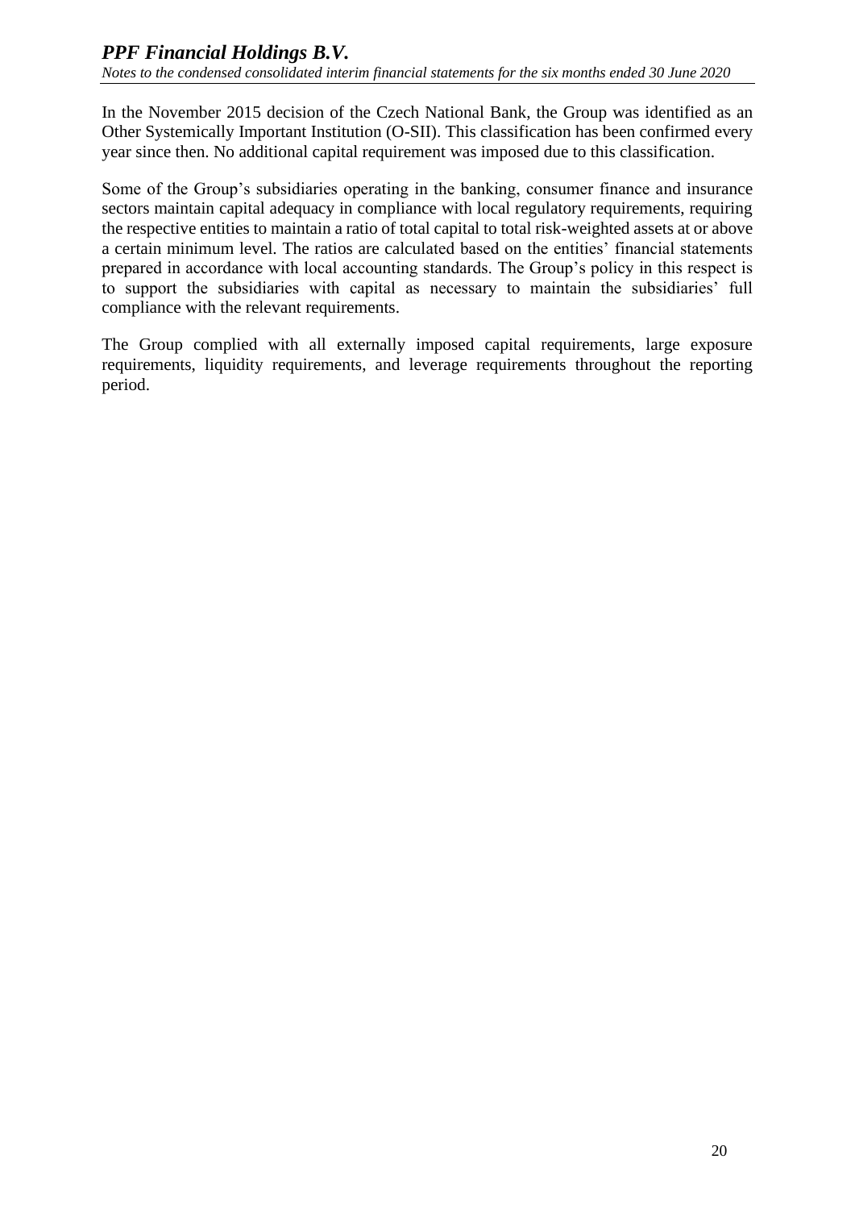In the November 2015 decision of the Czech National Bank, the Group was identified as an Other Systemically Important Institution (O-SII). This classification has been confirmed every year since then. No additional capital requirement was imposed due to this classification.

Some of the Group's subsidiaries operating in the banking, consumer finance and insurance sectors maintain capital adequacy in compliance with local regulatory requirements, requiring the respective entities to maintain a ratio of total capital to total risk-weighted assets at or above a certain minimum level. The ratios are calculated based on the entities' financial statements prepared in accordance with local accounting standards. The Group's policy in this respect is to support the subsidiaries with capital as necessary to maintain the subsidiaries' full compliance with the relevant requirements.

The Group complied with all externally imposed capital requirements, large exposure requirements, liquidity requirements, and leverage requirements throughout the reporting period.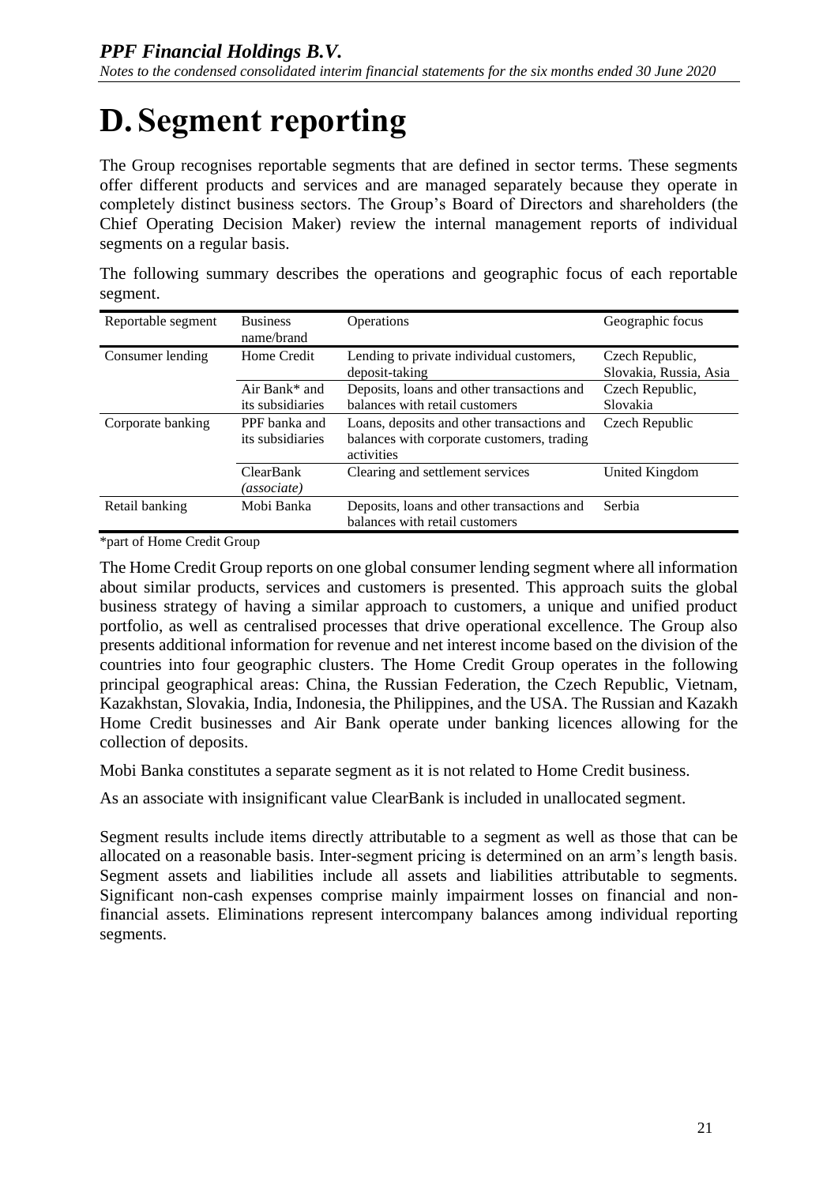# D. Segment reporting

The Group recognises reportable segments that are defined in sector terms. These segments offer different products and services and are managed separately because they operate in completely distinct business sectors. The Group's Board of Directors and shareholders (the Chief Operating Decision Maker) review the internal management reports of individual segments on a regular basis.

The following summary describes the operations and geographic focus of each reportable segment.

| Reportable segment | Business name/brand | Operations | Geographic focus |
|---|---|---|---|
| Consumer lending | Home Credit | Lending to private individual customers, deposit-taking | Czech Republic, Slovakia, Russia, Asia |
| | Air Bank* and its subsidiaries | Deposits, loans and other transactions and balances with retail customers | Czech Republic, Slovakia |
| Corporate banking | PPF banka and its subsidiaries | Loans, deposits and other transactions and balances with corporate customers, trading activities | Czech Republic |
| | ClearBank *(associate)* | Clearing and settlement services | United Kingdom |
| Retail banking | Mobi Banka | Deposits, loans and other transactions and balances with retail customers | Serbia |

*part of Home Credit Group

The Home Credit Group reports on one global consumer lending segment where all information about similar products, services and customers is presented. This approach suits the global business strategy of having a similar approach to customers, a unique and unified product portfolio, as well as centralised processes that drive operational excellence. The Group also presents additional information for revenue and net interest income based on the division of the countries into four geographic clusters. The Home Credit Group operates in the following principal geographical areas: China, the Russian Federation, the Czech Republic, Vietnam, Kazakhstan, Slovakia, India, Indonesia, the Philippines, and the USA. The Russian and Kazakh Home Credit businesses and Air Bank operate under banking licences allowing for the collection of deposits.

Mobi Banka constitutes a separate segment as it is not related to Home Credit business.

As an associate with insignificant value ClearBank is included in unallocated segment.

Segment results include items directly attributable to a segment as well as those that can be allocated on a reasonable basis. Inter-segment pricing is determined on an arm's length basis. Segment assets and liabilities include all assets and liabilities attributable to segments. Significant non-cash expenses comprise mainly impairment losses on financial and non-financial assets. Eliminations represent intercompany balances among individual reporting segments.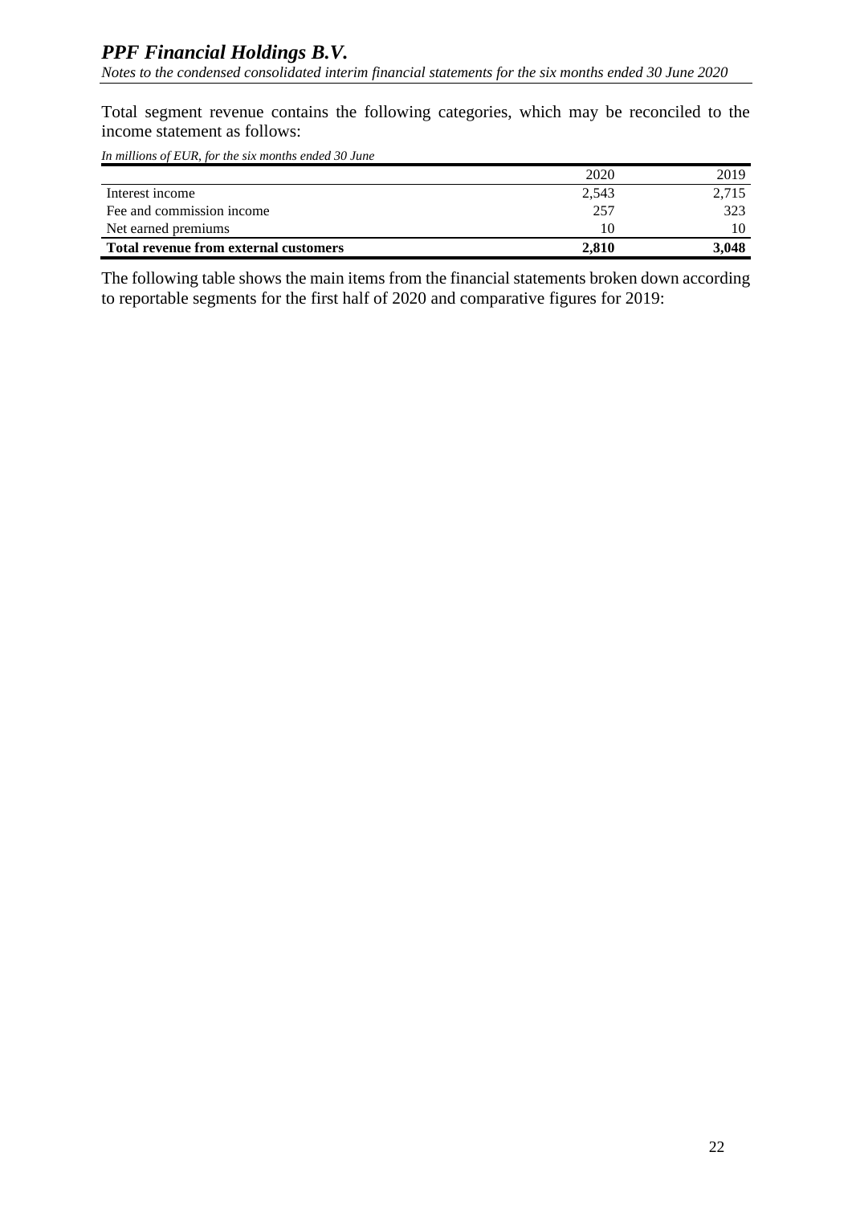Total segment revenue contains the following categories, which may be reconciled to the income statement as follows:

*In millions of EUR, for the six months ended 30 June*

| | 2020 | 2019 |
|---|---|---|
| Interest income | 2,543 | 2,715 |
| Fee and commission income | 257 | 323 |
| Net earned premiums | 10 | 10 |
| **Total revenue from external customers** | **2,810** | **3,048** |

The following table shows the main items from the financial statements broken down according to reportable segments for the first half of 2020 and comparative figures for 2019: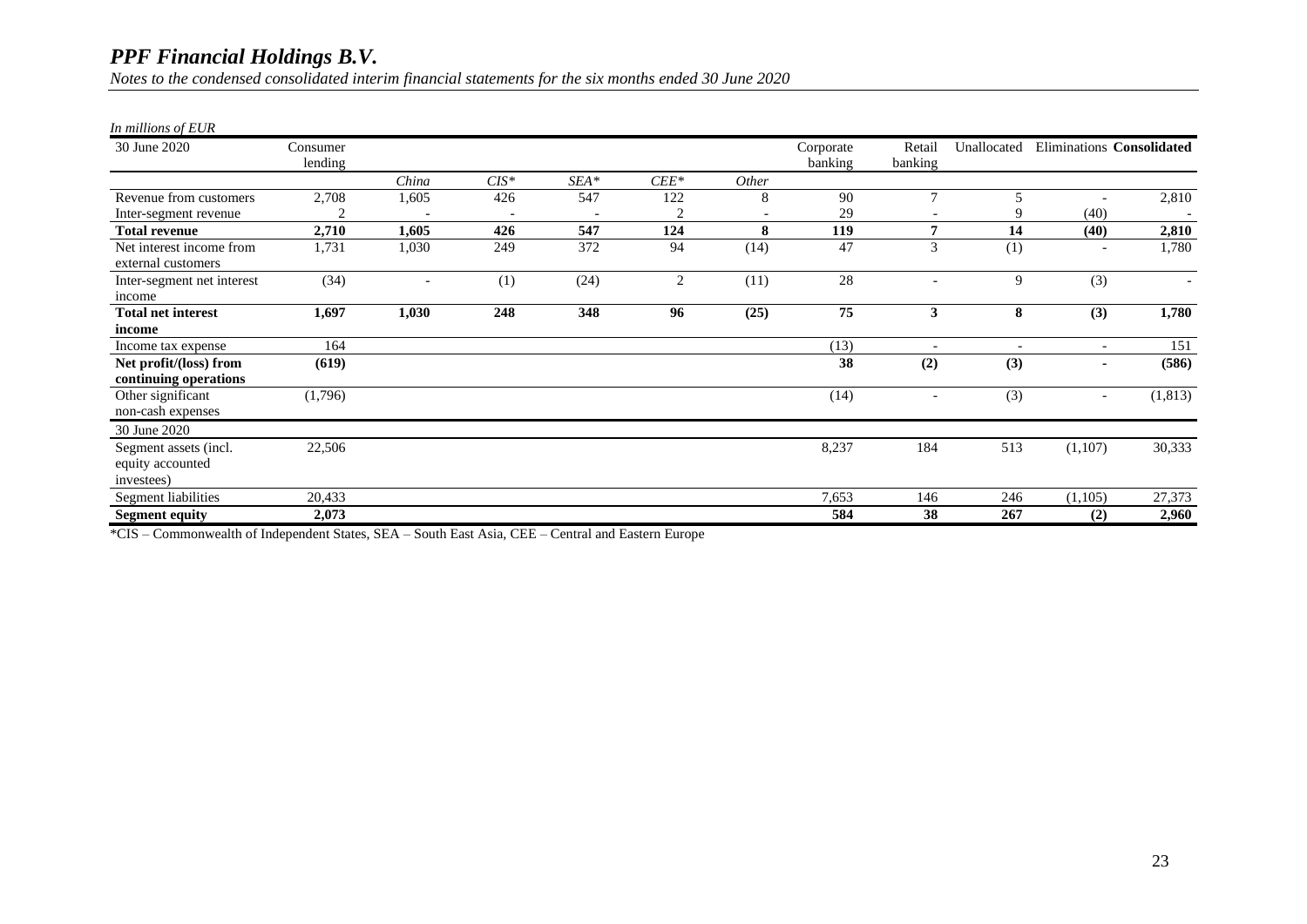*In millions of EUR*

| 30 June 2020 | Consumer lending | | | | | | Corporate banking | Retail banking | Unallocated | Eliminations | **Consolidated** |
|---|---|---|---|---|---|---|---|---|---|---|---|
| | | *China* | *CIS** | *SEA** | *CEE** | *Other* | | | | | |
| Revenue from customers | 2,708 | 1,605 | 426 | 547 | 122 | 8 | 90 | 7 | 5 | - | 2,810 |
| Inter-segment revenue | 2 | - | - | - | 2 | - | 29 | - | 9 | (40) | - |
| **Total revenue** | **2,710** | **1,605** | **426** | **547** | **124** | **8** | **119** | **7** | **14** | **(40)** | **2,810** |
| Net interest income from external customers | 1,731 | 1,030 | 249 | 372 | 94 | (14) | 47 | 3 | (1) | - | 1,780 |
| Inter-segment net interest income | (34) | - | (1) | (24) | 2 | (11) | 28 | - | 9 | (3) | - |
| **Total net interest income** | **1,697** | **1,030** | **248** | **348** | **96** | **(25)** | **75** | **3** | **8** | **(3)** | **1,780** |
| Income tax expense | 164 | | | | | | (13) | - | - | - | 151 |
| **Net profit/(loss) from continuing operations** | **(619)** | | | | | | **38** | **(2)** | **(3)** | **-** | **(586)** |
| Other significant non-cash expenses | (1,796) | | | | | | (14) | - | (3) | - | (1,813) |
| 30 June 2020 | | | | | | | | | | | |
| Segment assets (incl. equity accounted investees) | 22,506 | | | | | | 8,237 | 184 | 513 | (1,107) | 30,333 |
| Segment liabilities | 20,433 | | | | | | 7,653 | 146 | 246 | (1,105) | 27,373 |
| **Segment equity** | **2,073** | | | | | | **584** | **38** | **267** | **(2)** | **2,960** |

*CIS – Commonwealth of Independent States, SEA – South East Asia, CEE – Central and Eastern Europe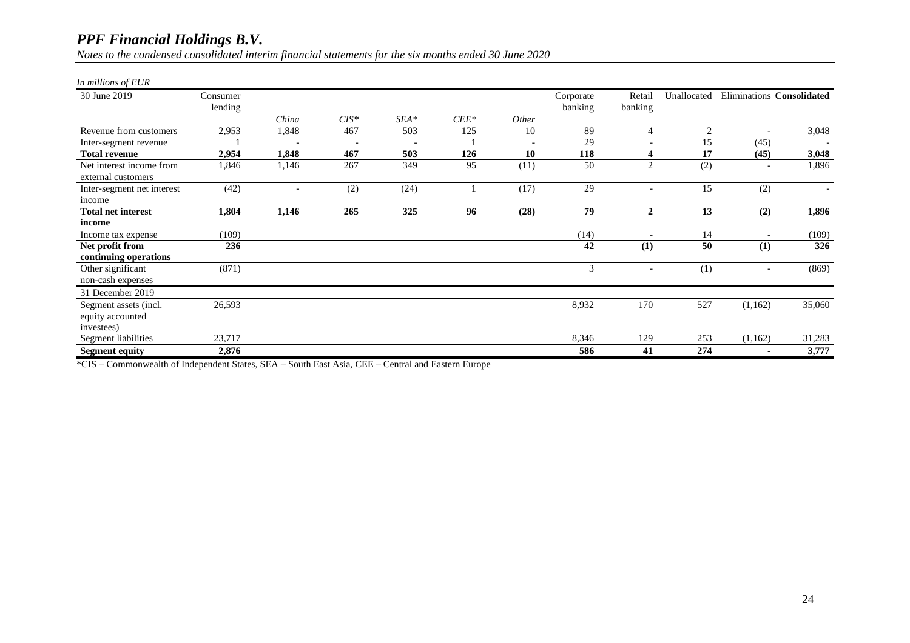*In millions of EUR*

| 30 June 2019 | Consumer lending | | | | | | Corporate banking | Retail banking | Unallocated | Eliminations | **Consolidated** |
|---|---|---|---|---|---|---|---|---|---|---|---|
| | | *China* | *CIS** | *SEA** | *CEE** | *Other* | | | | | |
| Revenue from customers | 2,953 | 1,848 | 467 | 503 | 125 | 10 | 89 | 4 | 2 | - | 3,048 |
| Inter-segment revenue | 1 | - | - | - | 1 | - | 29 | - | 15 | (45) | - |
| **Total revenue** | **2,954** | **1,848** | **467** | **503** | **126** | **10** | **118** | **4** | **17** | **(45)** | **3,048** |
| Net interest income from external customers | 1,846 | 1,146 | 267 | 349 | 95 | (11) | 50 | 2 | (2) | - | 1,896 |
| Inter-segment net interest income | (42) | - | (2) | (24) | 1 | (17) | 29 | - | 15 | (2) | - |
| **Total net interest income** | **1,804** | **1,146** | **265** | **325** | **96** | **(28)** | **79** | **2** | **13** | **(2)** | **1,896** |
| Income tax expense | (109) | | | | | | (14) | - | 14 | - | (109) |
| **Net profit from continuing operations** | **236** | | | | | | **42** | **(1)** | **50** | **(1)** | **326** |
| Other significant non-cash expenses | (871) | | | | | | 3 | - | (1) | - | (869) |
| 31 December 2019 | | | | | | | | | | | |
| Segment assets (incl. equity accounted investees) | 26,593 | | | | | | 8,932 | 170 | 527 | (1,162) | 35,060 |
| Segment liabilities | 23,717 | | | | | | 8,346 | 129 | 253 | (1,162) | 31,283 |
| **Segment equity** | **2,876** | | | | | | **586** | **41** | **274** | **-** | **3,777** |

*CIS – Commonwealth of Independent States, SEA – South East Asia, CEE – Central and Eastern Europe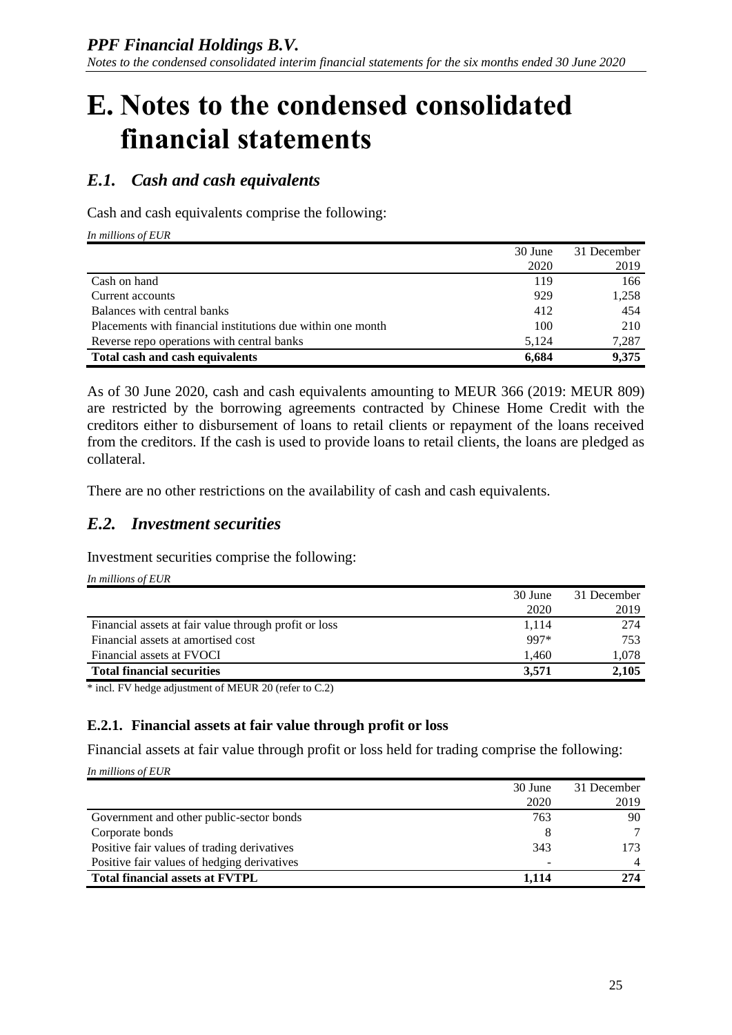# E. Notes to the condensed consolidated financial statements

## E.1. Cash and cash equivalents

Cash and cash equivalents comprise the following:

*In millions of EUR*

| | 30 June 2020 | 31 December 2019 |
|---|---|---|
| Cash on hand | 119 | 166 |
| Current accounts | 929 | 1,258 |
| Balances with central banks | 412 | 454 |
| Placements with financial institutions due within one month | 100 | 210 |
| Reverse repo operations with central banks | 5,124 | 7,287 |
| **Total cash and cash equivalents** | **6,684** | **9,375** |

As of 30 June 2020, cash and cash equivalents amounting to MEUR 366 (2019: MEUR 809) are restricted by the borrowing agreements contracted by Chinese Home Credit with the creditors either to disbursement of loans to retail clients or repayment of the loans received from the creditors. If the cash is used to provide loans to retail clients, the loans are pledged as collateral.

There are no other restrictions on the availability of cash and cash equivalents.

## E.2. Investment securities

Investment securities comprise the following:

*In millions of EUR*

| | 30 June 2020 | 31 December 2019 |
|---|---|---|
| Financial assets at fair value through profit or loss | 1,114 | 274 |
| Financial assets at amortised cost | 997* | 753 |
| Financial assets at FVOCI | 1,460 | 1,078 |
| **Total financial securities** | **3,571** | **2,105** |

* incl. FV hedge adjustment of MEUR 20 (refer to C.2)

### E.2.1. Financial assets at fair value through profit or loss

Financial assets at fair value through profit or loss held for trading comprise the following:

*In millions of EUR*

| | 30 June 2020 | 31 December 2019 |
|---|---|---|
| Government and other public-sector bonds | 763 | 90 |
| Corporate bonds | 8 | 7 |
| Positive fair values of trading derivatives | 343 | 173 |
| Positive fair values of hedging derivatives | - | 4 |
| **Total financial assets at FVTPL** | **1,114** | **274** |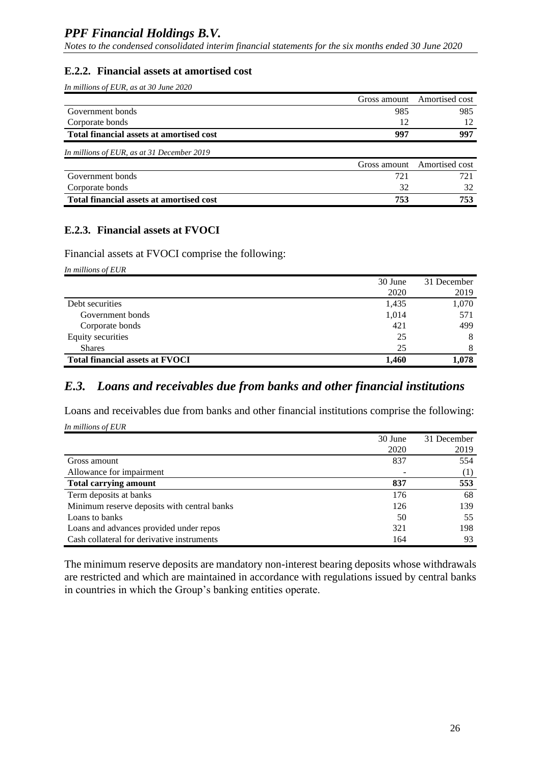### E.2.2. Financial assets at amortised cost

*In millions of EUR, as at 30 June 2020*

| | Gross amount | Amortised cost |
|---|---|---|
| Government bonds | 985 | 985 |
| Corporate bonds | 12 | 12 |
| **Total financial assets at amortised cost** | **997** | **997** |

*In millions of EUR, as at 31 December 2019*

| | Gross amount | Amortised cost |
|---|---|---|
| Government bonds | 721 | 721 |
| Corporate bonds | 32 | 32 |
| **Total financial assets at amortised cost** | **753** | **753** |

### E.2.3. Financial assets at FVOCI

Financial assets at FVOCI comprise the following:

*In millions of EUR*

| | 30 June 2020 | 31 December 2019 |
|---|---|---|
| Debt securities | 1,435 | 1,070 |
| Government bonds | 1,014 | 571 |
| Corporate bonds | 421 | 499 |
| Equity securities | 25 | 8 |
| Shares | 25 | 8 |
| **Total financial assets at FVOCI** | **1,460** | **1,078** |

## *E.3. Loans and receivables due from banks and other financial institutions*

Loans and receivables due from banks and other financial institutions comprise the following:

*In millions of EUR*

| | 30 June 2020 | 31 December 2019 |
|---|---|---|
| Gross amount | 837 | 554 |
| Allowance for impairment | - | (1) |
| **Total carrying amount** | **837** | **553** |
| Term deposits at banks | 176 | 68 |
| Minimum reserve deposits with central banks | 126 | 139 |
| Loans to banks | 50 | 55 |
| Loans and advances provided under repos | 321 | 198 |
| Cash collateral for derivative instruments | 164 | 93 |

The minimum reserve deposits are mandatory non-interest bearing deposits whose withdrawals are restricted and which are maintained in accordance with regulations issued by central banks in countries in which the Group's banking entities operate.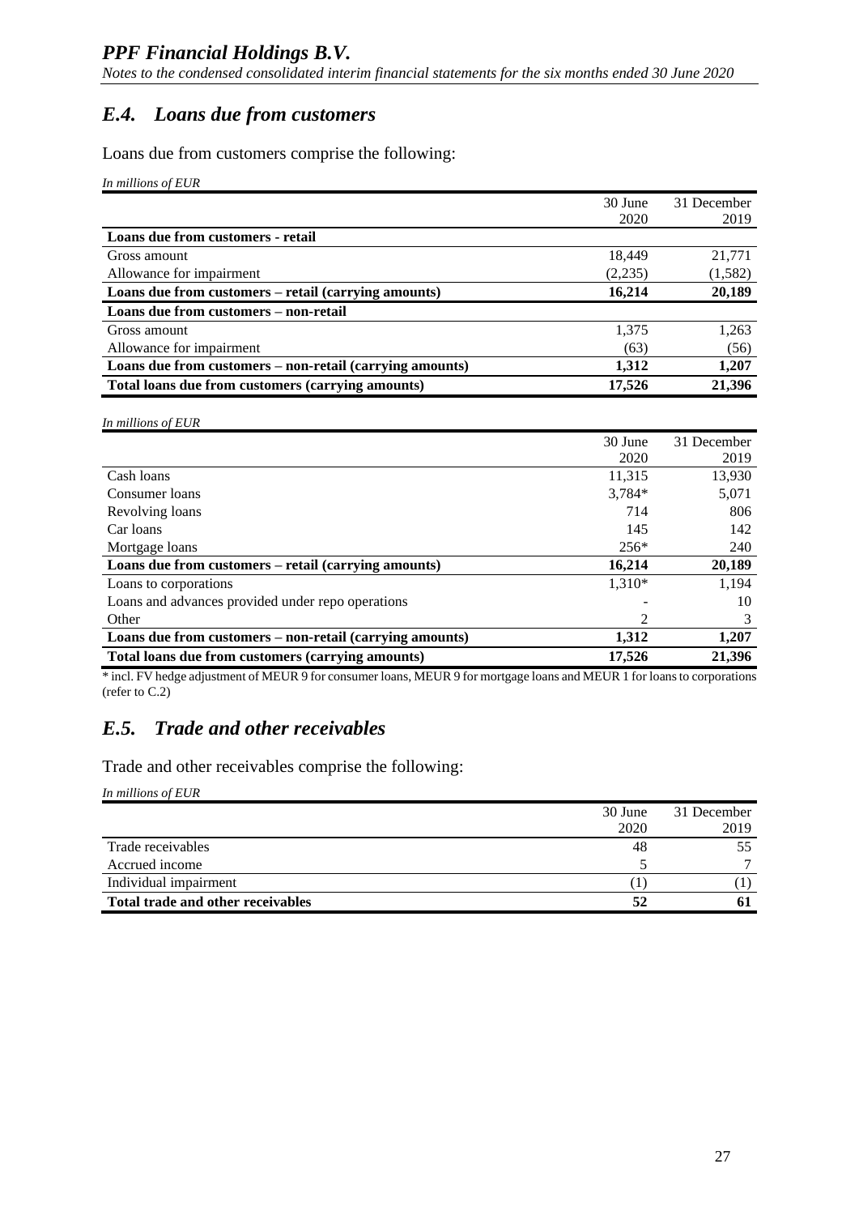## E.4. Loans due from customers

Loans due from customers comprise the following:

*In millions of EUR*

| | 30 June 2020 | 31 December 2019 |
|---|---|---|
| **Loans due from customers - retail** | | |
| Gross amount | 18,449 | 21,771 |
| Allowance for impairment | (2,235) | (1,582) |
| **Loans due from customers – retail (carrying amounts)** | **16,214** | **20,189** |
| **Loans due from customers – non-retail** | | |
| Gross amount | 1,375 | 1,263 |
| Allowance for impairment | (63) | (56) |
| **Loans due from customers – non-retail (carrying amounts)** | **1,312** | **1,207** |
| **Total loans due from customers (carrying amounts)** | **17,526** | **21,396** |

*In millions of EUR*

| | 30 June 2020 | 31 December 2019 |
|---|---|---|
| Cash loans | 11,315 | 13,930 |
| Consumer loans | 3,784* | 5,071 |
| Revolving loans | 714 | 806 |
| Car loans | 145 | 142 |
| Mortgage loans | 256* | 240 |
| **Loans due from customers – retail (carrying amounts)** | **16,214** | **20,189** |
| Loans to corporations | 1,310* | 1,194 |
| Loans and advances provided under repo operations | - | 10 |
| Other | 2 | 3 |
| **Loans due from customers – non-retail (carrying amounts)** | **1,312** | **1,207** |
| **Total loans due from customers (carrying amounts)** | **17,526** | **21,396** |

* incl. FV hedge adjustment of MEUR 9 for consumer loans, MEUR 9 for mortgage loans and MEUR 1 for loans to corporations (refer to C.2)

## E.5. Trade and other receivables

Trade and other receivables comprise the following:

*In millions of EUR*

| | 30 June 2020 | 31 December 2019 |
|---|---|---|
| Trade receivables | 48 | 55 |
| Accrued income | 5 | 7 |
| Individual impairment | (1) | (1) |
| **Total trade and other receivables** | **52** | **61** |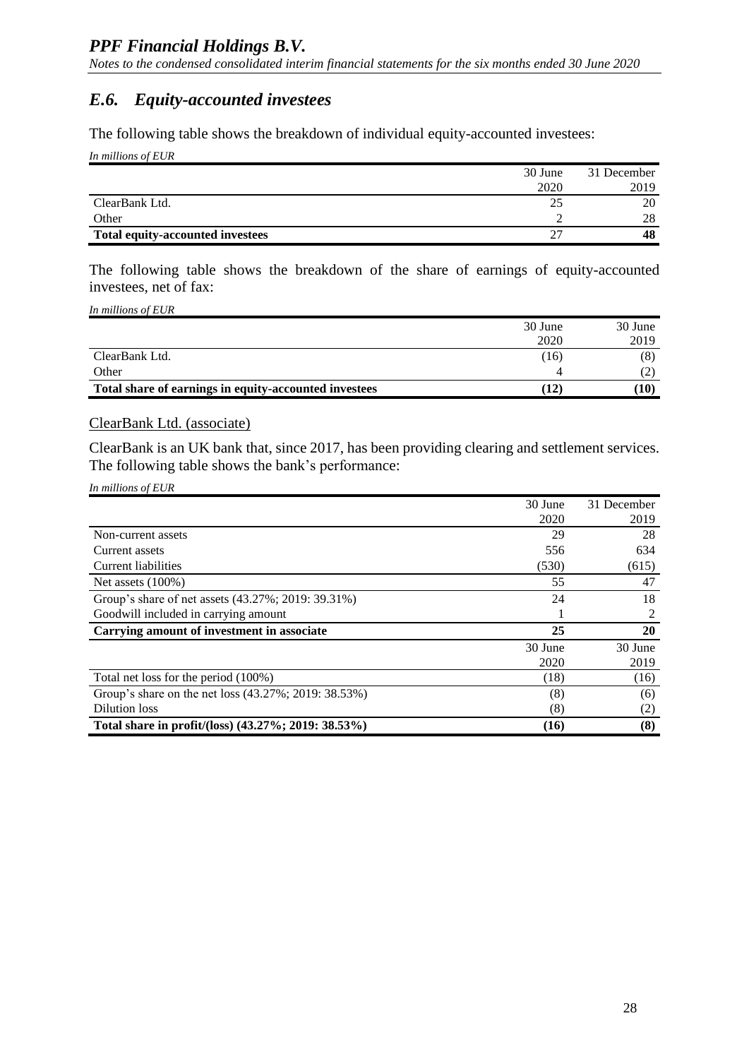## *E.6. Equity-accounted investees*

The following table shows the breakdown of individual equity-accounted investees:

*In millions of EUR*

| | 30 June 2020 | 31 December 2019 |
|---|---|---|
| ClearBank Ltd. | 25 | 20 |
| Other | 2 | 28 |
| **Total equity-accounted investees** | 27 | **48** |

The following table shows the breakdown of the share of earnings of equity-accounted investees, net of fax:

*In millions of EUR*

| | 30 June 2020 | 30 June 2019 |
|---|---|---|
| ClearBank Ltd. | (16) | (8) |
| Other | 4 | (2) |
| **Total share of earnings in equity-accounted investees** | **(12)** | **(10)** |

ClearBank Ltd. (associate)

ClearBank is an UK bank that, since 2017, has been providing clearing and settlement services. The following table shows the bank's performance:

*In millions of EUR*

| | 30 June 2020 | 31 December 2019 |
|---|---|---|
| Non-current assets | 29 | 28 |
| Current assets | 556 | 634 |
| Current liabilities | (530) | (615) |
| Net assets (100%) | 55 | 47 |
| Group's share of net assets (43.27%; 2019: 39.31%) | 24 | 18 |
| Goodwill included in carrying amount | 1 | 2 |
| **Carrying amount of investment in associate** | **25** | **20** |
| | 30 June 2020 | 30 June 2019 |
| Total net loss for the period (100%) | (18) | (16) |
| Group's share on the net loss (43.27%; 2019: 38.53%) | (8) | (6) |
| Dilution loss | (8) | (2) |
| **Total share in profit/(loss) (43.27%; 2019: 38.53%)** | **(16)** | **(8)** |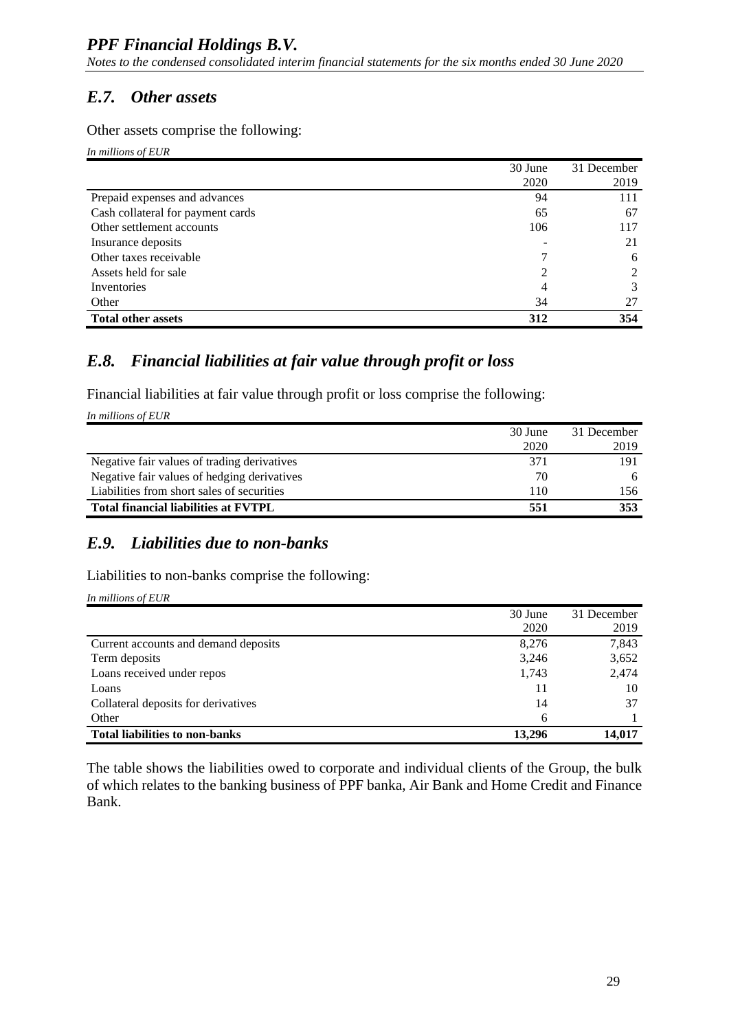## *E.7. Other assets*

Other assets comprise the following:

*In millions of EUR*

| | 30 June 2020 | 31 December 2019 |
|---|---|---|
| Prepaid expenses and advances | 94 | 111 |
| Cash collateral for payment cards | 65 | 67 |
| Other settlement accounts | 106 | 117 |
| Insurance deposits | - | 21 |
| Other taxes receivable | 7 | 6 |
| Assets held for sale | 2 | 2 |
| Inventories | 4 | 3 |
| Other | 34 | 27 |
| **Total other assets** | **312** | **354** |

## *E.8. Financial liabilities at fair value through profit or loss*

Financial liabilities at fair value through profit or loss comprise the following:

*In millions of EUR*

| | 30 June 2020 | 31 December 2019 |
|---|---|---|
| Negative fair values of trading derivatives | 371 | 191 |
| Negative fair values of hedging derivatives | 70 | 6 |
| Liabilities from short sales of securities | 110 | 156 |
| **Total financial liabilities at FVTPL** | **551** | **353** |

## *E.9. Liabilities due to non-banks*

Liabilities to non-banks comprise the following:

*In millions of EUR*

| | 30 June 2020 | 31 December 2019 |
|---|---|---|
| Current accounts and demand deposits | 8,276 | 7,843 |
| Term deposits | 3,246 | 3,652 |
| Loans received under repos | 1,743 | 2,474 |
| Loans | 11 | 10 |
| Collateral deposits for derivatives | 14 | 37 |
| Other | 6 | 1 |
| **Total liabilities to non-banks** | **13,296** | **14,017** |

The table shows the liabilities owed to corporate and individual clients of the Group, the bulk of which relates to the banking business of PPF banka, Air Bank and Home Credit and Finance Bank.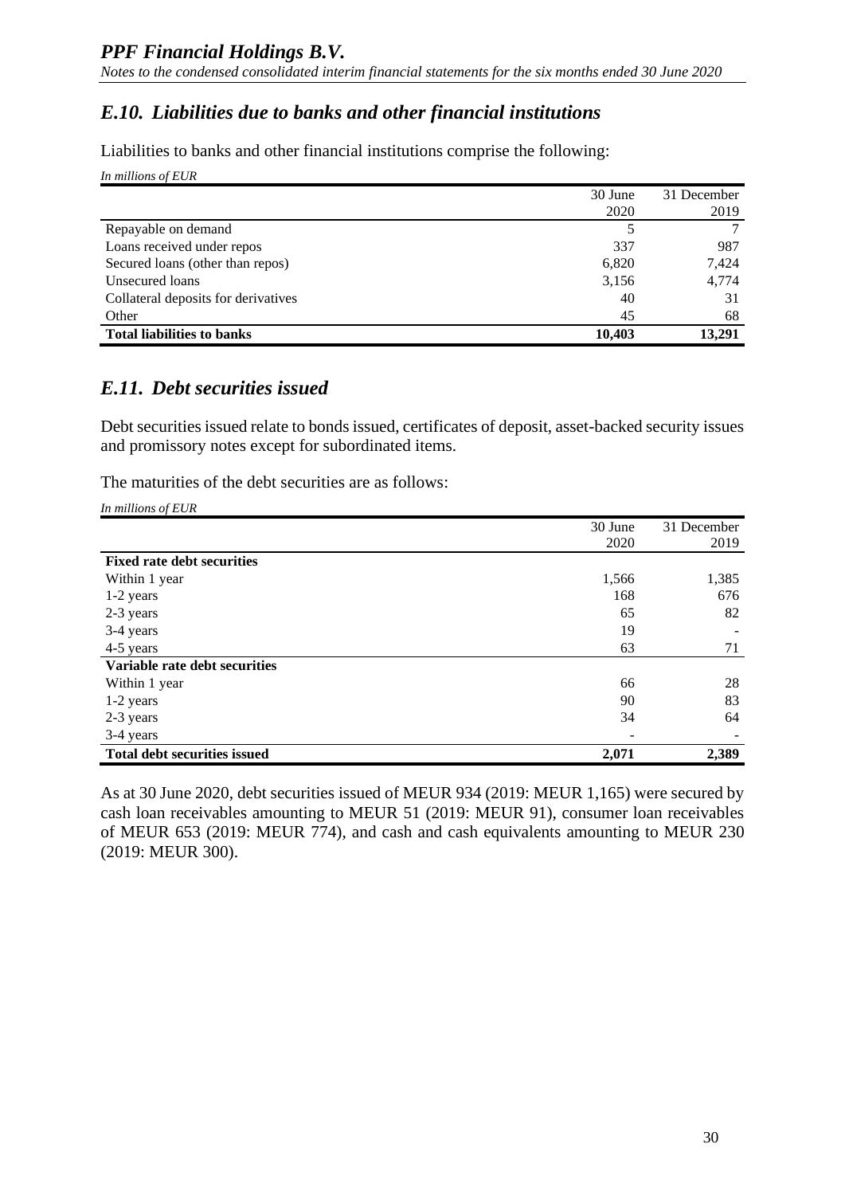## E.10. Liabilities due to banks and other financial institutions

Liabilities to banks and other financial institutions comprise the following:

*In millions of EUR*

| | 30 June 2020 | 31 December 2019 |
|---|---:|---:|
| Repayable on demand | 5 | 7 |
| Loans received under repos | 337 | 987 |
| Secured loans (other than repos) | 6,820 | 7,424 |
| Unsecured loans | 3,156 | 4,774 |
| Collateral deposits for derivatives | 40 | 31 |
| Other | 45 | 68 |
| **Total liabilities to banks** | **10,403** | **13,291** |

## E.11. Debt securities issued

Debt securities issued relate to bonds issued, certificates of deposit, asset-backed security issues and promissory notes except for subordinated items.

The maturities of the debt securities are as follows:

*In millions of EUR*

| | 30 June 2020 | 31 December 2019 |
|---|---:|---:|
| **Fixed rate debt securities** | | |
| Within 1 year | 1,566 | 1,385 |
| 1-2 years | 168 | 676 |
| 2-3 years | 65 | 82 |
| 3-4 years | 19 | - |
| 4-5 years | 63 | 71 |
| **Variable rate debt securities** | | |
| Within 1 year | 66 | 28 |
| 1-2 years | 90 | 83 |
| 2-3 years | 34 | 64 |
| 3-4 years | - | - |
| **Total debt securities issued** | **2,071** | **2,389** |

As at 30 June 2020, debt securities issued of MEUR 934 (2019: MEUR 1,165) were secured by cash loan receivables amounting to MEUR 51 (2019: MEUR 91), consumer loan receivables of MEUR 653 (2019: MEUR 774), and cash and cash equivalents amounting to MEUR 230 (2019: MEUR 300).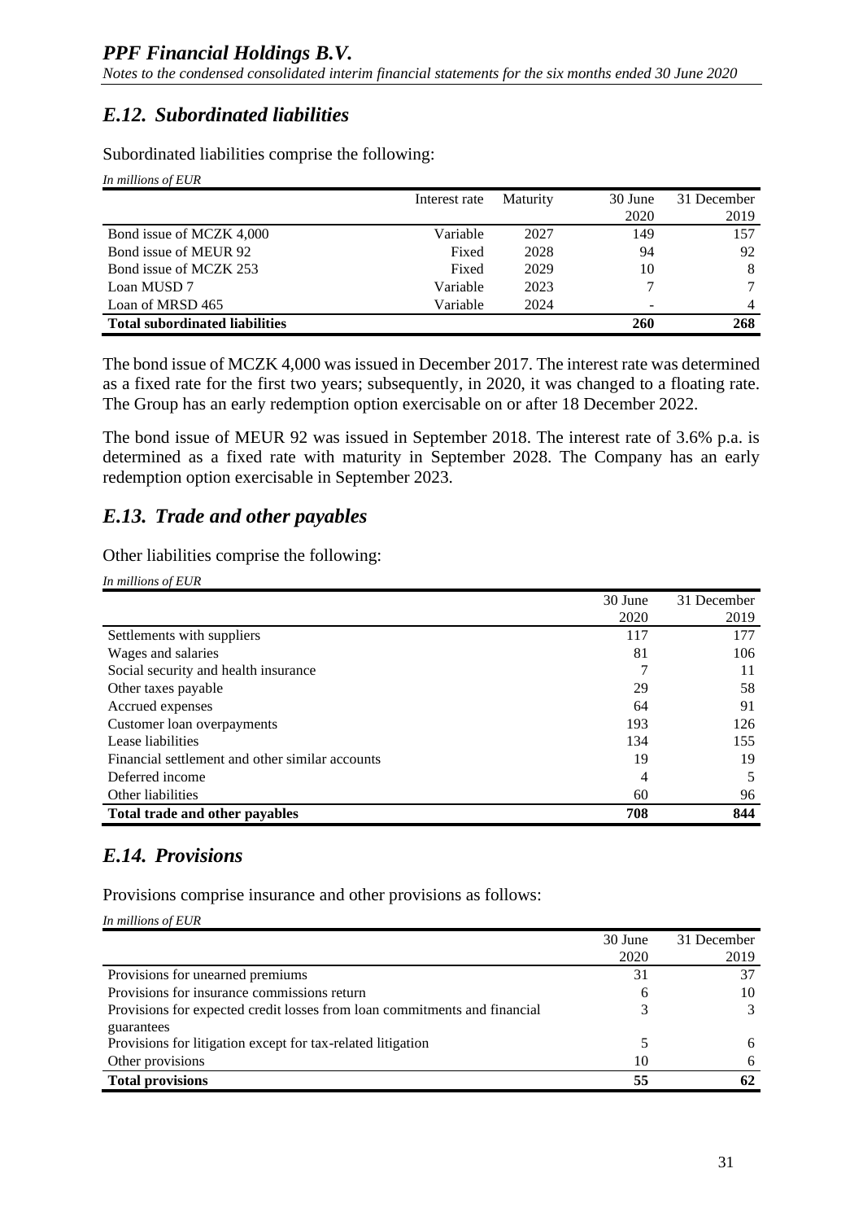## *E.12. Subordinated liabilities*

Subordinated liabilities comprise the following:

*In millions of EUR*

| | Interest rate | Maturity | 30 June 2020 | 31 December 2019 |
|---|---|---|---|---|
| Bond issue of MCZK 4,000 | Variable | 2027 | 149 | 157 |
| Bond issue of MEUR 92 | Fixed | 2028 | 94 | 92 |
| Bond issue of MCZK 253 | Fixed | 2029 | 10 | 8 |
| Loan MUSD 7 | Variable | 2023 | 7 | 7 |
| Loan of MRSD 465 | Variable | 2024 | - | 4 |
| **Total subordinated liabilities** | | | **260** | **268** |

The bond issue of MCZK 4,000 was issued in December 2017. The interest rate was determined as a fixed rate for the first two years; subsequently, in 2020, it was changed to a floating rate. The Group has an early redemption option exercisable on or after 18 December 2022.

The bond issue of MEUR 92 was issued in September 2018. The interest rate of 3.6% p.a. is determined as a fixed rate with maturity in September 2028. The Company has an early redemption option exercisable in September 2023.

## *E.13. Trade and other payables*

Other liabilities comprise the following:

*In millions of EUR*

| | 30 June 2020 | 31 December 2019 |
|---|---|---|
| Settlements with suppliers | 117 | 177 |
| Wages and salaries | 81 | 106 |
| Social security and health insurance | 7 | 11 |
| Other taxes payable | 29 | 58 |
| Accrued expenses | 64 | 91 |
| Customer loan overpayments | 193 | 126 |
| Lease liabilities | 134 | 155 |
| Financial settlement and other similar accounts | 19 | 19 |
| Deferred income | 4 | 5 |
| Other liabilities | 60 | 96 |
| **Total trade and other payables** | **708** | **844** |

## *E.14. Provisions*

Provisions comprise insurance and other provisions as follows:

*In millions of EUR*

| | 30 June 2020 | 31 December 2019 |
|---|---|---|
| Provisions for unearned premiums | 31 | 37 |
| Provisions for insurance commissions return | 6 | 10 |
| Provisions for expected credit losses from loan commitments and financial guarantees | 3 | 3 |
| Provisions for litigation except for tax-related litigation | 5 | 6 |
| Other provisions | 10 | 6 |
| **Total provisions** | **55** | **62** |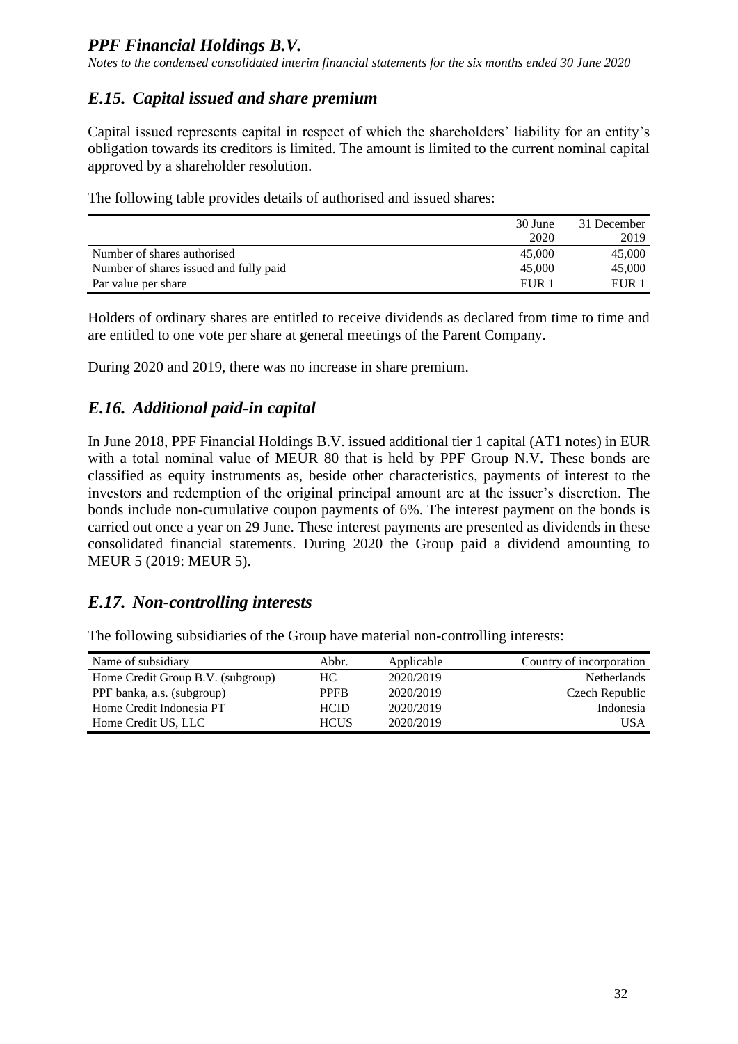## *E.15. Capital issued and share premium*

Capital issued represents capital in respect of which the shareholders' liability for an entity's obligation towards its creditors is limited. The amount is limited to the current nominal capital approved by a shareholder resolution.

The following table provides details of authorised and issued shares:

| | 30 June 2020 | 31 December 2019 |
|---|---|---|
| Number of shares authorised | 45,000 | 45,000 |
| Number of shares issued and fully paid | 45,000 | 45,000 |
| Par value per share | EUR 1 | EUR 1 |

Holders of ordinary shares are entitled to receive dividends as declared from time to time and are entitled to one vote per share at general meetings of the Parent Company.

During 2020 and 2019, there was no increase in share premium.

## *E.16. Additional paid-in capital*

In June 2018, PPF Financial Holdings B.V. issued additional tier 1 capital (AT1 notes) in EUR with a total nominal value of MEUR 80 that is held by PPF Group N.V. These bonds are classified as equity instruments as, beside other characteristics, payments of interest to the investors and redemption of the original principal amount are at the issuer's discretion. The bonds include non-cumulative coupon payments of 6%. The interest payment on the bonds is carried out once a year on 29 June. These interest payments are presented as dividends in these consolidated financial statements. During 2020 the Group paid a dividend amounting to MEUR 5 (2019: MEUR 5).

## *E.17. Non-controlling interests*

The following subsidiaries of the Group have material non-controlling interests:

| Name of subsidiary | Abbr. | Applicable | Country of incorporation |
|---|---|---|---|
| Home Credit Group B.V. (subgroup) | HC | 2020/2019 | Netherlands |
| PPF banka, a.s. (subgroup) | PPFB | 2020/2019 | Czech Republic |
| Home Credit Indonesia PT | HCID | 2020/2019 | Indonesia |
| Home Credit US, LLC | HCUS | 2020/2019 | USA |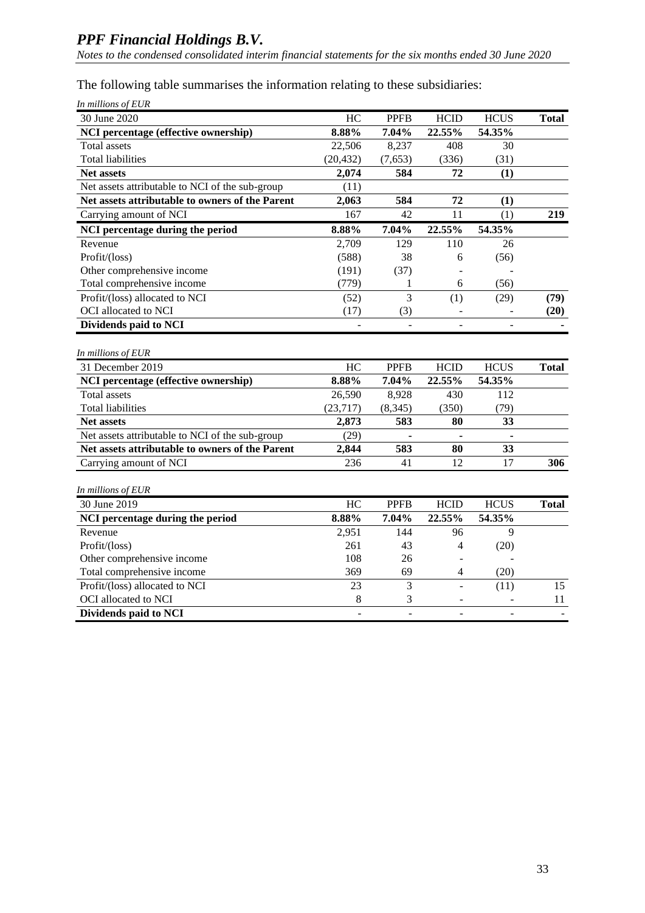The following table summarises the information relating to these subsidiaries:

*In millions of EUR*

| 30 June 2020 | HC | PPFB | HCID | HCUS | Total |
|---|---|---|---|---|---|
| **NCI percentage (effective ownership)** | **8.88%** | **7.04%** | **22.55%** | **54.35%** | |
| Total assets | 22,506 | 8,237 | 408 | 30 | |
| Total liabilities | (20,432) | (7,653) | (336) | (31) | |
| **Net assets** | **2,074** | **584** | **72** | **(1)** | |
| Net assets attributable to NCI of the sub-group | (11) | | | | |
| **Net assets attributable to owners of the Parent** | **2,063** | **584** | **72** | **(1)** | |
| Carrying amount of NCI | 167 | 42 | 11 | (1) | **219** |
| **NCI percentage during the period** | **8.88%** | **7.04%** | **22.55%** | **54.35%** | |
| Revenue | 2,709 | 129 | 110 | 26 | |
| Profit/(loss) | (588) | 38 | 6 | (56) | |
| Other comprehensive income | (191) | (37) | - | - | |
| Total comprehensive income | (779) | 1 | 6 | (56) | |
| Profit/(loss) allocated to NCI | (52) | 3 | (1) | (29) | **(79)** |
| OCI allocated to NCI | (17) | (3) | - | - | **(20)** |
| **Dividends paid to NCI** | - | - | - | - | **-** |

*In millions of EUR*

| 31 December 2019 | HC | PPFB | HCID | HCUS | Total |
|---|---|---|---|---|---|
| **NCI percentage (effective ownership)** | **8.88%** | **7.04%** | **22.55%** | **54.35%** | |
| Total assets | 26,590 | 8,928 | 430 | 112 | |
| Total liabilities | (23,717) | (8,345) | (350) | (79) | |
| **Net assets** | **2,873** | **583** | **80** | **33** | |
| Net assets attributable to NCI of the sub-group | (29) | **-** | **-** | **-** | |
| **Net assets attributable to owners of the Parent** | **2,844** | **583** | **80** | **33** | |
| Carrying amount of NCI | 236 | 41 | 12 | 17 | **306** |

*In millions of EUR*

| 30 June 2019 | HC | PPFB | HCID | HCUS | Total |
|---|---|---|---|---|---|
| **NCI percentage during the period** | **8.88%** | **7.04%** | **22.55%** | **54.35%** | |
| Revenue | 2,951 | 144 | 96 | 9 | |
| Profit/(loss) | 261 | 43 | 4 | (20) | |
| Other comprehensive income | 108 | 26 | - | - | |
| Total comprehensive income | 369 | 69 | 4 | (20) | |
| Profit/(loss) allocated to NCI | 23 | 3 | - | (11) | 15 |
| OCI allocated to NCI | 8 | 3 | - | - | 11 |
| **Dividends paid to NCI** | - | - | - | - | - |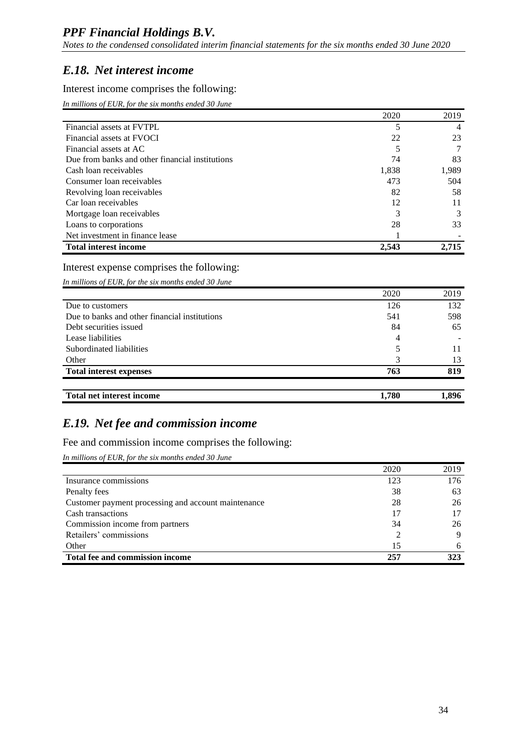## *E.18. Net interest income*

Interest income comprises the following:

*In millions of EUR, for the six months ended 30 June*

| | 2020 | 2019 |
|---|---|---|
| Financial assets at FVTPL | 5 | 4 |
| Financial assets at FVOCI | 22 | 23 |
| Financial assets at AC | 5 | 7 |
| Due from banks and other financial institutions | 74 | 83 |
| Cash loan receivables | 1,838 | 1,989 |
| Consumer loan receivables | 473 | 504 |
| Revolving loan receivables | 82 | 58 |
| Car loan receivables | 12 | 11 |
| Mortgage loan receivables | 3 | 3 |
| Loans to corporations | 28 | 33 |
| Net investment in finance lease | 1 | - |
| **Total interest income** | **2,543** | **2,715** |

Interest expense comprises the following:

*In millions of EUR, for the six months ended 30 June*

| | 2020 | 2019 |
|---|---|---|
| Due to customers | 126 | 132 |
| Due to banks and other financial institutions | 541 | 598 |
| Debt securities issued | 84 | 65 |
| Lease liabilities | 4 | - |
| Subordinated liabilities | 5 | 11 |
| Other | 3 | 13 |
| **Total interest expenses** | **763** | **819** |
| | | |
| **Total net interest income** | **1,780** | **1,896** |

## *E.19. Net fee and commission income*

Fee and commission income comprises the following:

*In millions of EUR, for the six months ended 30 June*

| | 2020 | 2019 |
|---|---|---|
| Insurance commissions | 123 | 176 |
| Penalty fees | 38 | 63 |
| Customer payment processing and account maintenance | 28 | 26 |
| Cash transactions | 17 | 17 |
| Commission income from partners | 34 | 26 |
| Retailers' commissions | 2 | 9 |
| Other | 15 | 6 |
| **Total fee and commission income** | **257** | **323** |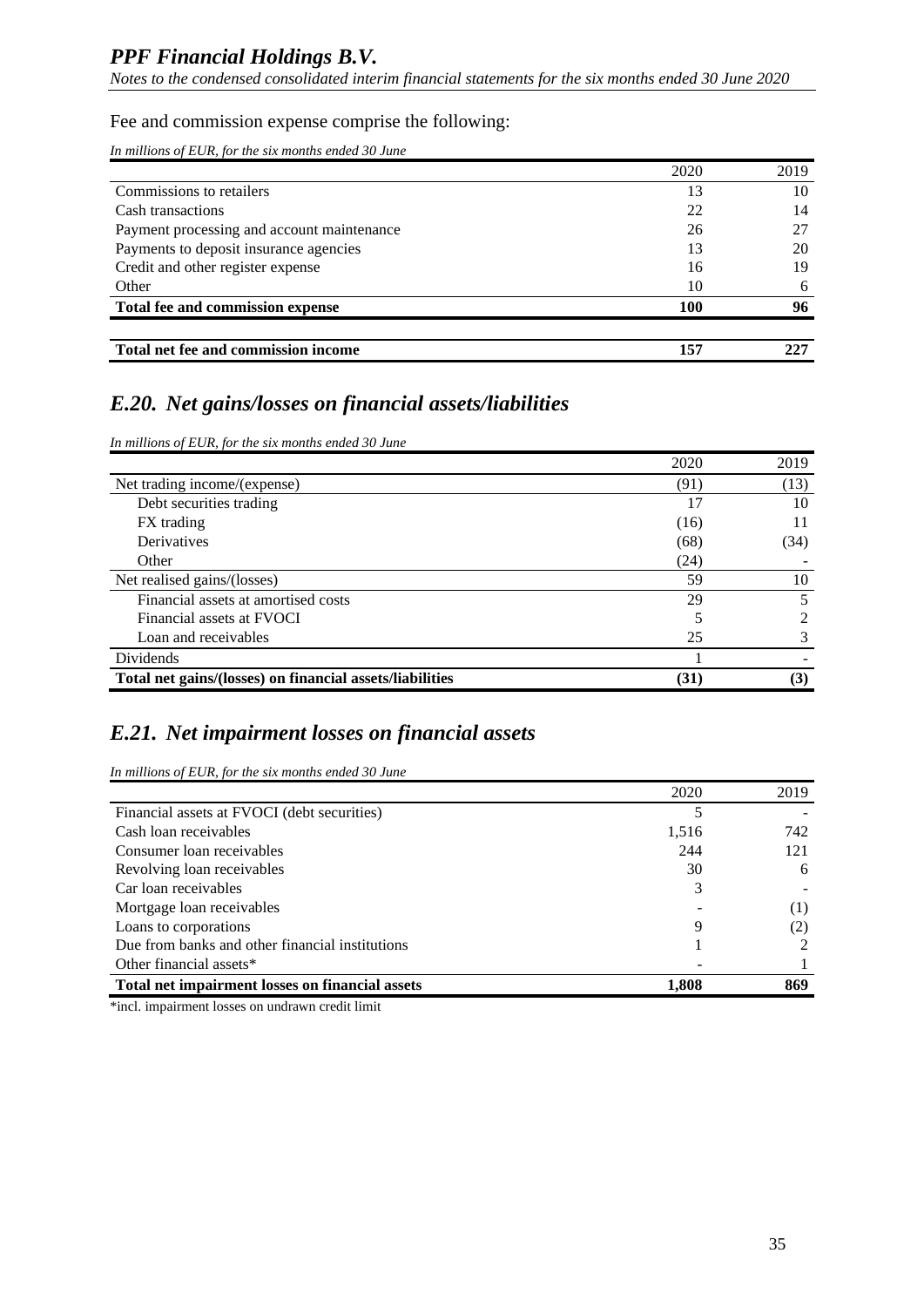Fee and commission expense comprise the following:

*In millions of EUR, for the six months ended 30 June*

| | 2020 | 2019 |
|---|---|---|
| Commissions to retailers | 13 | 10 |
| Cash transactions | 22 | 14 |
| Payment processing and account maintenance | 26 | 27 |
| Payments to deposit insurance agencies | 13 | 20 |
| Credit and other register expense | 16 | 19 |
| Other | 10 | 6 |
| **Total fee and commission expense** | **100** | **96** |
| | | |
| **Total net fee and commission income** | **157** | **227** |

## *E.20. Net gains/losses on financial assets/liabilities*

*In millions of EUR, for the six months ended 30 June*

| | 2020 | 2019 |
|---|---|---|
| Net trading income/(expense) | (91) | (13) |
| Debt securities trading | 17 | 10 |
| FX trading | (16) | 11 |
| Derivatives | (68) | (34) |
| Other | (24) | - |
| Net realised gains/(losses) | 59 | 10 |
| Financial assets at amortised costs | 29 | 5 |
| Financial assets at FVOCI | 5 | 2 |
| Loan and receivables | 25 | 3 |
| Dividends | 1 | - |
| **Total net gains/(losses) on financial assets/liabilities** | **(31)** | **(3)** |

## *E.21. Net impairment losses on financial assets*

*In millions of EUR, for the six months ended 30 June*

| | 2020 | 2019 |
|---|---|---|
| Financial assets at FVOCI (debt securities) | 5 | - |
| Cash loan receivables | 1,516 | 742 |
| Consumer loan receivables | 244 | 121 |
| Revolving loan receivables | 30 | 6 |
| Car loan receivables | 3 | - |
| Mortgage loan receivables | - | (1) |
| Loans to corporations | 9 | (2) |
| Due from banks and other financial institutions | 1 | 2 |
| Other financial assets* | - | 1 |
| **Total net impairment losses on financial assets** | **1,808** | **869** |

*incl. impairment losses on undrawn credit limit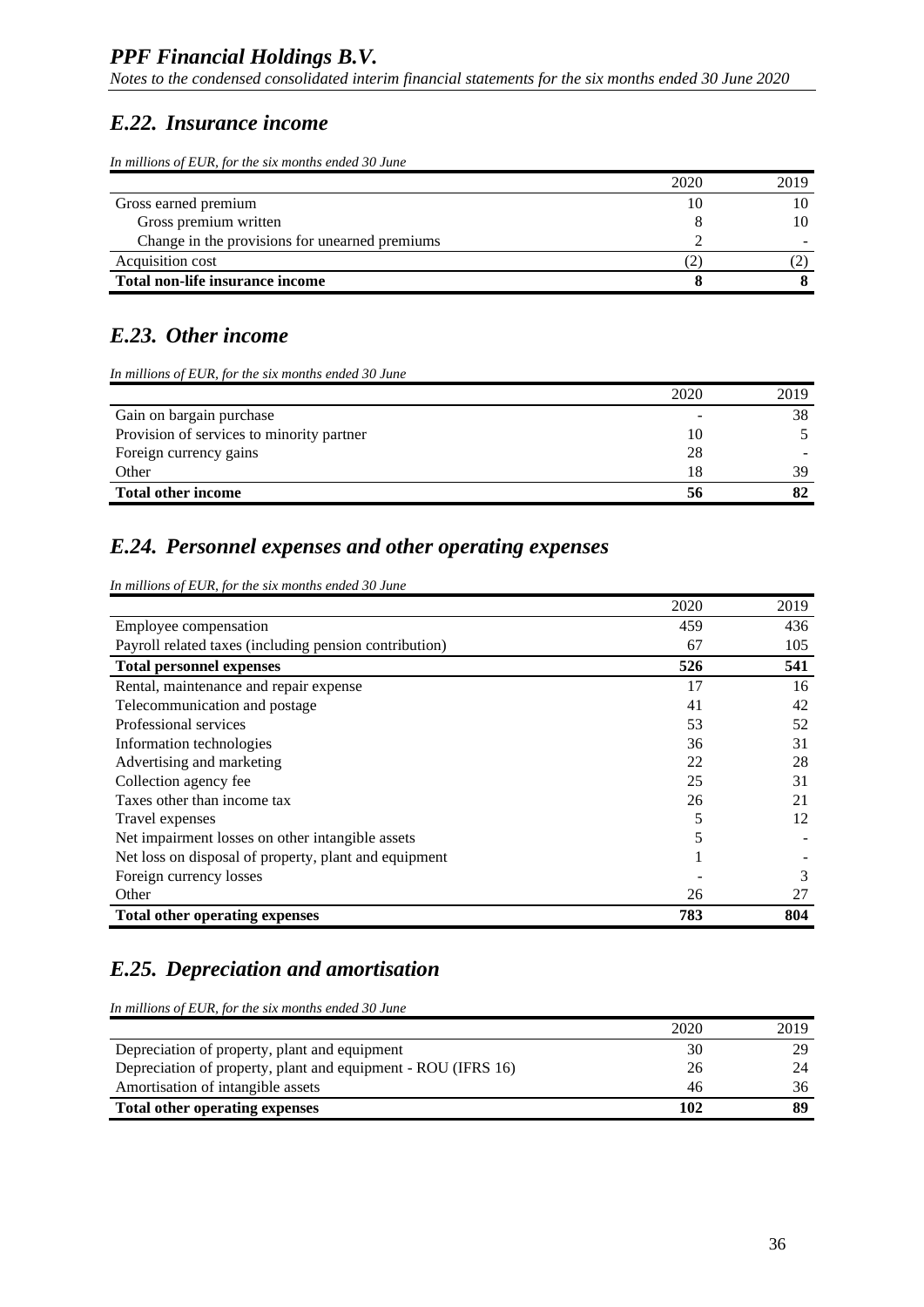## E.22. Insurance income

*In millions of EUR, for the six months ended 30 June*

| | 2020 | 2019 |
|---|---|---|
| Gross earned premium | 10 | 10 |
| Gross premium written | 8 | 10 |
| Change in the provisions for unearned premiums | 2 | - |
| Acquisition cost | (2) | (2) |
| **Total non-life insurance income** | **8** | **8** |

## E.23. Other income

*In millions of EUR, for the six months ended 30 June*

| | 2020 | 2019 |
|---|---|---|
| Gain on bargain purchase | - | 38 |
| Provision of services to minority partner | 10 | 5 |
| Foreign currency gains | 28 | - |
| Other | 18 | 39 |
| **Total other income** | **56** | **82** |

## E.24. Personnel expenses and other operating expenses

*In millions of EUR, for the six months ended 30 June*

| | 2020 | 2019 |
|---|---|---|
| Employee compensation | 459 | 436 |
| Payroll related taxes (including pension contribution) | 67 | 105 |
| **Total personnel expenses** | **526** | **541** |
| Rental, maintenance and repair expense | 17 | 16 |
| Telecommunication and postage | 41 | 42 |
| Professional services | 53 | 52 |
| Information technologies | 36 | 31 |
| Advertising and marketing | 22 | 28 |
| Collection agency fee | 25 | 31 |
| Taxes other than income tax | 26 | 21 |
| Travel expenses | 5 | 12 |
| Net impairment losses on other intangible assets | 5 | - |
| Net loss on disposal of property, plant and equipment | 1 | - |
| Foreign currency losses | - | 3 |
| Other | 26 | 27 |
| **Total other operating expenses** | **783** | **804** |

## E.25. Depreciation and amortisation

*In millions of EUR, for the six months ended 30 June*

| | 2020 | 2019 |
|---|---|---|
| Depreciation of property, plant and equipment | 30 | 29 |
| Depreciation of property, plant and equipment - ROU (IFRS 16) | 26 | 24 |
| Amortisation of intangible assets | 46 | 36 |
| **Total other operating expenses** | **102** | **89** |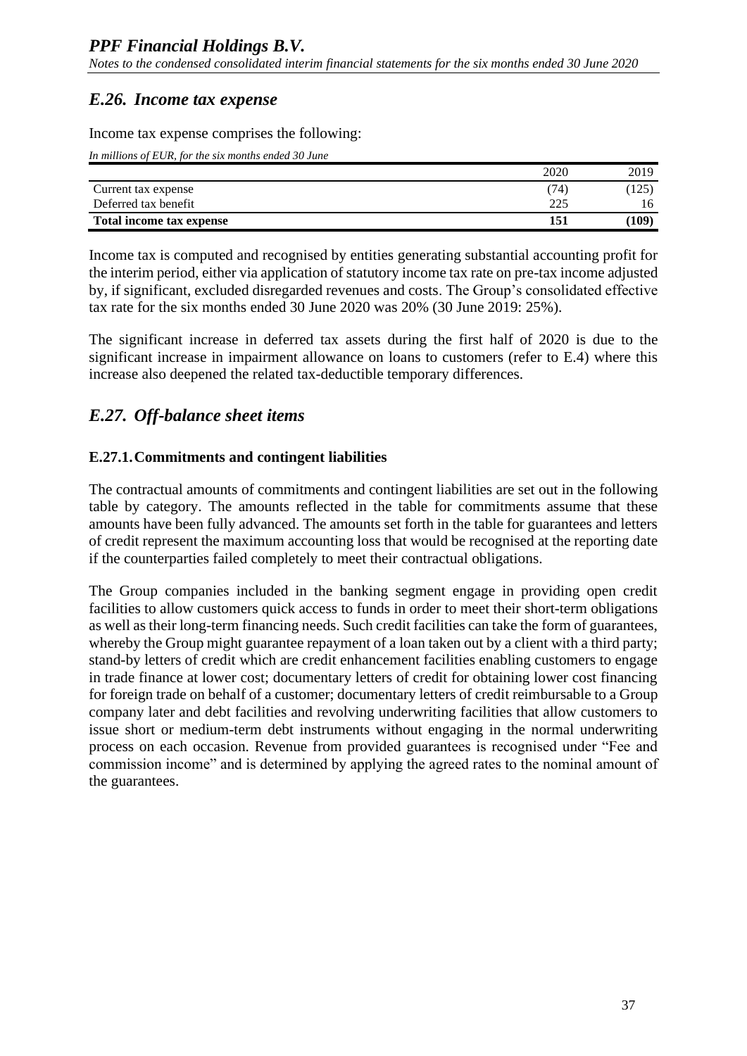## *E.26. Income tax expense*

Income tax expense comprises the following:

*In millions of EUR, for the six months ended 30 June*

| | 2020 | 2019 |
|---|---|---|
| Current tax expense | (74) | (125) |
| Deferred tax benefit | 225 | 16 |
| **Total income tax expense** | **151** | **(109)** |

Income tax is computed and recognised by entities generating substantial accounting profit for the interim period, either via application of statutory income tax rate on pre-tax income adjusted by, if significant, excluded disregarded revenues and costs. The Group's consolidated effective tax rate for the six months ended 30 June 2020 was 20% (30 June 2019: 25%).

The significant increase in deferred tax assets during the first half of 2020 is due to the significant increase in impairment allowance on loans to customers (refer to E.4) where this increase also deepened the related tax-deductible temporary differences.

## *E.27. Off-balance sheet items*

### E.27.1. Commitments and contingent liabilities

The contractual amounts of commitments and contingent liabilities are set out in the following table by category. The amounts reflected in the table for commitments assume that these amounts have been fully advanced. The amounts set forth in the table for guarantees and letters of credit represent the maximum accounting loss that would be recognised at the reporting date if the counterparties failed completely to meet their contractual obligations.

The Group companies included in the banking segment engage in providing open credit facilities to allow customers quick access to funds in order to meet their short-term obligations as well as their long-term financing needs. Such credit facilities can take the form of guarantees, whereby the Group might guarantee repayment of a loan taken out by a client with a third party; stand-by letters of credit which are credit enhancement facilities enabling customers to engage in trade finance at lower cost; documentary letters of credit for obtaining lower cost financing for foreign trade on behalf of a customer; documentary letters of credit reimbursable to a Group company later and debt facilities and revolving underwriting facilities that allow customers to issue short or medium-term debt instruments without engaging in the normal underwriting process on each occasion. Revenue from provided guarantees is recognised under "Fee and commission income" and is determined by applying the agreed rates to the nominal amount of the guarantees.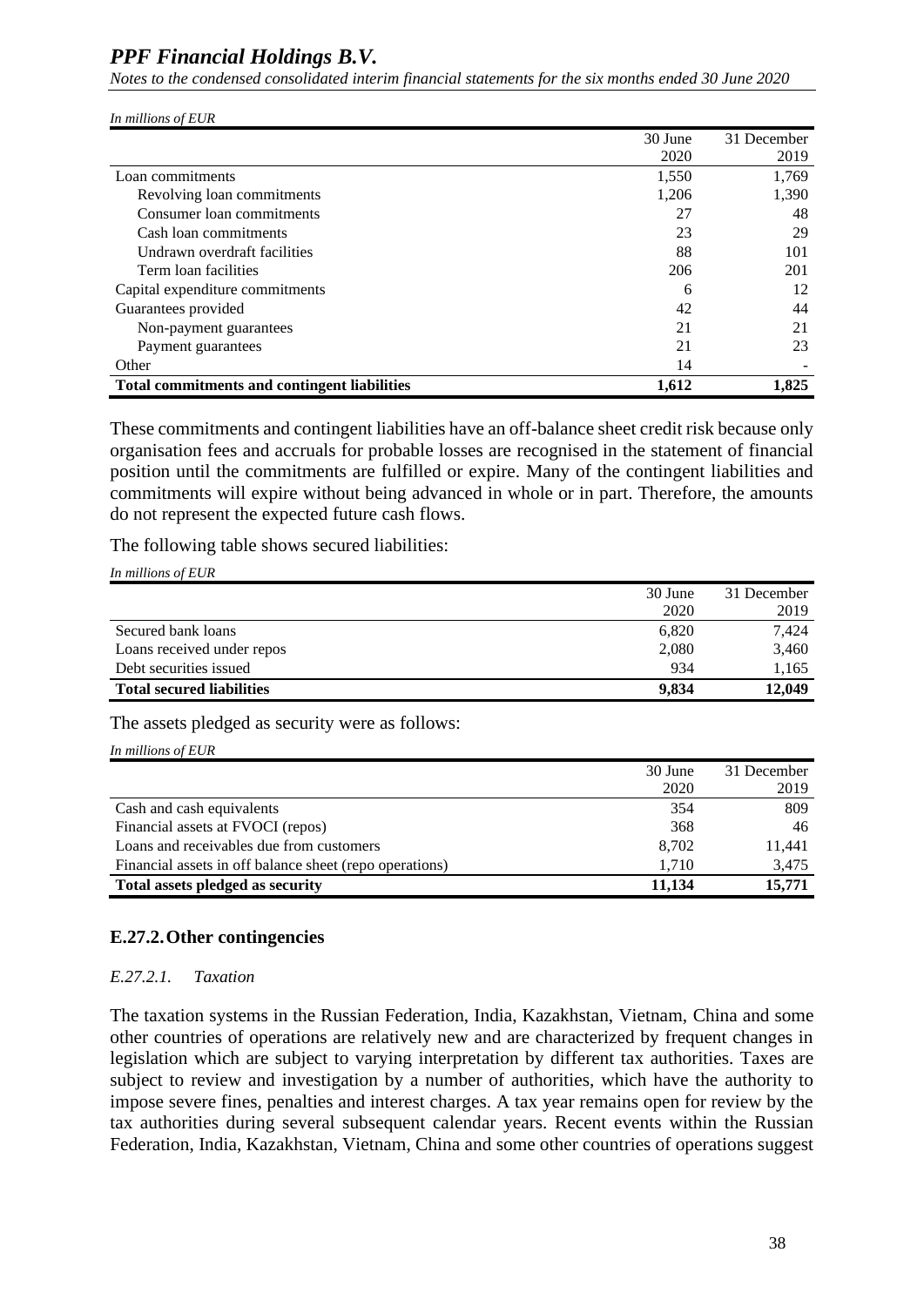*In millions of EUR*

| | 30 June 2020 | 31 December 2019 |
|---|---|---|
| Loan commitments | 1,550 | 1,769 |
| Revolving loan commitments | 1,206 | 1,390 |
| Consumer loan commitments | 27 | 48 |
| Cash loan commitments | 23 | 29 |
| Undrawn overdraft facilities | 88 | 101 |
| Term loan facilities | 206 | 201 |
| Capital expenditure commitments | 6 | 12 |
| Guarantees provided | 42 | 44 |
| Non-payment guarantees | 21 | 21 |
| Payment guarantees | 21 | 23 |
| Other | 14 | - |
| **Total commitments and contingent liabilities** | **1,612** | **1,825** |

These commitments and contingent liabilities have an off-balance sheet credit risk because only organisation fees and accruals for probable losses are recognised in the statement of financial position until the commitments are fulfilled or expire. Many of the contingent liabilities and commitments will expire without being advanced in whole or in part. Therefore, the amounts do not represent the expected future cash flows.

The following table shows secured liabilities:

*In millions of EUR*

| | 30 June 2020 | 31 December 2019 |
|---|---|---|
| Secured bank loans | 6,820 | 7,424 |
| Loans received under repos | 2,080 | 3,460 |
| Debt securities issued | 934 | 1,165 |
| **Total secured liabilities** | **9,834** | **12,049** |

The assets pledged as security were as follows:

*In millions of EUR*

| | 30 June 2020 | 31 December 2019 |
|---|---|---|
| Cash and cash equivalents | 354 | 809 |
| Financial assets at FVOCI (repos) | 368 | 46 |
| Loans and receivables due from customers | 8,702 | 11,441 |
| Financial assets in off balance sheet (repo operations) | 1,710 | 3,475 |
| **Total assets pledged as security** | **11,134** | **15,771** |

## E.27.2. Other contingencies

### *E.27.2.1. Taxation*

The taxation systems in the Russian Federation, India, Kazakhstan, Vietnam, China and some other countries of operations are relatively new and are characterized by frequent changes in legislation which are subject to varying interpretation by different tax authorities. Taxes are subject to review and investigation by a number of authorities, which have the authority to impose severe fines, penalties and interest charges. A tax year remains open for review by the tax authorities during several subsequent calendar years. Recent events within the Russian Federation, India, Kazakhstan, Vietnam, China and some other countries of operations suggest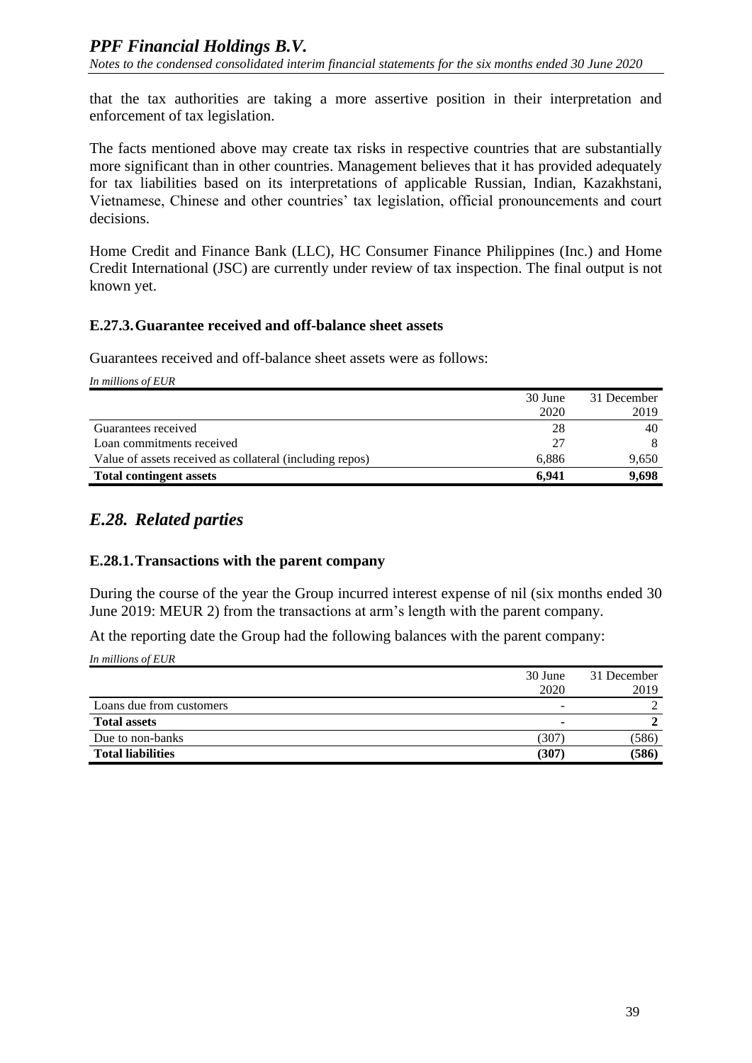that the tax authorities are taking a more assertive position in their interpretation and enforcement of tax legislation.

The facts mentioned above may create tax risks in respective countries that are substantially more significant than in other countries. Management believes that it has provided adequately for tax liabilities based on its interpretations of applicable Russian, Indian, Kazakhstani, Vietnamese, Chinese and other countries' tax legislation, official pronouncements and court decisions.

Home Credit and Finance Bank (LLC), HC Consumer Finance Philippines (Inc.) and Home Credit International (JSC) are currently under review of tax inspection. The final output is not known yet.

### E.27.3. Guarantee received and off-balance sheet assets

Guarantees received and off-balance sheet assets were as follows:

*In millions of EUR*

| | 30 June 2020 | 31 December 2019 |
|---|---|---|
| Guarantees received | 28 | 40 |
| Loan commitments received | 27 | 8 |
| Value of assets received as collateral (including repos) | 6,886 | 9,650 |
| **Total contingent assets** | **6,941** | **9,698** |

## *E.28. Related parties*

### E.28.1. Transactions with the parent company

During the course of the year the Group incurred interest expense of nil (six months ended 30 June 2019: MEUR 2) from the transactions at arm's length with the parent company.

At the reporting date the Group had the following balances with the parent company:

*In millions of EUR*

| | 30 June 2020 | 31 December 2019 |
|---|---|---|
| Loans due from customers | - | 2 |
| **Total assets** | **-** | **2** |
| Due to non-banks | (307) | (586) |
| **Total liabilities** | **(307)** | **(586)** |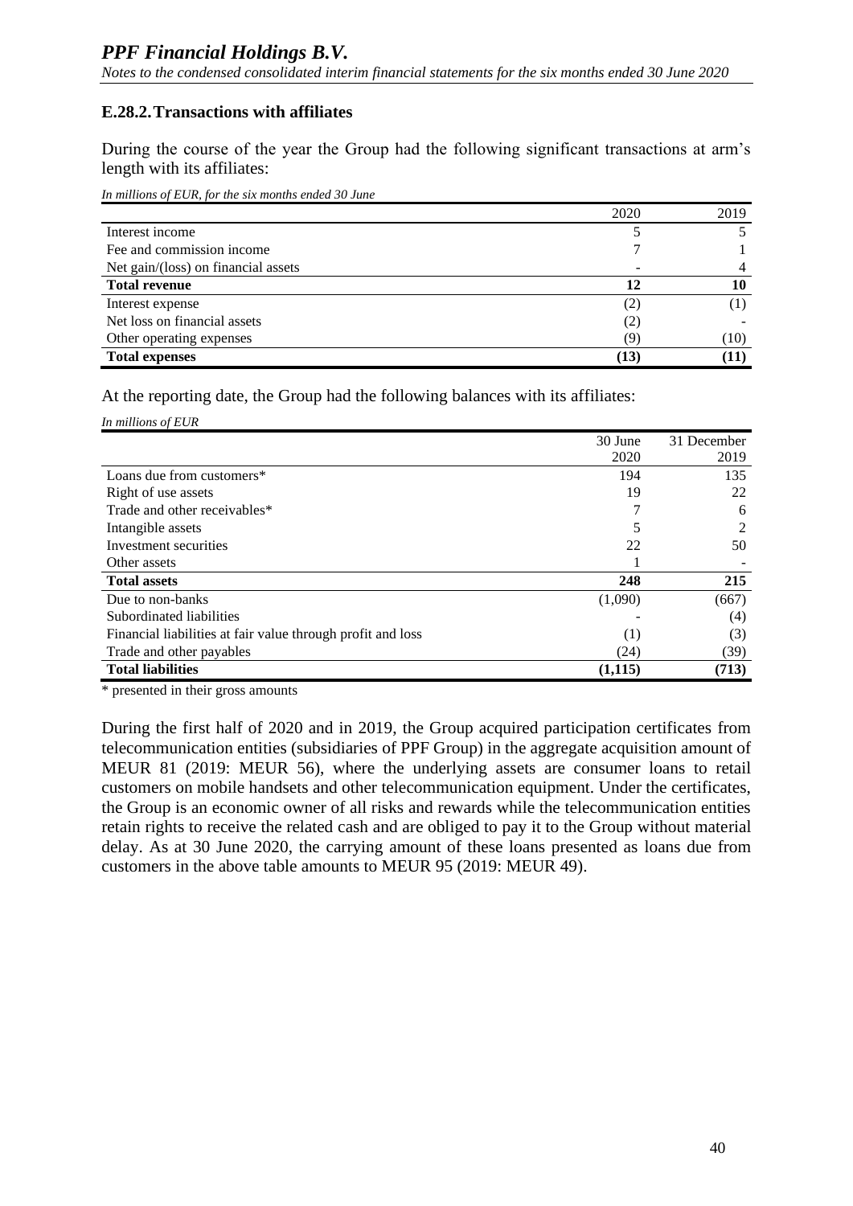### E.28.2. Transactions with affiliates

During the course of the year the Group had the following significant transactions at arm's length with its affiliates:

*In millions of EUR, for the six months ended 30 June*

| | 2020 | 2019 |
|---|---|---|
| Interest income | 5 | 5 |
| Fee and commission income | 7 | 1 |
| Net gain/(loss) on financial assets | - | 4 |
| **Total revenue** | **12** | **10** |
| Interest expense | (2) | (1) |
| Net loss on financial assets | (2) | - |
| Other operating expenses | (9) | (10) |
| **Total expenses** | **(13)** | **(11)** |

At the reporting date, the Group had the following balances with its affiliates:

*In millions of EUR*

| | 30 June 2020 | 31 December 2019 |
|---|---|---|
| Loans due from customers* | 194 | 135 |
| Right of use assets | 19 | 22 |
| Trade and other receivables* | 7 | 6 |
| Intangible assets | 5 | 2 |
| Investment securities | 22 | 50 |
| Other assets | 1 | - |
| **Total assets** | **248** | **215** |
| Due to non-banks | (1,090) | (667) |
| Subordinated liabilities | - | (4) |
| Financial liabilities at fair value through profit and loss | (1) | (3) |
| Trade and other payables | (24) | (39) |
| **Total liabilities** | **(1,115)** | **(713)** |

\* presented in their gross amounts

During the first half of 2020 and in 2019, the Group acquired participation certificates from telecommunication entities (subsidiaries of PPF Group) in the aggregate acquisition amount of MEUR 81 (2019: MEUR 56), where the underlying assets are consumer loans to retail customers on mobile handsets and other telecommunication equipment. Under the certificates, the Group is an economic owner of all risks and rewards while the telecommunication entities retain rights to receive the related cash and are obliged to pay it to the Group without material delay. As at 30 June 2020, the carrying amount of these loans presented as loans due from customers in the above table amounts to MEUR 95 (2019: MEUR 49).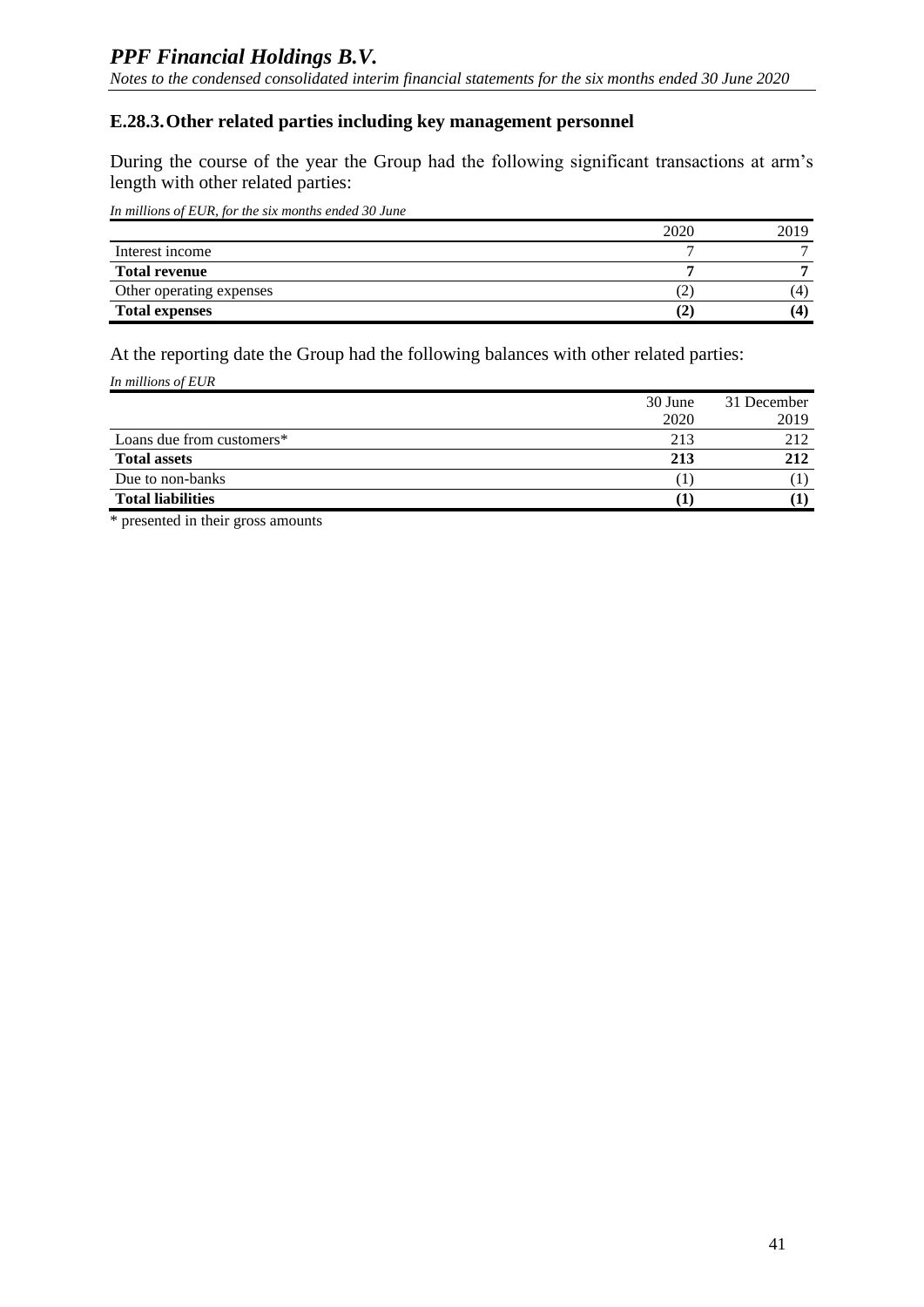### E.28.3. Other related parties including key management personnel

During the course of the year the Group had the following significant transactions at arm's length with other related parties:

*In millions of EUR, for the six months ended 30 June*

| | 2020 | 2019 |
|---|---|---|
| Interest income | 7 | 7 |
| **Total revenue** | **7** | **7** |
| Other operating expenses | (2) | (4) |
| **Total expenses** | **(2)** | **(4)** |

At the reporting date the Group had the following balances with other related parties:

*In millions of EUR*

| | 30 June 2020 | 31 December 2019 |
|---|---|---|
| Loans due from customers* | 213 | 212 |
| **Total assets** | **213** | **212** |
| Due to non-banks | (1) | (1) |
| **Total liabilities** | **(1)** | **(1)** |

\* presented in their gross amounts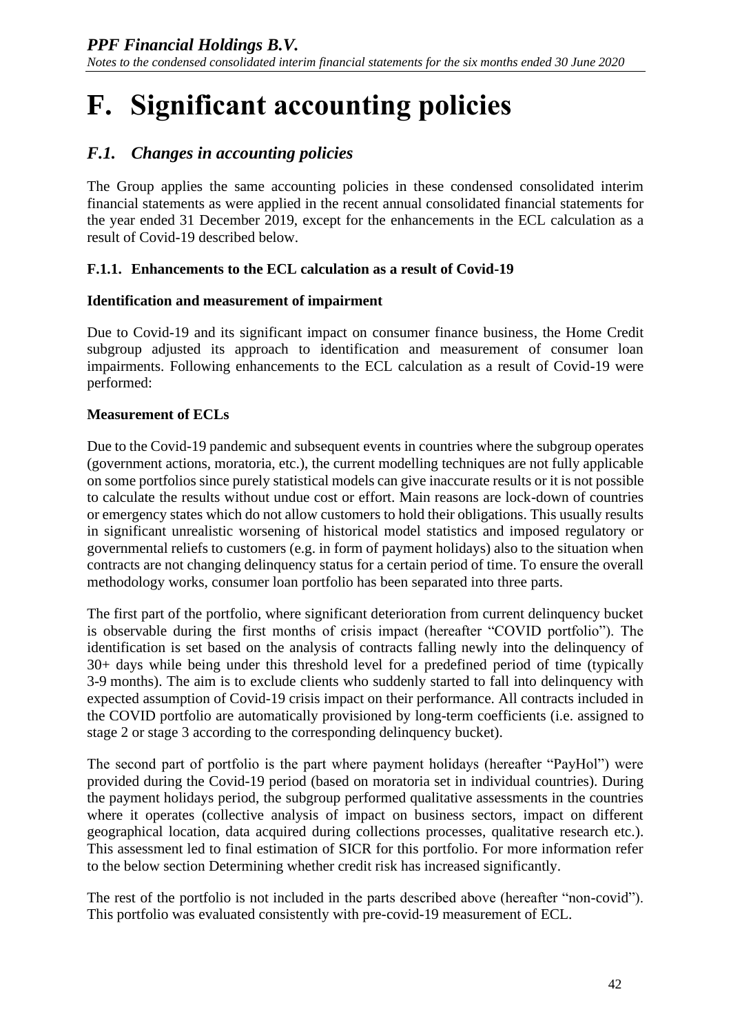# F. Significant accounting policies

## *F.1. Changes in accounting policies*

The Group applies the same accounting policies in these condensed consolidated interim financial statements as were applied in the recent annual consolidated financial statements for the year ended 31 December 2019, except for the enhancements in the ECL calculation as a result of Covid-19 described below.

### F.1.1. Enhancements to the ECL calculation as a result of Covid-19

**Identification and measurement of impairment**

Due to Covid-19 and its significant impact on consumer finance business, the Home Credit subgroup adjusted its approach to identification and measurement of consumer loan impairments. Following enhancements to the ECL calculation as a result of Covid-19 were performed:

**Measurement of ECLs**

Due to the Covid-19 pandemic and subsequent events in countries where the subgroup operates (government actions, moratoria, etc.), the current modelling techniques are not fully applicable on some portfolios since purely statistical models can give inaccurate results or it is not possible to calculate the results without undue cost or effort. Main reasons are lock-down of countries or emergency states which do not allow customers to hold their obligations. This usually results in significant unrealistic worsening of historical model statistics and imposed regulatory or governmental reliefs to customers (e.g. in form of payment holidays) also to the situation when contracts are not changing delinquency status for a certain period of time. To ensure the overall methodology works, consumer loan portfolio has been separated into three parts.

The first part of the portfolio, where significant deterioration from current delinquency bucket is observable during the first months of crisis impact (hereafter "COVID portfolio"). The identification is set based on the analysis of contracts falling newly into the delinquency of 30+ days while being under this threshold level for a predefined period of time (typically 3-9 months). The aim is to exclude clients who suddenly started to fall into delinquency with expected assumption of Covid-19 crisis impact on their performance. All contracts included in the COVID portfolio are automatically provisioned by long-term coefficients (i.e. assigned to stage 2 or stage 3 according to the corresponding delinquency bucket).

The second part of portfolio is the part where payment holidays (hereafter "PayHol") were provided during the Covid-19 period (based on moratoria set in individual countries). During the payment holidays period, the subgroup performed qualitative assessments in the countries where it operates (collective analysis of impact on business sectors, impact on different geographical location, data acquired during collections processes, qualitative research etc.). This assessment led to final estimation of SICR for this portfolio. For more information refer to the below section Determining whether credit risk has increased significantly.

The rest of the portfolio is not included in the parts described above (hereafter "non-covid"). This portfolio was evaluated consistently with pre-covid-19 measurement of ECL.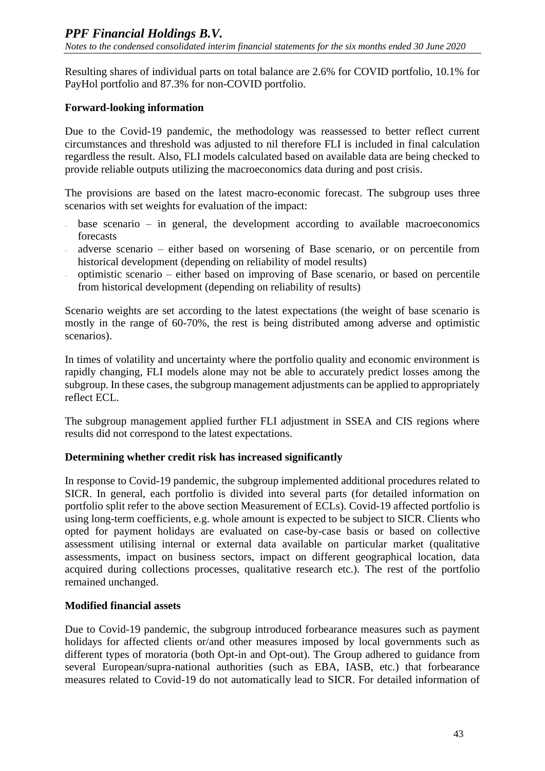Resulting shares of individual parts on total balance are 2.6% for COVID portfolio, 10.1% for PayHol portfolio and 87.3% for non-COVID portfolio.

**Forward-looking information**

Due to the Covid-19 pandemic, the methodology was reassessed to better reflect current circumstances and threshold was adjusted to nil therefore FLI is included in final calculation regardless the result. Also, FLI models calculated based on available data are being checked to provide reliable outputs utilizing the macroeconomics data during and post crisis.

The provisions are based on the latest macro-economic forecast. The subgroup uses three scenarios with set weights for evaluation of the impact:

- base scenario – in general, the development according to available macroeconomics forecasts
- adverse scenario – either based on worsening of Base scenario, or on percentile from historical development (depending on reliability of model results)
- optimistic scenario – either based on improving of Base scenario, or based on percentile from historical development (depending on reliability of results)

Scenario weights are set according to the latest expectations (the weight of base scenario is mostly in the range of 60-70%, the rest is being distributed among adverse and optimistic scenarios).

In times of volatility and uncertainty where the portfolio quality and economic environment is rapidly changing, FLI models alone may not be able to accurately predict losses among the subgroup. In these cases, the subgroup management adjustments can be applied to appropriately reflect ECL.

The subgroup management applied further FLI adjustment in SSEA and CIS regions where results did not correspond to the latest expectations.

**Determining whether credit risk has increased significantly**

In response to Covid-19 pandemic, the subgroup implemented additional procedures related to SICR. In general, each portfolio is divided into several parts (for detailed information on portfolio split refer to the above section Measurement of ECLs). Covid-19 affected portfolio is using long-term coefficients, e.g. whole amount is expected to be subject to SICR. Clients who opted for payment holidays are evaluated on case-by-case basis or based on collective assessment utilising internal or external data available on particular market (qualitative assessments, impact on business sectors, impact on different geographical location, data acquired during collections processes, qualitative research etc.). The rest of the portfolio remained unchanged.

**Modified financial assets**

Due to Covid-19 pandemic, the subgroup introduced forbearance measures such as payment holidays for affected clients or/and other measures imposed by local governments such as different types of moratoria (both Opt-in and Opt-out). The Group adhered to guidance from several European/supra-national authorities (such as EBA, IASB, etc.) that forbearance measures related to Covid-19 do not automatically lead to SICR. For detailed information of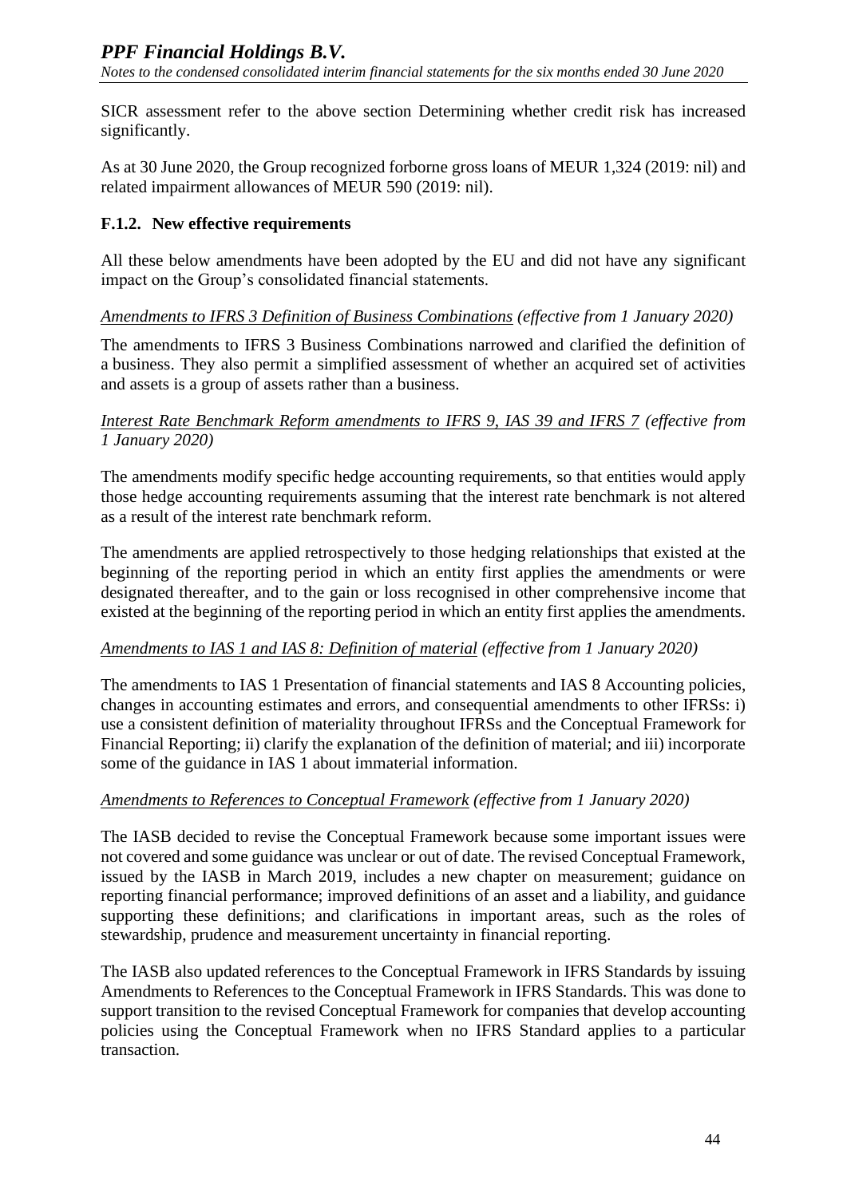SICR assessment refer to the above section Determining whether credit risk has increased significantly.

As at 30 June 2020, the Group recognized forborne gross loans of MEUR 1,324 (2019: nil) and related impairment allowances of MEUR 590 (2019: nil).

### F.1.2. New effective requirements

All these below amendments have been adopted by the EU and did not have any significant impact on the Group's consolidated financial statements.

*Amendments to IFRS 3 Definition of Business Combinations (effective from 1 January 2020)*

The amendments to IFRS 3 Business Combinations narrowed and clarified the definition of a business. They also permit a simplified assessment of whether an acquired set of activities and assets is a group of assets rather than a business.

*Interest Rate Benchmark Reform amendments to IFRS 9, IAS 39 and IFRS 7 (effective from 1 January 2020)*

The amendments modify specific hedge accounting requirements, so that entities would apply those hedge accounting requirements assuming that the interest rate benchmark is not altered as a result of the interest rate benchmark reform.

The amendments are applied retrospectively to those hedging relationships that existed at the beginning of the reporting period in which an entity first applies the amendments or were designated thereafter, and to the gain or loss recognised in other comprehensive income that existed at the beginning of the reporting period in which an entity first applies the amendments.

*Amendments to IAS 1 and IAS 8: Definition of material (effective from 1 January 2020)*

The amendments to IAS 1 Presentation of financial statements and IAS 8 Accounting policies, changes in accounting estimates and errors, and consequential amendments to other IFRSs: i) use a consistent definition of materiality throughout IFRSs and the Conceptual Framework for Financial Reporting; ii) clarify the explanation of the definition of material; and iii) incorporate some of the guidance in IAS 1 about immaterial information.

*Amendments to References to Conceptual Framework (effective from 1 January 2020)*

The IASB decided to revise the Conceptual Framework because some important issues were not covered and some guidance was unclear or out of date. The revised Conceptual Framework, issued by the IASB in March 2019, includes a new chapter on measurement; guidance on reporting financial performance; improved definitions of an asset and a liability, and guidance supporting these definitions; and clarifications in important areas, such as the roles of stewardship, prudence and measurement uncertainty in financial reporting.

The IASB also updated references to the Conceptual Framework in IFRS Standards by issuing Amendments to References to the Conceptual Framework in IFRS Standards. This was done to support transition to the revised Conceptual Framework for companies that develop accounting policies using the Conceptual Framework when no IFRS Standard applies to a particular transaction.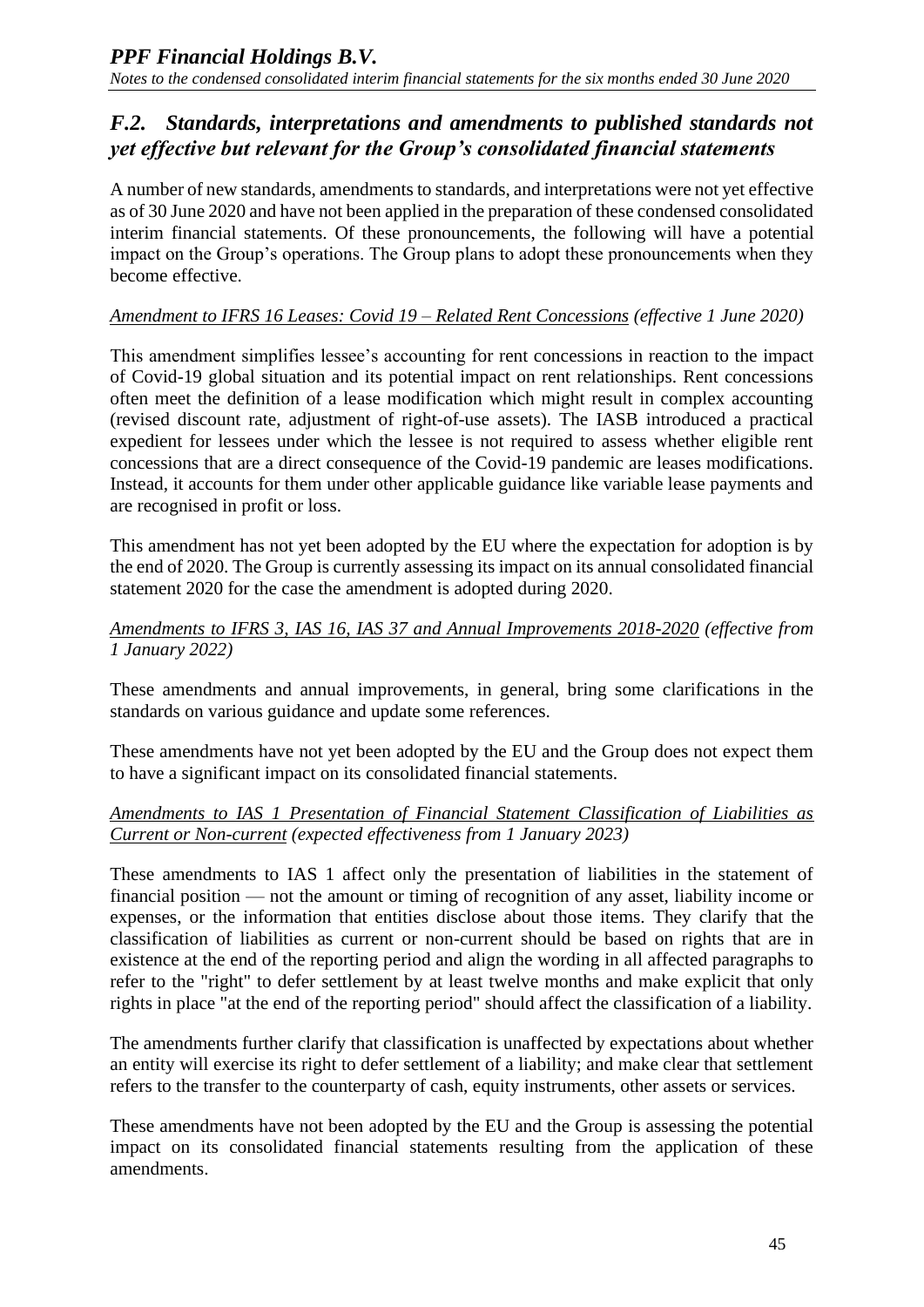## *F.2. Standards, interpretations and amendments to published standards not yet effective but relevant for the Group's consolidated financial statements*

A number of new standards, amendments to standards, and interpretations were not yet effective as of 30 June 2020 and have not been applied in the preparation of these condensed consolidated interim financial statements. Of these pronouncements, the following will have a potential impact on the Group's operations. The Group plans to adopt these pronouncements when they become effective.

*Amendment to IFRS 16 Leases: Covid 19 – Related Rent Concessions (effective 1 June 2020)*

This amendment simplifies lessee's accounting for rent concessions in reaction to the impact of Covid-19 global situation and its potential impact on rent relationships. Rent concessions often meet the definition of a lease modification which might result in complex accounting (revised discount rate, adjustment of right-of-use assets). The IASB introduced a practical expedient for lessees under which the lessee is not required to assess whether eligible rent concessions that are a direct consequence of the Covid-19 pandemic are leases modifications. Instead, it accounts for them under other applicable guidance like variable lease payments and are recognised in profit or loss.

This amendment has not yet been adopted by the EU where the expectation for adoption is by the end of 2020. The Group is currently assessing its impact on its annual consolidated financial statement 2020 for the case the amendment is adopted during 2020.

*Amendments to IFRS 3, IAS 16, IAS 37 and Annual Improvements 2018-2020 (effective from 1 January 2022)*

These amendments and annual improvements, in general, bring some clarifications in the standards on various guidance and update some references.

These amendments have not yet been adopted by the EU and the Group does not expect them to have a significant impact on its consolidated financial statements.

*Amendments to IAS 1 Presentation of Financial Statement Classification of Liabilities as Current or Non-current (expected effectiveness from 1 January 2023)*

These amendments to IAS 1 affect only the presentation of liabilities in the statement of financial position — not the amount or timing of recognition of any asset, liability income or expenses, or the information that entities disclose about those items. They clarify that the classification of liabilities as current or non-current should be based on rights that are in existence at the end of the reporting period and align the wording in all affected paragraphs to refer to the "right" to defer settlement by at least twelve months and make explicit that only rights in place "at the end of the reporting period" should affect the classification of a liability.

The amendments further clarify that classification is unaffected by expectations about whether an entity will exercise its right to defer settlement of a liability; and make clear that settlement refers to the transfer to the counterparty of cash, equity instruments, other assets or services.

These amendments have not been adopted by the EU and the Group is assessing the potential impact on its consolidated financial statements resulting from the application of these amendments.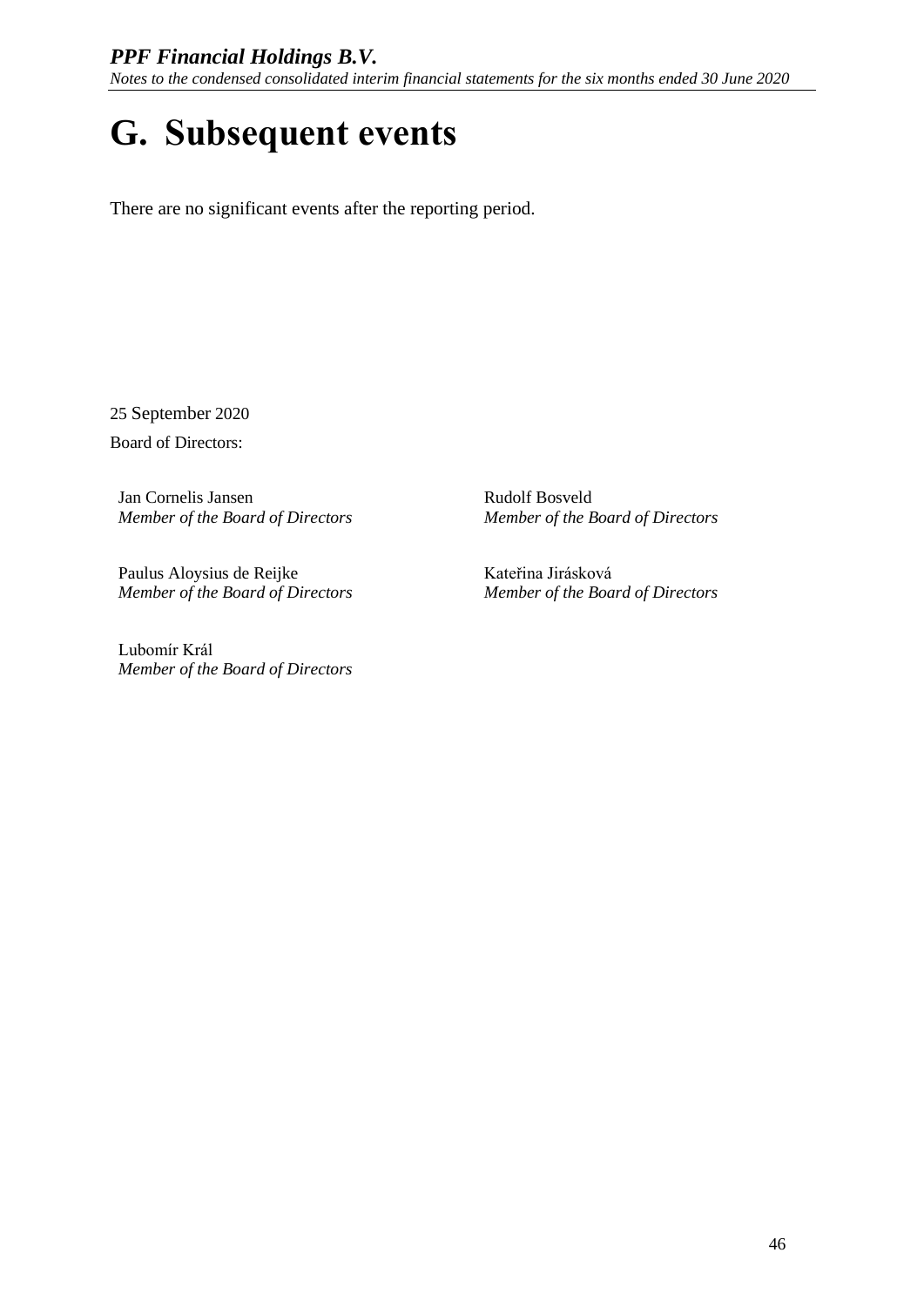# G. Subsequent events

There are no significant events after the reporting period.

25 September 2020

Board of Directors:

Jan Cornelis Jansen
*Member of the Board of Directors*

Rudolf Bosveld
*Member of the Board of Directors*

Paulus Aloysius de Reijke
*Member of the Board of Directors*

Kateřina Jirásková
*Member of the Board of Directors*

Lubomír Král
*Member of the Board of Directors*